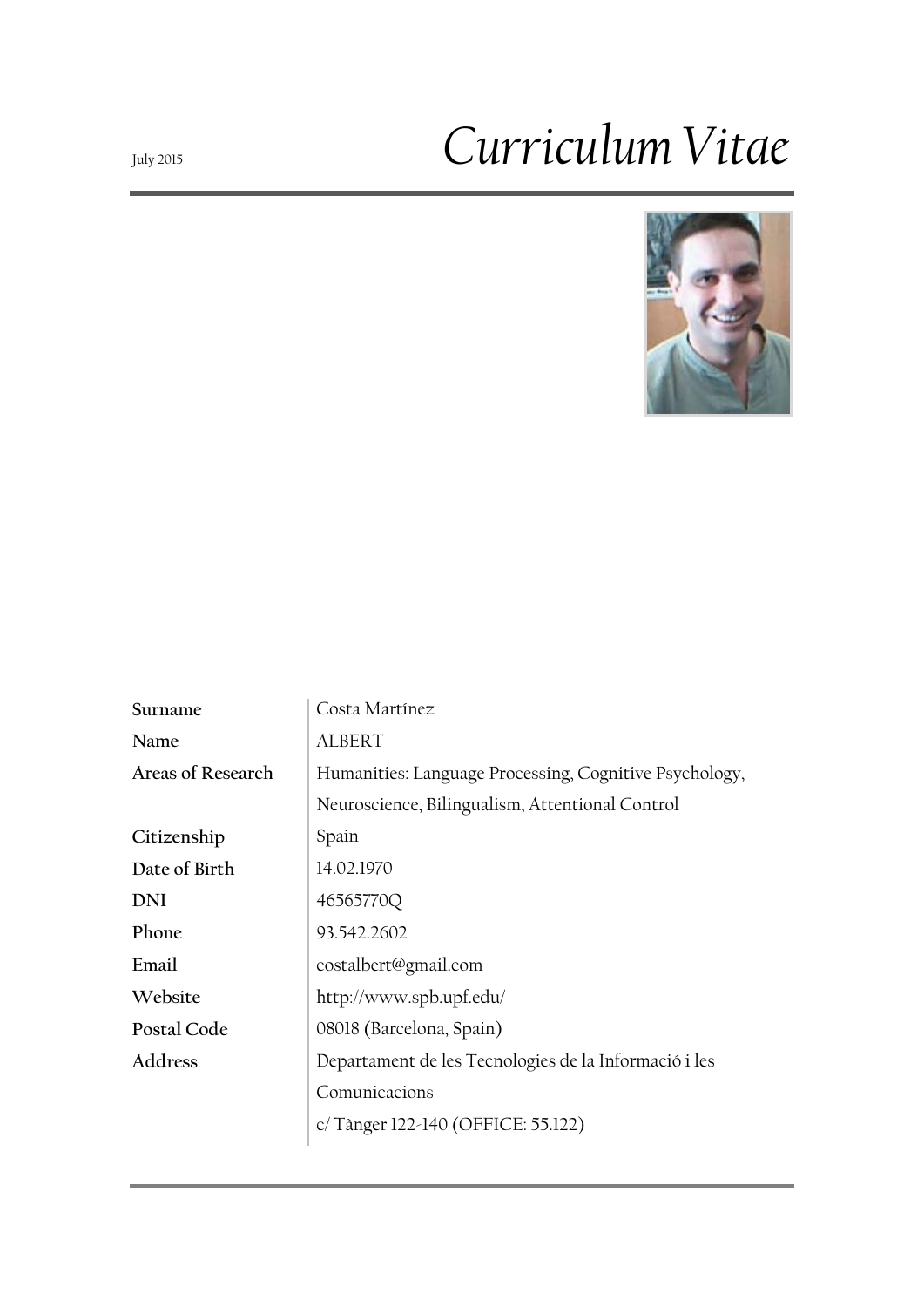July 2015

# *Curriculum Vitae*

| | |
|---|---|
| **Surname** | Costa Martínez |
| **Name** | ALBERT |
| **Areas of Research** | Humanities: Language Processing, Cognitive Psychology, Neuroscience, Bilingualism, Attentional Control |
| **Citizenship** | Spain |
| **Date of Birth** | 14.02.1970 |
| **DNI** | 46565770Q |
| **Phone** | 93.542.2602 |
| **Email** | costalbert@gmail.com |
| **Website** | http://www.spb.upf.edu/ |
| **Postal Code** | 08018 (Barcelona, Spain) |
| **Address** | Departament de les Tecnologies de la Informació i les Comunicacions<br>c/ Tànger 122-140 (OFFICE: 55.122) |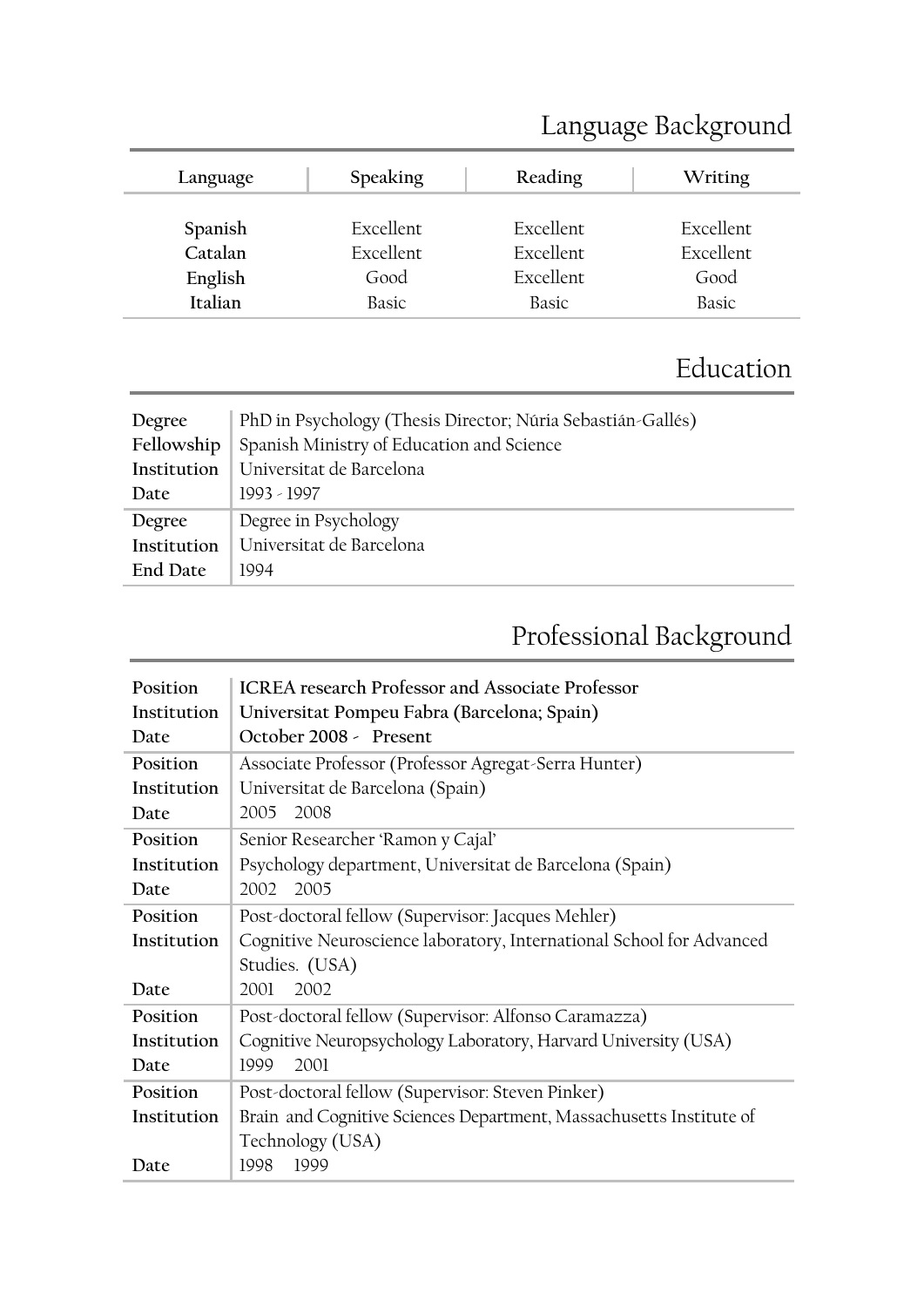## Language Background

| Language | Speaking | Reading | Writing |
|---|---|---|---|
| **Spanish** | Excellent | Excellent | Excellent |
| **Catalan** | Excellent | Excellent | Excellent |
| **English** | Good | Excellent | Good |
| **Italian** | Basic | Basic | Basic |

## Education

| | |
|---|---|
| **Degree** | PhD in Psychology (Thesis Director; Núria Sebastián-Gallés) |
| **Fellowship** | Spanish Ministry of Education and Science |
| **Institution** | Universitat de Barcelona |
| **Date** | 1993 - 1997 |
| **Degree** | Degree in Psychology |
| **Institution** | Universitat de Barcelona |
| **End Date** | 1994 |

## Professional Background

| | |
|---|---|
| **Position** | **ICREA research Professor and Associate Professor** |
| **Institution** | **Universitat Pompeu Fabra (Barcelona; Spain)** |
| **Date** | **October 2008 - Present** |
| **Position** | Associate Professor (Professor Agregat-Serra Hunter) |
| **Institution** | Universitat de Barcelona (Spain) |
| **Date** | 2005 2008 |
| **Position** | Senior Researcher 'Ramon y Cajal' |
| **Institution** | Psychology department, Universitat de Barcelona (Spain) |
| **Date** | 2002 2005 |
| **Position** | Post-doctoral fellow (Supervisor: Jacques Mehler) |
| **Institution** | Cognitive Neuroscience laboratory, International School for Advanced Studies. (USA) |
| **Date** | 2001 2002 |
| **Position** | Post-doctoral fellow (Supervisor: Alfonso Caramazza) |
| **Institution** | Cognitive Neuropsychology Laboratory, Harvard University (USA) |
| **Date** | 1999 2001 |
| **Position** | Post-doctoral fellow (Supervisor: Steven Pinker) |
| **Institution** | Brain and Cognitive Sciences Department, Massachusetts Institute of Technology (USA) |
| **Date** | 1998 1999 |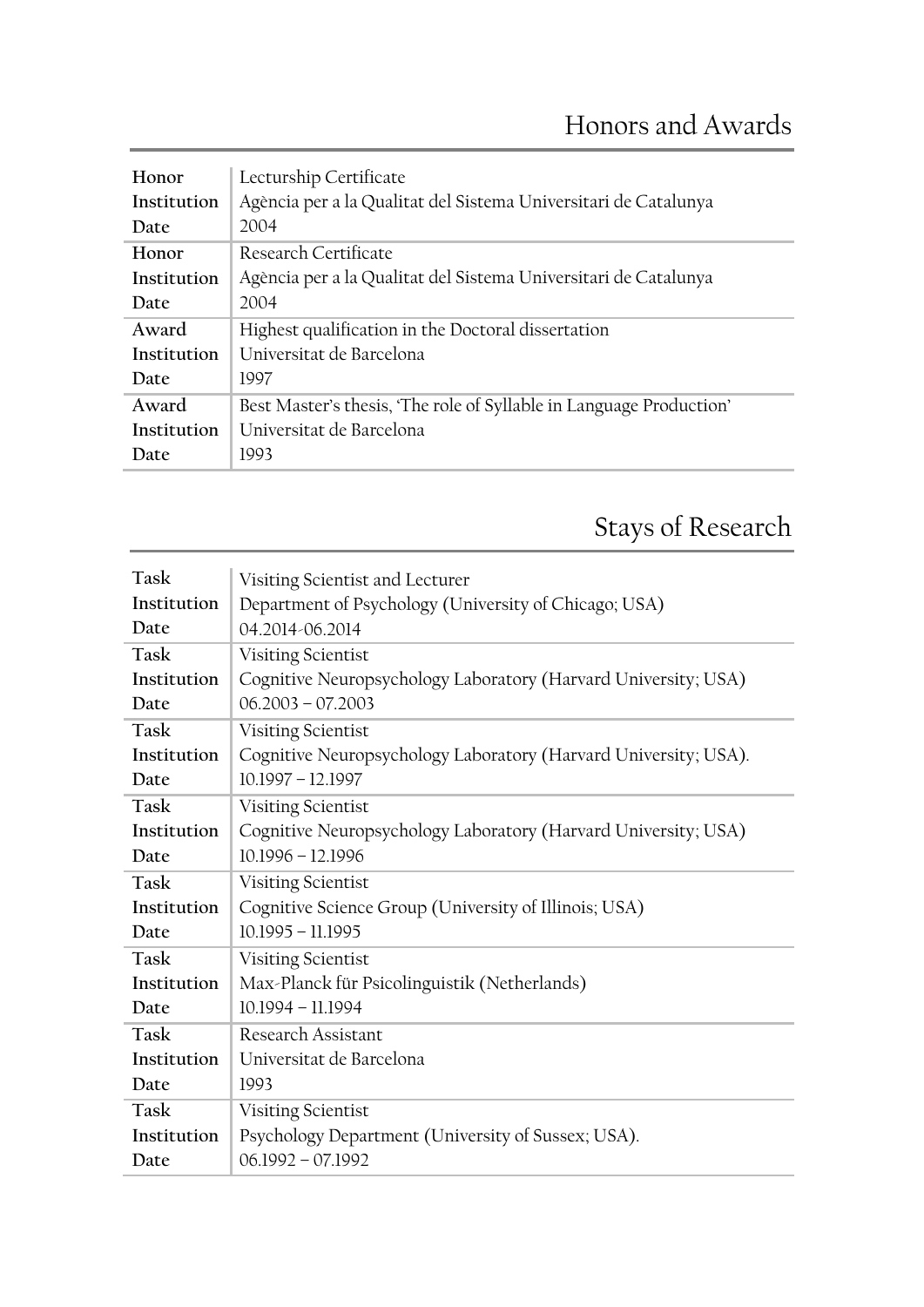## Honors and Awards

| | |
|---|---|
| **Honor** | Lecturship Certificate |
| **Institution** | Agència per a la Qualitat del Sistema Universitari de Catalunya |
| **Date** | 2004 |
| **Honor** | Research Certificate |
| **Institution** | Agència per a la Qualitat del Sistema Universitari de Catalunya |
| **Date** | 2004 |
| **Award** | Highest qualification in the Doctoral dissertation |
| **Institution** | Universitat de Barcelona |
| **Date** | 1997 |
| **Award** | Best Master's thesis, 'The role of Syllable in Language Production' |
| **Institution** | Universitat de Barcelona |
| **Date** | 1993 |

## Stays of Research

| | |
|---|---|
| **Task** | Visiting Scientist and Lecturer |
| **Institution** | Department of Psychology (University of Chicago; USA) |
| **Date** | 04.2014-06.2014 |
| **Task** | Visiting Scientist |
| **Institution** | Cognitive Neuropsychology Laboratory (Harvard University; USA) |
| **Date** | 06.2003 – 07.2003 |
| **Task** | Visiting Scientist |
| **Institution** | Cognitive Neuropsychology Laboratory (Harvard University; USA). |
| **Date** | 10.1997 – 12.1997 |
| **Task** | Visiting Scientist |
| **Institution** | Cognitive Neuropsychology Laboratory (Harvard University; USA) |
| **Date** | 10.1996 – 12.1996 |
| **Task** | Visiting Scientist |
| **Institution** | Cognitive Science Group (University of Illinois; USA) |
| **Date** | 10.1995 – 11.1995 |
| **Task** | Visiting Scientist |
| **Institution** | Max-Planck für Psicolinguistik (Netherlands) |
| **Date** | 10.1994 – 11.1994 |
| **Task** | Research Assistant |
| **Institution** | Universitat de Barcelona |
| **Date** | 1993 |
| **Task** | Visiting Scientist |
| **Institution** | Psychology Department (University of Sussex; USA). |
| **Date** | 06.1992 – 07.1992 |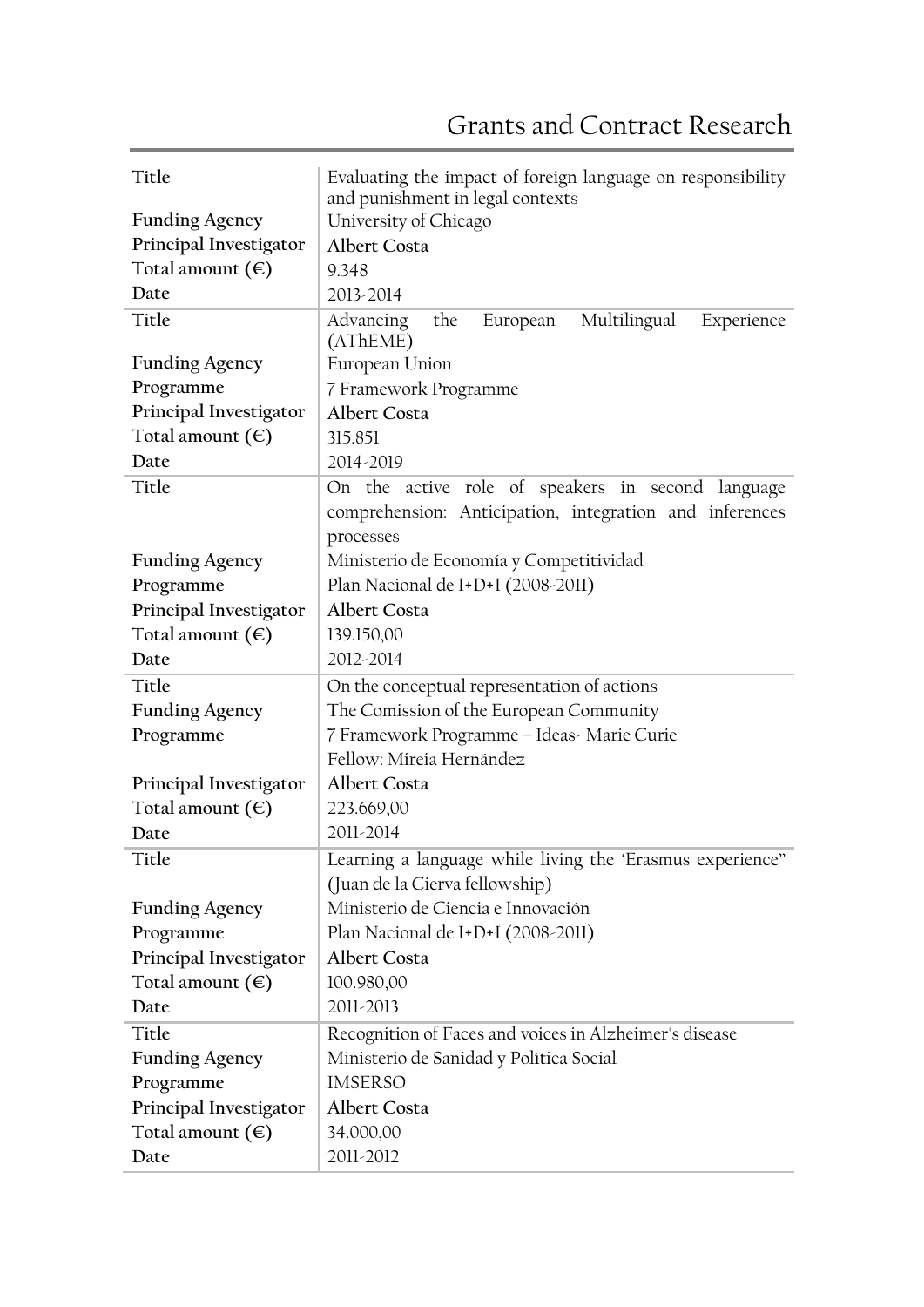# Grants and Contract Research

| | |
|---|---|
| **Title** | Evaluating the impact of foreign language on responsibility and punishment in legal contexts |
| **Funding Agency** | University of Chicago |
| **Principal Investigator** | **Albert Costa** |
| **Total amount (€)** | 9.348 |
| **Date** | 2013-2014 |
| **Title** | Advancing the European Multilingual Experience (AThEME) |
| **Funding Agency** | European Union |
| **Programme** | 7 Framework Programme |
| **Principal Investigator** | **Albert Costa** |
| **Total amount (€)** | 315.851 |
| **Date** | 2014-2019 |
| **Title** | On the active role of speakers in second language comprehension: Anticipation, integration and inferences processes |
| **Funding Agency** | Ministerio de Economía y Competitividad |
| **Programme** | Plan Nacional de I+D+I (2008-2011) |
| **Principal Investigator** | **Albert Costa** |
| **Total amount (€)** | 139.150,00 |
| **Date** | 2012-2014 |
| **Title** | On the conceptual representation of actions |
| **Funding Agency** | The Comission of the European Community |
| **Programme** | 7 Framework Programme – Ideas- Marie Curie Fellow: Mireia Hernández |
| **Principal Investigator** | **Albert Costa** |
| **Total amount (€)** | 223.669,00 |
| **Date** | 2011-2014 |
| **Title** | Learning a language while living the 'Erasmus experience" (Juan de la Cierva fellowship) |
| **Funding Agency** | Ministerio de Ciencia e Innovación |
| **Programme** | Plan Nacional de I+D+I (2008-2011) |
| **Principal Investigator** | **Albert Costa** |
| **Total amount (€)** | 100.980,00 |
| **Date** | 2011-2013 |
| **Title** | Recognition of Faces and voices in Alzheimer's disease |
| **Funding Agency** | Ministerio de Sanidad y Política Social |
| **Programme** | IMSERSO |
| **Principal Investigator** | **Albert Costa** |
| **Total amount (€)** | 34.000,00 |
| **Date** | 2011-2012 |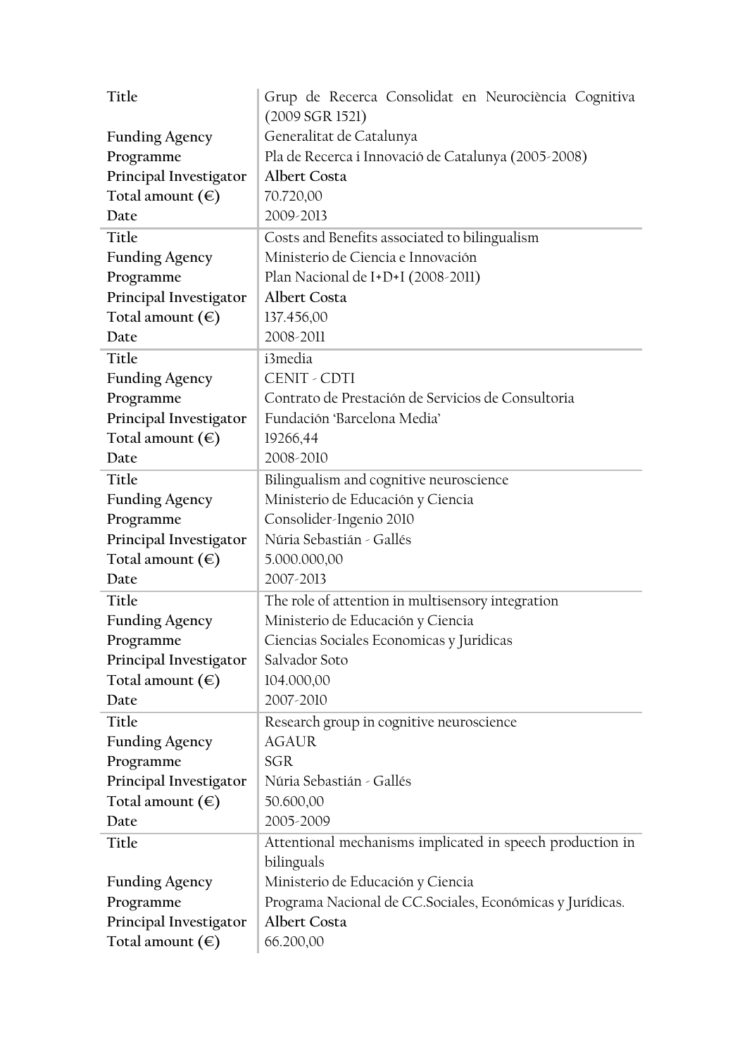| | |
|---|---|
| **Title** | Grup de Recerca Consolidat en Neurociència Cognitiva (2009 SGR 1521) |
| **Funding Agency** | Generalitat de Catalunya |
| **Programme** | Pla de Recerca i Innovació de Catalunya (2005-2008) |
| **Principal Investigator** | **Albert Costa** |
| **Total amount (€)** | 70.720,00 |
| **Date** | 2009-2013 |

| | |
|---|---|
| **Title** | Costs and Benefits associated to bilingualism |
| **Funding Agency** | Ministerio de Ciencia e Innovación |
| **Programme** | Plan Nacional de I+D+I (2008-2011) |
| **Principal Investigator** | **Albert Costa** |
| **Total amount (€)** | 137.456,00 |
| **Date** | 2008-2011 |

| | |
|---|---|
| **Title** | i3media |
| **Funding Agency** | CENIT - CDTI |
| **Programme** | Contrato de Prestación de Servicios de Consultoria |
| **Principal Investigator** | Fundación 'Barcelona Media' |
| **Total amount (€)** | 19266,44 |
| **Date** | 2008-2010 |

| | |
|---|---|
| **Title** | Bilingualism and cognitive neuroscience |
| **Funding Agency** | Ministerio de Educación y Ciencia |
| **Programme** | Consolider-Ingenio 2010 |
| **Principal Investigator** | Núria Sebastián - Gallés |
| **Total amount (€)** | 5.000.000,00 |
| **Date** | 2007-2013 |

| | |
|---|---|
| **Title** | The role of attention in multisensory integration |
| **Funding Agency** | Ministerio de Educación y Ciencia |
| **Programme** | Ciencias Sociales Economicas y Juridicas |
| **Principal Investigator** | Salvador Soto |
| **Total amount (€)** | 104.000,00 |
| **Date** | 2007-2010 |

| | |
|---|---|
| **Title** | Research group in cognitive neuroscience |
| **Funding Agency** | AGAUR |
| **Programme** | SGR |
| **Principal Investigator** | Núria Sebastián - Gallés |
| **Total amount (€)** | 50.600,00 |
| **Date** | 2005-2009 |

| | |
|---|---|
| **Title** | Attentional mechanisms implicated in speech production in bilinguals |
| **Funding Agency** | Ministerio de Educación y Ciencia |
| **Programme** | Programa Nacional de CC.Sociales, Económicas y Jurídicas. |
| **Principal Investigator** | **Albert Costa** |
| **Total amount (€)** | 66.200,00 |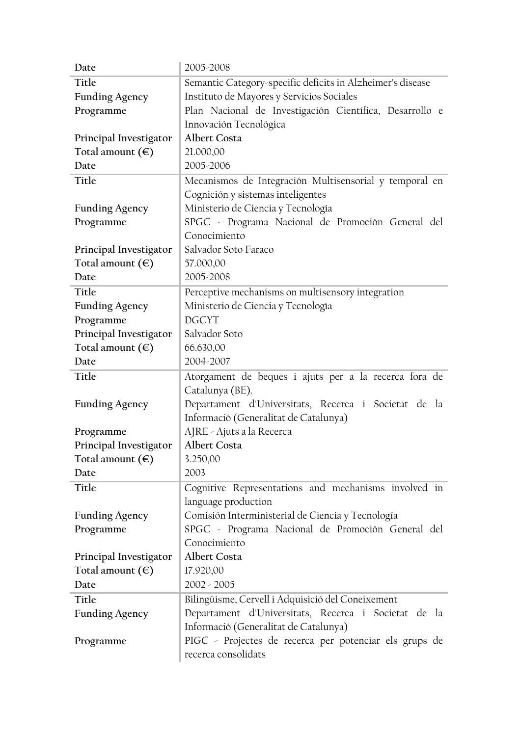| | |
|---|---|
| Date | 2005-2008 |
| Title | Semantic Category-specific deficits in Alzheimer's disease |
| Funding Agency | Instituto de Mayores y Servicios Sociales |
| Programme | Plan Nacional de Investigación Científica, Desarrollo e Innovación Tecnológica |
| Principal Investigator | **Albert Costa** |
| Total amount (€) | 21.000,00 |
| Date | 2005-2006 |
| Title | Mecanismos de Integración Multisensorial y temporal en Cognición y sistemas inteligentes |
| Funding Agency | Ministerio de Ciencia y Tecnología |
| Programme | SPGC - Programa Nacional de Promoción General del Conocimiento |
| Principal Investigator | Salvador Soto Faraco |
| Total amount (€) | 57.000,00 |
| Date | 2005-2008 |
| Title | Perceptive mechanisms on multisensory integration |
| Funding Agency | Ministerio de Ciencia y Tecnología |
| Programme | DGCYT |
| Principal Investigator | Salvador Soto |
| Total amount (€) | 66.630,00 |
| Date | 2004-2007 |
| Title | Atorgament de beques i ajuts per a la recerca fora de Catalunya (BE). |
| Funding Agency | Departament d'Universitats, Recerca i Societat de la Informació (Generalitat de Catalunya) |
| Programme | AJRE - Ajuts a la Recerca |
| Principal Investigator | **Albert Costa** |
| Total amount (€) | 3.250,00 |
| Date | 2003 |
| Title | Cognitive Representations and mechanisms involved in language production |
| Funding Agency | Comisión Interministerial de Ciencia y Tecnología |
| Programme | SPGC - Programa Nacional de Promoción General del Conocimiento |
| Principal Investigator | **Albert Costa** |
| Total amount (€) | 17.920,00 |
| Date | 2002 - 2005 |
| Title | Bilingüisme, Cervell i Adquisició del Coneixement |
| Funding Agency | Departament d'Universitats, Recerca i Societat de la Informació (Generalitat de Catalunya) |
| Programme | PIGC - Projectes de recerca per potenciar els grups de recerca consolidats |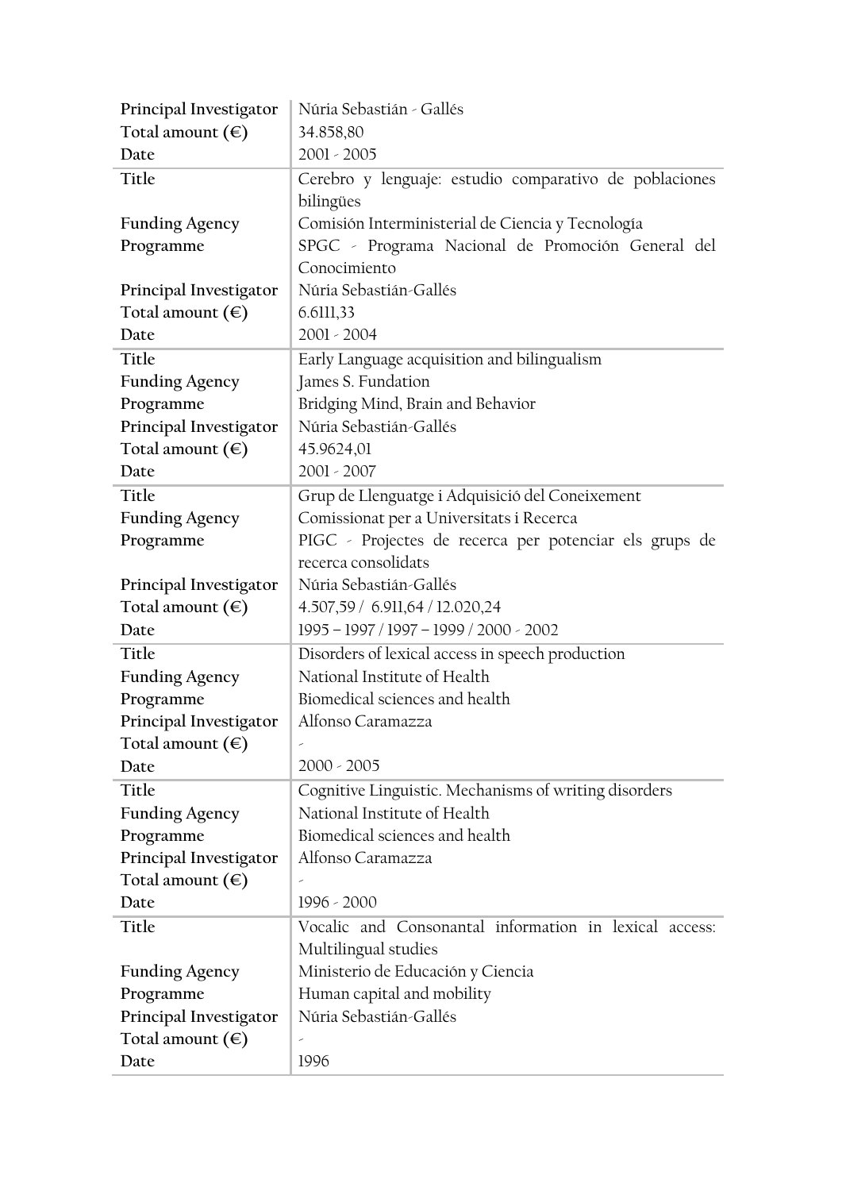| | |
|---|---|
| **Principal Investigator** | Núria Sebastián - Gallés |
| **Total amount (€)** | 34.858,80 |
| **Date** | 2001 - 2005 |
| **Title** | Cerebro y lenguaje: estudio comparativo de poblaciones bilingües |
| **Funding Agency** | Comisión Interministerial de Ciencia y Tecnología |
| **Programme** | SPGC - Programa Nacional de Promoción General del Conocimiento |
| **Principal Investigator** | Núria Sebastián-Gallés |
| **Total amount (€)** | 6.6111,33 |
| **Date** | 2001 - 2004 |
| **Title** | Early Language acquisition and bilingualism |
| **Funding Agency** | James S. Fundation |
| **Programme** | Bridging Mind, Brain and Behavior |
| **Principal Investigator** | Núria Sebastián-Gallés |
| **Total amount (€)** | 45.9624,01 |
| **Date** | 2001 - 2007 |
| **Title** | Grup de Llenguatge i Adquisició del Coneixement |
| **Funding Agency** | Comissionat per a Universitats i Recerca |
| **Programme** | PIGC - Projectes de recerca per potenciar els grups de recerca consolidats |
| **Principal Investigator** | Núria Sebastián-Gallés |
| **Total amount (€)** | 4.507,59 / 6.911,64 / 12.020,24 |
| **Date** | 1995 – 1997 / 1997 – 1999 / 2000 - 2002 |
| **Title** | Disorders of lexical access in speech production |
| **Funding Agency** | National Institute of Health |
| **Programme** | Biomedical sciences and health |
| **Principal Investigator** | Alfonso Caramazza |
| **Total amount (€)** | - |
| **Date** | 2000 - 2005 |
| **Title** | Cognitive Linguistic. Mechanisms of writing disorders |
| **Funding Agency** | National Institute of Health |
| **Programme** | Biomedical sciences and health |
| **Principal Investigator** | Alfonso Caramazza |
| **Total amount (€)** | - |
| **Date** | 1996 - 2000 |
| **Title** | Vocalic and Consonantal information in lexical access: Multilingual studies |
| **Funding Agency** | Ministerio de Educación y Ciencia |
| **Programme** | Human capital and mobility |
| **Principal Investigator** | Núria Sebastián-Gallés |
| **Total amount (€)** | - |
| **Date** | 1996 |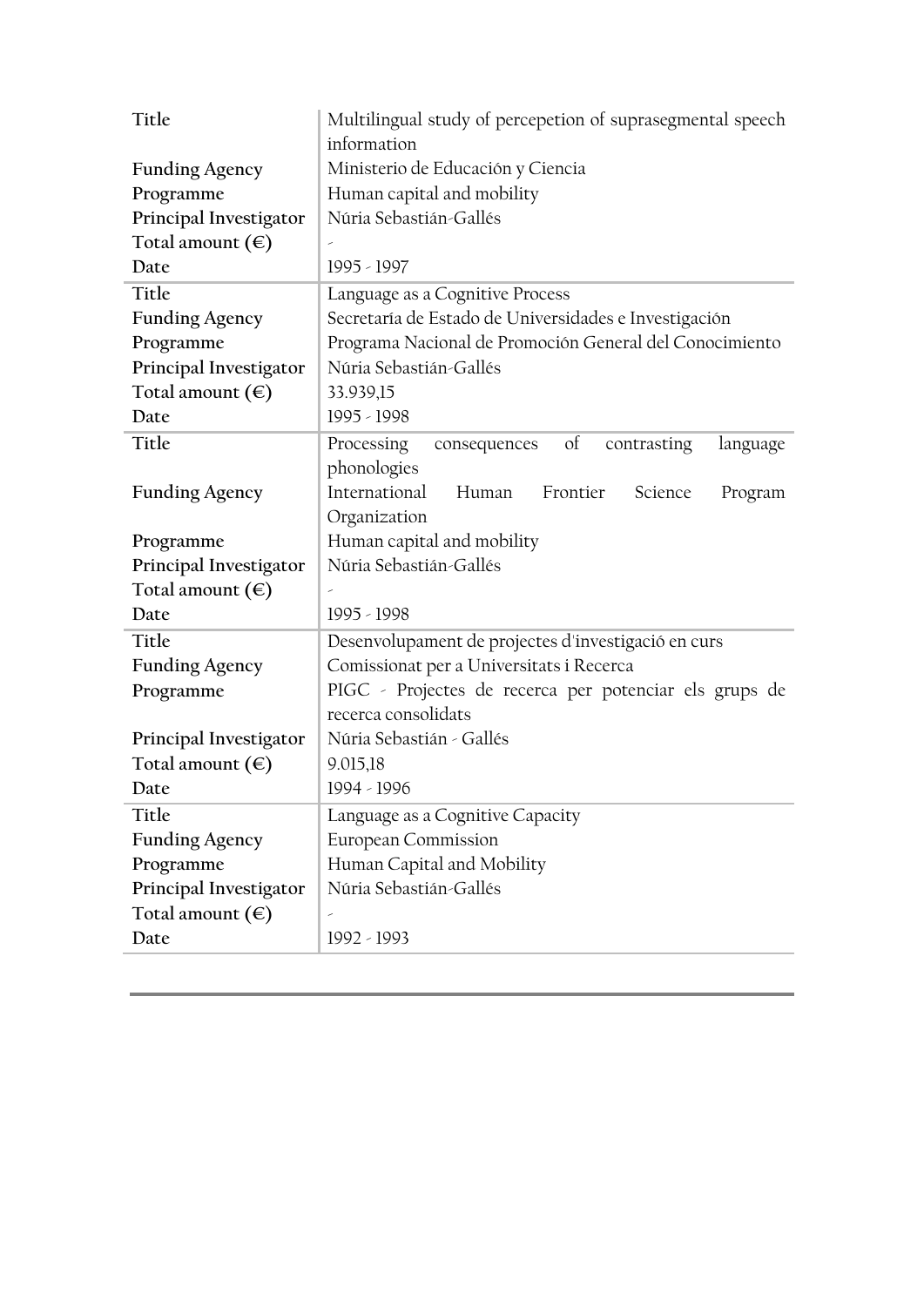| | |
|---|---|
| **Title** | Multilingual study of percepetion of suprasegmental speech information |
| **Funding Agency** | Ministerio de Educación y Ciencia |
| **Programme** | Human capital and mobility |
| **Principal Investigator** | Núria Sebastián-Gallés |
| **Total amount (€)** | - |
| **Date** | 1995 - 1997 |

| | |
|---|---|
| **Title** | Language as a Cognitive Process |
| **Funding Agency** | Secretaría de Estado de Universidades e Investigación |
| **Programme** | Programa Nacional de Promoción General del Conocimiento |
| **Principal Investigator** | Núria Sebastián-Gallés |
| **Total amount (€)** | 33.939,15 |
| **Date** | 1995 - 1998 |

| | |
|---|---|
| **Title** | Processing consequences of contrasting language phonologies |
| **Funding Agency** | International Human Frontier Science Program Organization |
| **Programme** | Human capital and mobility |
| **Principal Investigator** | Núria Sebastián-Gallés |
| **Total amount (€)** | - |
| **Date** | 1995 - 1998 |

| | |
|---|---|
| **Title** | Desenvolupament de projectes d'investigació en curs |
| **Funding Agency** | Comissionat per a Universitats i Recerca |
| **Programme** | PIGC - Projectes de recerca per potenciar els grups de recerca consolidats |
| **Principal Investigator** | Núria Sebastián - Gallés |
| **Total amount (€)** | 9.015,18 |
| **Date** | 1994 - 1996 |

| | |
|---|---|
| **Title** | Language as a Cognitive Capacity |
| **Funding Agency** | European Commission |
| **Programme** | Human Capital and Mobility |
| **Principal Investigator** | Núria Sebastián-Gallés |
| **Total amount (€)** | - |
| **Date** | 1992 - 1993 |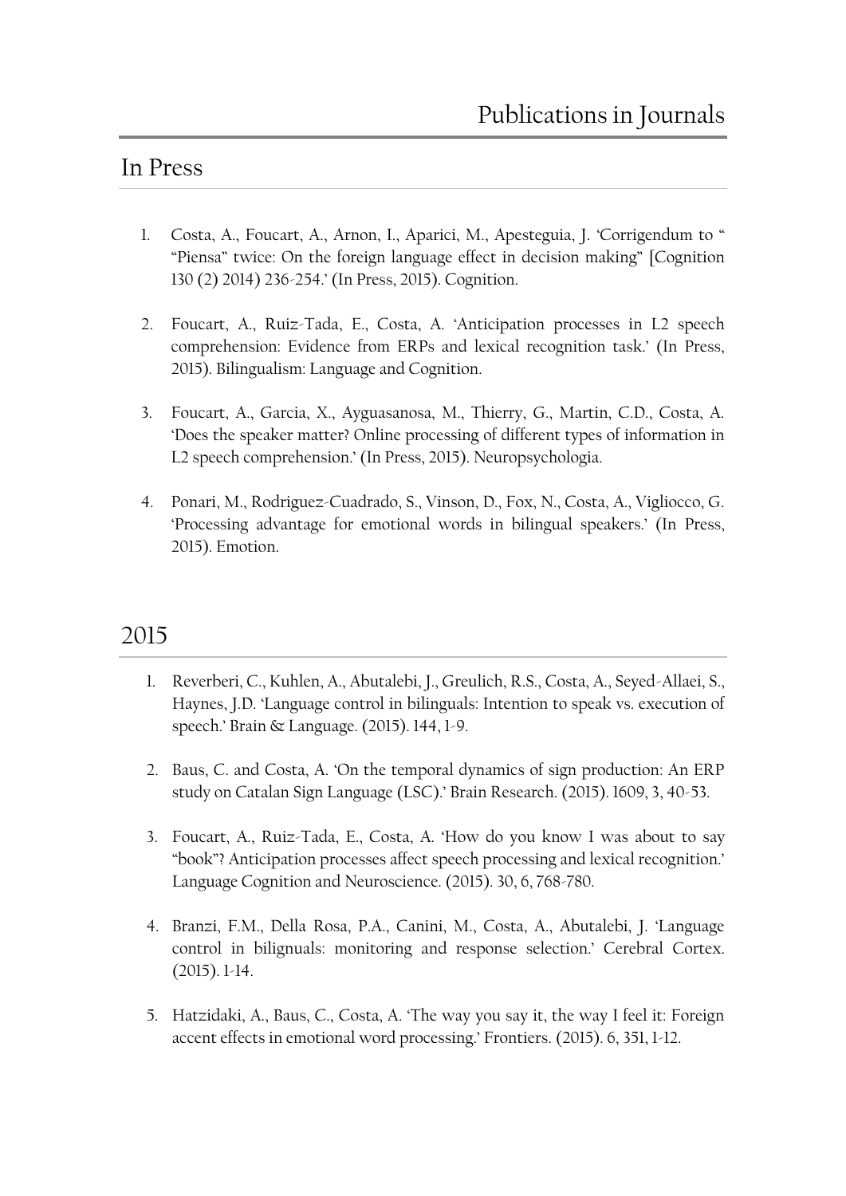# Publications in Journals

## In Press

1. Costa, A., Foucart, A., Arnon, I., Aparici, M., Apesteguia, J. 'Corrigendum to " "Piensa" twice: On the foreign language effect in decision making" [Cognition 130 (2) 2014) 236-254.' (In Press, 2015). Cognition.

2. Foucart, A., Ruiz-Tada, E., Costa, A. 'Anticipation processes in L2 speech comprehension: Evidence from ERPs and lexical recognition task.' (In Press, 2015). Bilingualism: Language and Cognition.

3. Foucart, A., Garcia, X., Ayguasanosa, M., Thierry, G., Martin, C.D., Costa, A. 'Does the speaker matter? Online processing of different types of information in L2 speech comprehension.' (In Press, 2015). Neuropsychologia.

4. Ponari, M., Rodriguez-Cuadrado, S., Vinson, D., Fox, N., Costa, A., Vigliocco, G. 'Processing advantage for emotional words in bilingual speakers.' (In Press, 2015). Emotion.

## 2015

1. Reverberi, C., Kuhlen, A., Abutalebi, J., Greulich, R.S., Costa, A., Seyed-Allaei, S., Haynes, J.D. 'Language control in bilinguals: Intention to speak vs. execution of speech.' Brain & Language. (2015). 144, 1-9.

2. Baus, C. and Costa, A. 'On the temporal dynamics of sign production: An ERP study on Catalan Sign Language (LSC).' Brain Research. (2015). 1609, 3, 40-53.

3. Foucart, A., Ruiz-Tada, E., Costa, A. 'How do you know I was about to say "book"? Anticipation processes affect speech processing and lexical recognition.' Language Cognition and Neuroscience. (2015). 30, 6, 768-780.

4. Branzi, F.M., Della Rosa, P.A., Canini, M., Costa, A., Abutalebi, J. 'Language control in bilignuals: monitoring and response selection.' Cerebral Cortex. (2015). 1-14.

5. Hatzidaki, A., Baus, C., Costa, A. 'The way you say it, the way I feel it: Foreign accent effects in emotional word processing.' Frontiers. (2015). 6, 351, 1-12.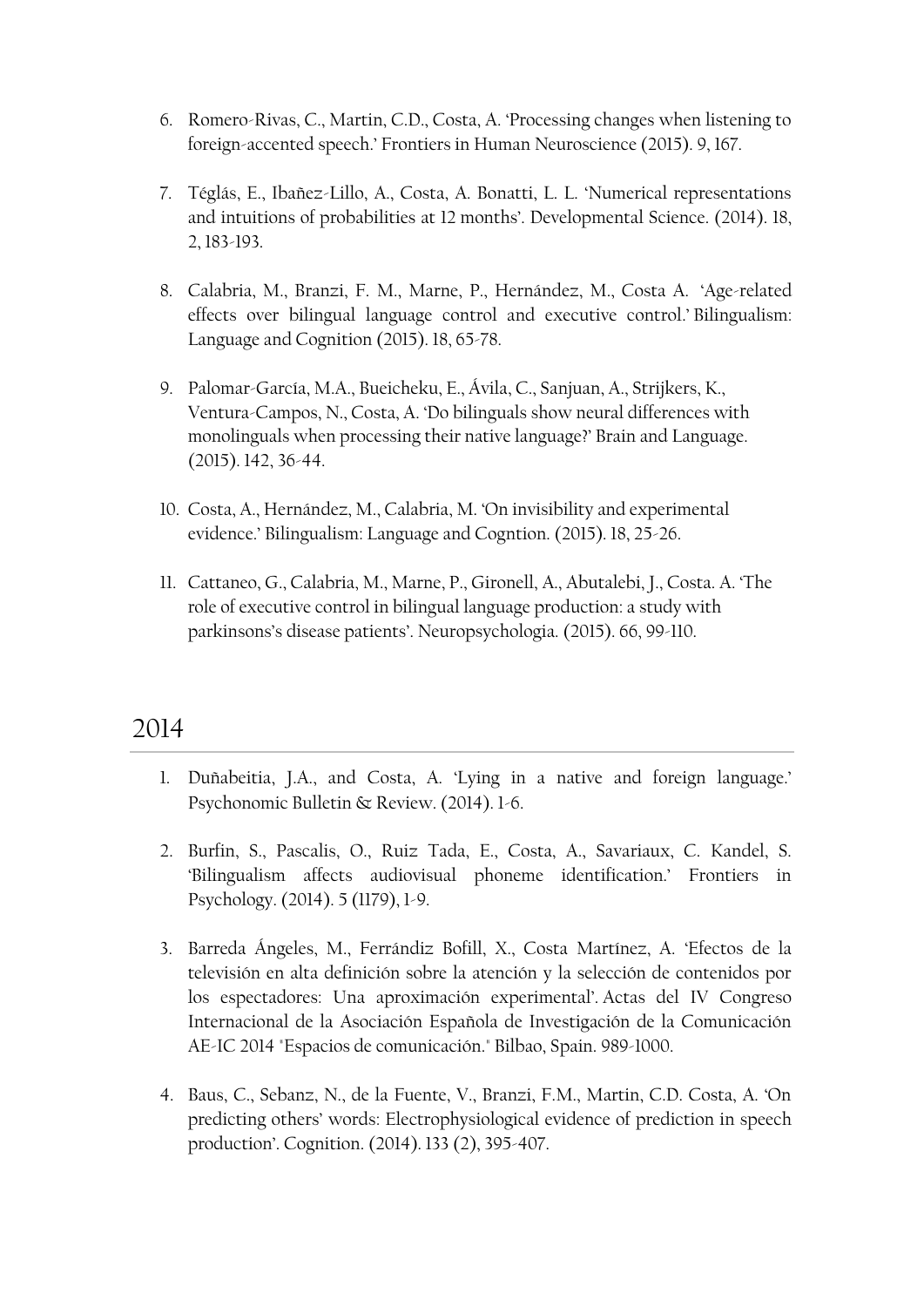6. Romero-Rivas, C., Martin, C.D., Costa, A. 'Processing changes when listening to foreign-accented speech.' Frontiers in Human Neuroscience (2015). 9, 167.

7. Téglás, E., Ibañez-Lillo, A., Costa, A. Bonatti, L. L. 'Numerical representations and intuitions of probabilities at 12 months'. Developmental Science. (2014). 18, 2, 183-193.

8. Calabria, M., Branzi, F. M., Marne, P., Hernández, M., Costa A. 'Age-related effects over bilingual language control and executive control.' Bilingualism: Language and Cognition (2015). 18, 65-78.

9. Palomar-García, M.A., Bueicheku, E., Ávila, C., Sanjuan, A., Strijkers, K., Ventura-Campos, N., Costa, A. 'Do bilinguals show neural differences with monolinguals when processing their native language?' Brain and Language. (2015). 142, 36-44.

10. Costa, A., Hernández, M., Calabria, M. 'On invisibility and experimental evidence.' Bilingualism: Language and Cogntion. (2015). 18, 25-26.

11. Cattaneo, G., Calabria, M., Marne, P., Gironell, A., Abutalebi, J., Costa. A. 'The role of executive control in bilingual language production: a study with parkinsons's disease patients'. Neuropsychologia. (2015). 66, 99-110.

## 2014

1. Duñabeitia, J.A., and Costa, A. 'Lying in a native and foreign language.' Psychonomic Bulletin & Review. (2014). 1-6.

2. Burfin, S., Pascalis, O., Ruiz Tada, E., Costa, A., Savariaux, C. Kandel, S. 'Bilingualism affects audiovisual phoneme identification.' Frontiers in Psychology. (2014). 5 (1179), 1-9.

3. Barreda Ángeles, M., Ferrándiz Bofill, X., Costa Martínez, A. 'Efectos de la televisión en alta definición sobre la atención y la selección de contenidos por los espectadores: Una aproximación experimental'. Actas del IV Congreso Internacional de la Asociación Española de Investigación de la Comunicación AE-IC 2014 "Espacios de comunicación." Bilbao, Spain. 989-1000.

4. Baus, C., Sebanz, N., de la Fuente, V., Branzi, F.M., Martin, C.D. Costa, A. 'On predicting others' words: Electrophysiological evidence of prediction in speech production'. Cognition. (2014). 133 (2), 395-407.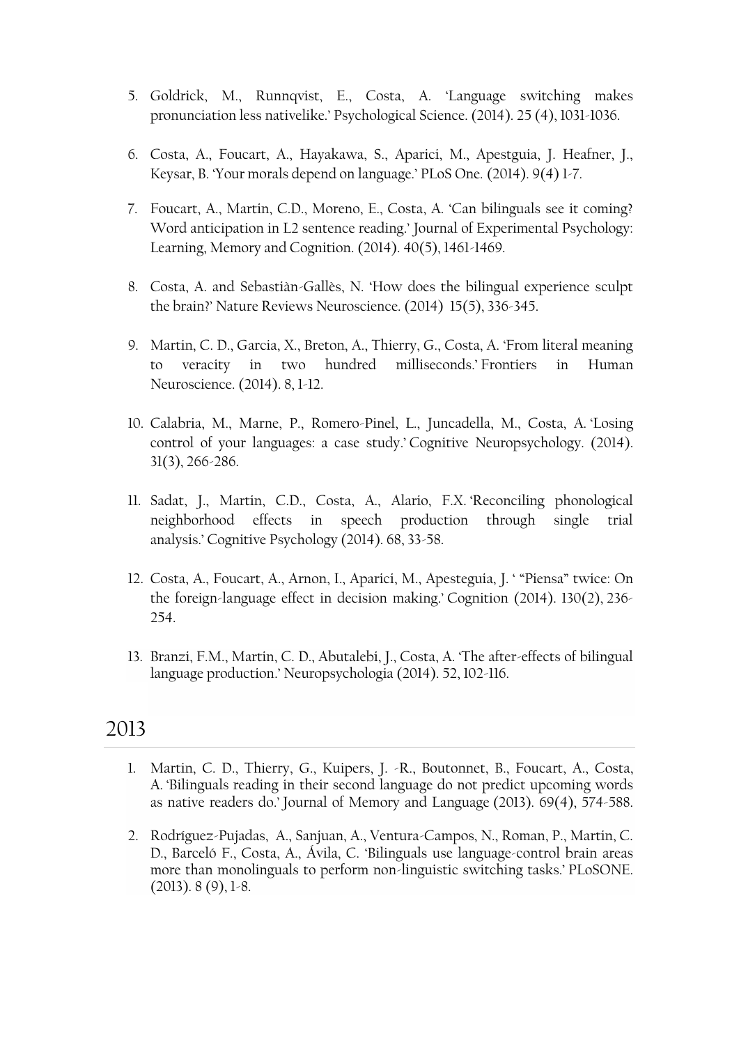5. Goldrick, M., Runnqvist, E., Costa, A. 'Language switching makes pronunciation less nativelike.' Psychological Science. (2014). 25 (4), 1031-1036.

6. Costa, A., Foucart, A., Hayakawa, S., Aparici, M., Apestguia, J. Heafner, J., Keysar, B. 'Your morals depend on language.' PLoS One. (2014). 9(4) 1-7.

7. Foucart, A., Martin, C.D., Moreno, E., Costa, A. 'Can bilinguals see it coming? Word anticipation in L2 sentence reading.' Journal of Experimental Psychology: Learning, Memory and Cognition. (2014). 40(5), 1461-1469.

8. Costa, A. and Sebastiàn-Gallès, N. 'How does the bilingual experience sculpt the brain?' Nature Reviews Neuroscience. (2014) 15(5), 336-345.

9. Martin, C. D., Garcia, X., Breton, A., Thierry, G., Costa, A. 'From literal meaning to veracity in two hundred milliseconds.' Frontiers in Human Neuroscience. (2014). 8, 1-12.

10. Calabria, M., Marne, P., Romero-Pinel, L., Juncadella, M., Costa, A. 'Losing control of your languages: a case study.' Cognitive Neuropsychology. (2014). 31(3), 266-286.

11. Sadat, J., Martin, C.D., Costa, A., Alario, F.X. 'Reconciling phonological neighborhood effects in speech production through single trial analysis.' Cognitive Psychology (2014). 68, 33-58.

12. Costa, A., Foucart, A., Arnon, I., Aparici, M., Apesteguia, J. ' "Piensa" twice: On the foreign-language effect in decision making.' Cognition (2014). 130(2), 236-254.

13. Branzi, F.M., Martin, C. D., Abutalebi, J., Costa, A. 'The after-effects of bilingual language production.' Neuropsychologia (2014). 52, 102-116.

## 2013

1. Martin, C. D., Thierry, G., Kuipers, J. -R., Boutonnet, B., Foucart, A., Costa, A. 'Bilinguals reading in their second language do not predict upcoming words as native readers do.' Journal of Memory and Language (2013). 69(4), 574-588.

2. Rodríguez-Pujadas, A., Sanjuan, A., Ventura-Campos, N., Roman, P., Martin, C. D., Barceló F., Costa, A., Ávila, C. 'Bilinguals use language-control brain areas more than monolinguals to perform non-linguistic switching tasks.' PLoSONE. (2013). 8 (9), 1-8.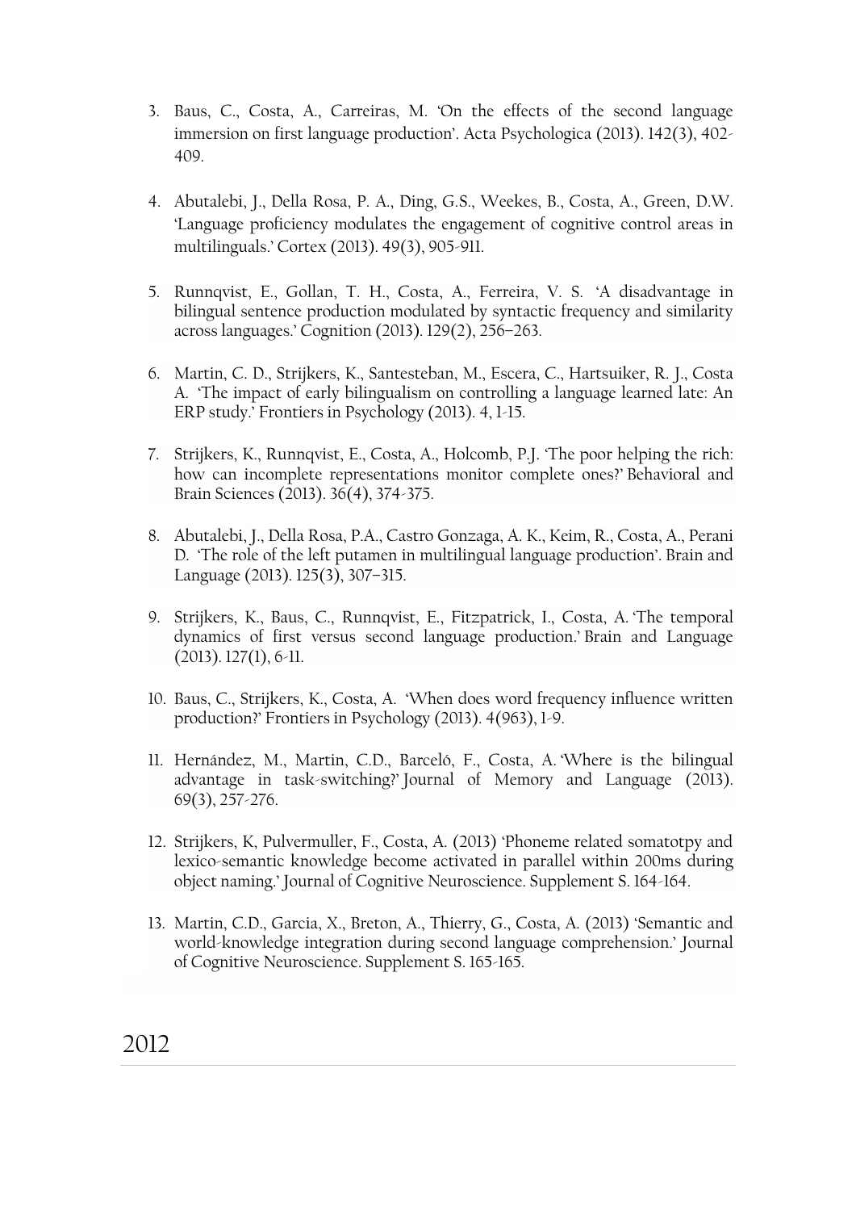3. Baus, C., Costa, A., Carreiras, M. 'On the effects of the second language immersion on first language production'. Acta Psychologica (2013). 142(3), 402-409.

4. Abutalebi, J., Della Rosa, P. A., Ding, G.S., Weekes, B., Costa, A., Green, D.W. 'Language proficiency modulates the engagement of cognitive control areas in multilinguals.' Cortex (2013). 49(3), 905-911.

5. Runnqvist, E., Gollan, T. H., Costa, A., Ferreira, V. S. 'A disadvantage in bilingual sentence production modulated by syntactic frequency and similarity across languages.' Cognition (2013). 129(2), 256–263.

6. Martin, C. D., Strijkers, K., Santesteban, M., Escera, C., Hartsuiker, R. J., Costa A. 'The impact of early bilingualism on controlling a language learned late: An ERP study.' Frontiers in Psychology (2013). 4, 1-15.

7. Strijkers, K., Runnqvist, E., Costa, A., Holcomb, P.J. 'The poor helping the rich: how can incomplete representations monitor complete ones?' Behavioral and Brain Sciences (2013). 36(4), 374-375.

8. Abutalebi, J., Della Rosa, P.A., Castro Gonzaga, A. K., Keim, R., Costa, A., Perani D. 'The role of the left putamen in multilingual language production'. Brain and Language (2013). 125(3), 307–315.

9. Strijkers, K., Baus, C., Runnqvist, E., Fitzpatrick, I., Costa, A. 'The temporal dynamics of first versus second language production.' Brain and Language (2013). 127(1), 6-11.

10. Baus, C., Strijkers, K., Costa, A. 'When does word frequency influence written production?' Frontiers in Psychology (2013). 4(963), 1-9.

11. Hernández, M., Martin, C.D., Barceló, F., Costa, A. 'Where is the bilingual advantage in task-switching?' Journal of Memory and Language (2013). 69(3), 257-276.

12. Strijkers, K, Pulvermuller, F., Costa, A. (2013) 'Phoneme related somatotpy and lexico-semantic knowledge become activated in parallel within 200ms during object naming.' Journal of Cognitive Neuroscience. Supplement S. 164-164.

13. Martin, C.D., Garcia, X., Breton, A., Thierry, G., Costa, A. (2013) 'Semantic and world-knowledge integration during second language comprehension.' Journal of Cognitive Neuroscience. Supplement S. 165-165.

## 2012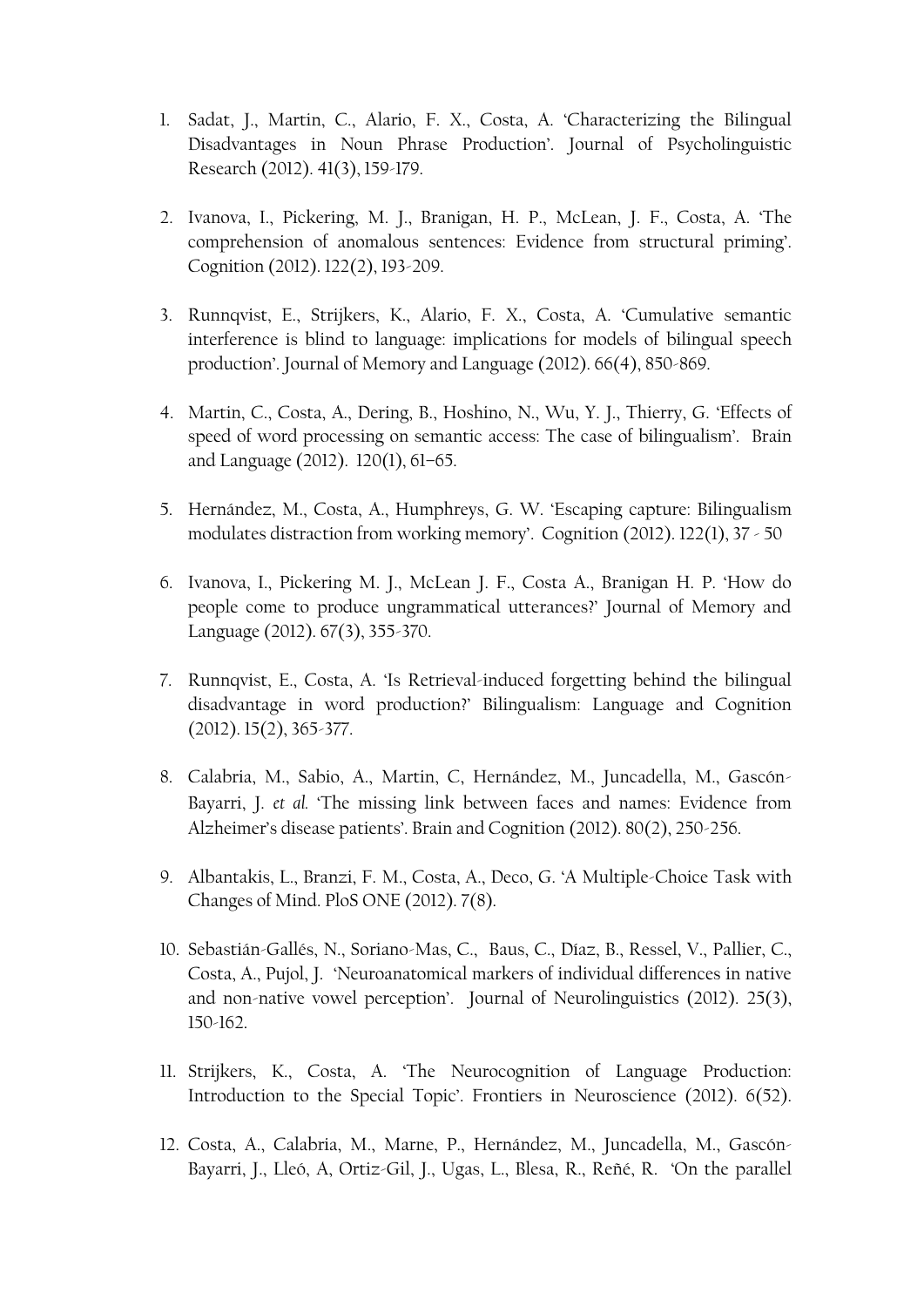1. Sadat, J., Martin, C., Alario, F. X., Costa, A. 'Characterizing the Bilingual Disadvantages in Noun Phrase Production'. Journal of Psycholinguistic Research (2012). 41(3), 159-179.

2. Ivanova, I., Pickering, M. J., Branigan, H. P., McLean, J. F., Costa, A. 'The comprehension of anomalous sentences: Evidence from structural priming'. Cognition (2012). 122(2), 193-209.

3. Runnqvist, E., Strijkers, K., Alario, F. X., Costa, A. 'Cumulative semantic interference is blind to language: implications for models of bilingual speech production'. Journal of Memory and Language (2012). 66(4), 850-869.

4. Martin, C., Costa, A., Dering, B., Hoshino, N., Wu, Y. J., Thierry, G. 'Effects of speed of word processing on semantic access: The case of bilingualism'. Brain and Language (2012). 120(1), 61–65.

5. Hernández, M., Costa, A., Humphreys, G. W. 'Escaping capture: Bilingualism modulates distraction from working memory'. Cognition (2012). 122(1), 37 - 50

6. Ivanova, I., Pickering M. J., McLean J. F., Costa A., Branigan H. P. 'How do people come to produce ungrammatical utterances?' Journal of Memory and Language (2012). 67(3), 355-370.

7. Runnqvist, E., Costa, A. 'Is Retrieval-induced forgetting behind the bilingual disadvantage in word production?' Bilingualism: Language and Cognition (2012). 15(2), 365-377.

8. Calabria, M., Sabio, A., Martin, C, Hernández, M., Juncadella, M., Gascón-Bayarri, J. *et al.* 'The missing link between faces and names: Evidence from Alzheimer's disease patients'. Brain and Cognition (2012). 80(2), 250-256.

9. Albantakis, L., Branzi, F. M., Costa, A., Deco, G. 'A Multiple-Choice Task with Changes of Mind. PloS ONE (2012). 7(8).

10. Sebastián-Gallés, N., Soriano-Mas, C., Baus, C., Díaz, B., Ressel, V., Pallier, C., Costa, A., Pujol, J. 'Neuroanatomical markers of individual differences in native and non-native vowel perception'. Journal of Neurolinguistics (2012). 25(3), 150-162.

11. Strijkers, K., Costa, A. 'The Neurocognition of Language Production: Introduction to the Special Topic'. Frontiers in Neuroscience (2012). 6(52).

12. Costa, A., Calabria, M., Marne, P., Hernández, M., Juncadella, M., Gascón-Bayarri, J., Lleó, A, Ortiz-Gil, J., Ugas, L., Blesa, R., Reñé, R. 'On the parallel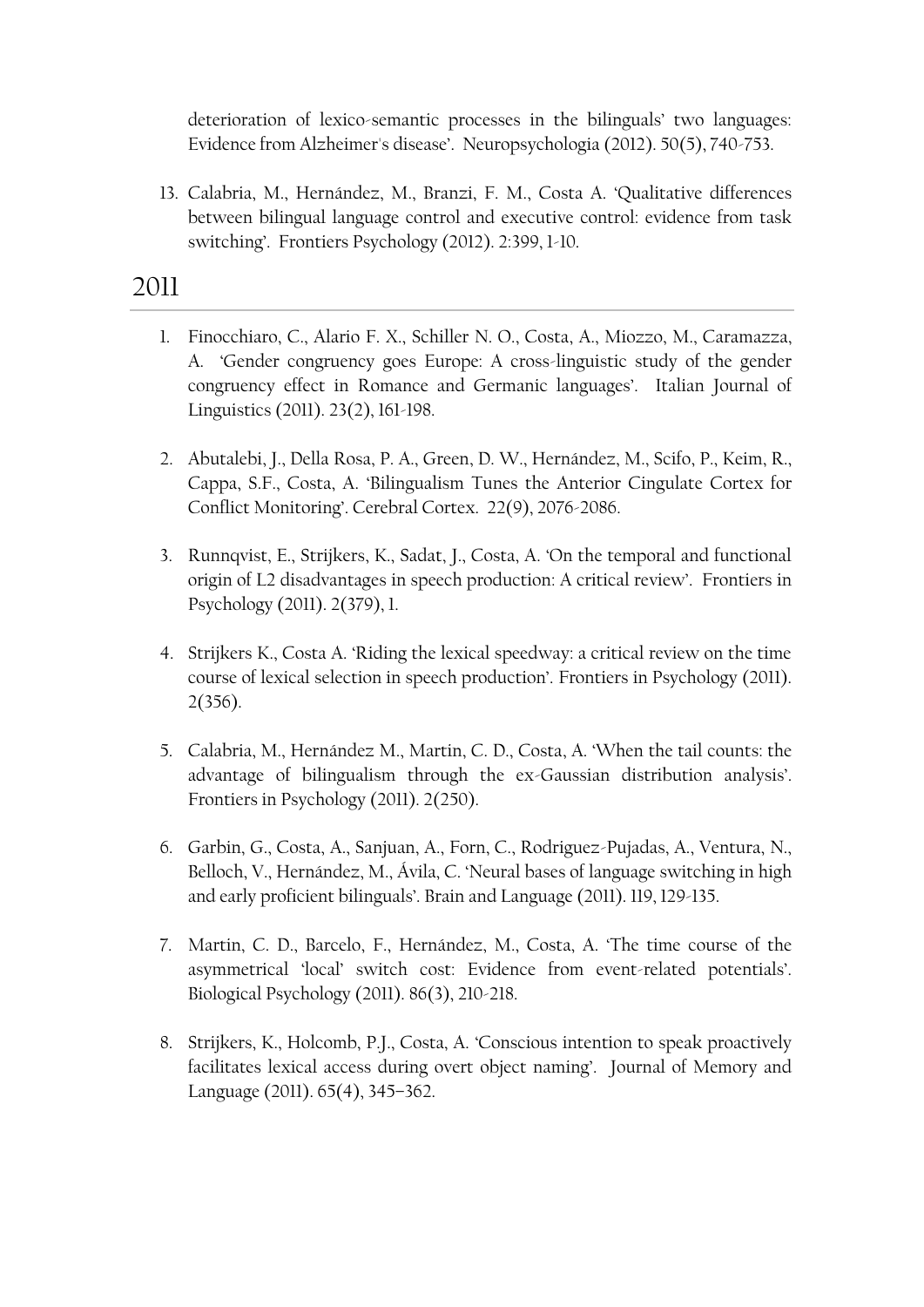deterioration of lexico-semantic processes in the bilinguals' two languages: Evidence from Alzheimer's disease'. Neuropsychologia (2012). 50(5), 740-753.

13. Calabria, M., Hernández, M., Branzi, F. M., Costa A. 'Qualitative differences between bilingual language control and executive control: evidence from task switching'. Frontiers Psychology (2012). 2:399, 1-10.

## 2011

1. Finocchiaro, C., Alario F. X., Schiller N. O., Costa, A., Miozzo, M., Caramazza, A. 'Gender congruency goes Europe: A cross-linguistic study of the gender congruency effect in Romance and Germanic languages'. Italian Journal of Linguistics (2011). 23(2), 161-198.

2. Abutalebi, J., Della Rosa, P. A., Green, D. W., Hernández, M., Scifo, P., Keim, R., Cappa, S.F., Costa, A. 'Bilingualism Tunes the Anterior Cingulate Cortex for Conflict Monitoring'. Cerebral Cortex. 22(9), 2076-2086.

3. Runnqvist, E., Strijkers, K., Sadat, J., Costa, A. 'On the temporal and functional origin of L2 disadvantages in speech production: A critical review'. Frontiers in Psychology (2011). 2(379), 1.

4. Strijkers K., Costa A. 'Riding the lexical speedway: a critical review on the time course of lexical selection in speech production'. Frontiers in Psychology (2011). 2(356).

5. Calabria, M., Hernández M., Martin, C. D., Costa, A. 'When the tail counts: the advantage of bilingualism through the ex-Gaussian distribution analysis'. Frontiers in Psychology (2011). 2(250).

6. Garbin, G., Costa, A., Sanjuan, A., Forn, C., Rodriguez-Pujadas, A., Ventura, N., Belloch, V., Hernández, M., Ávila, C. 'Neural bases of language switching in high and early proficient bilinguals'. Brain and Language (2011). 119, 129-135.

7. Martin, C. D., Barcelo, F., Hernández, M., Costa, A. 'The time course of the asymmetrical 'local' switch cost: Evidence from event-related potentials'. Biological Psychology (2011). 86(3), 210-218.

8. Strijkers, K., Holcomb, P.J., Costa, A. 'Conscious intention to speak proactively facilitates lexical access during overt object naming'. Journal of Memory and Language (2011). 65(4), 345–362.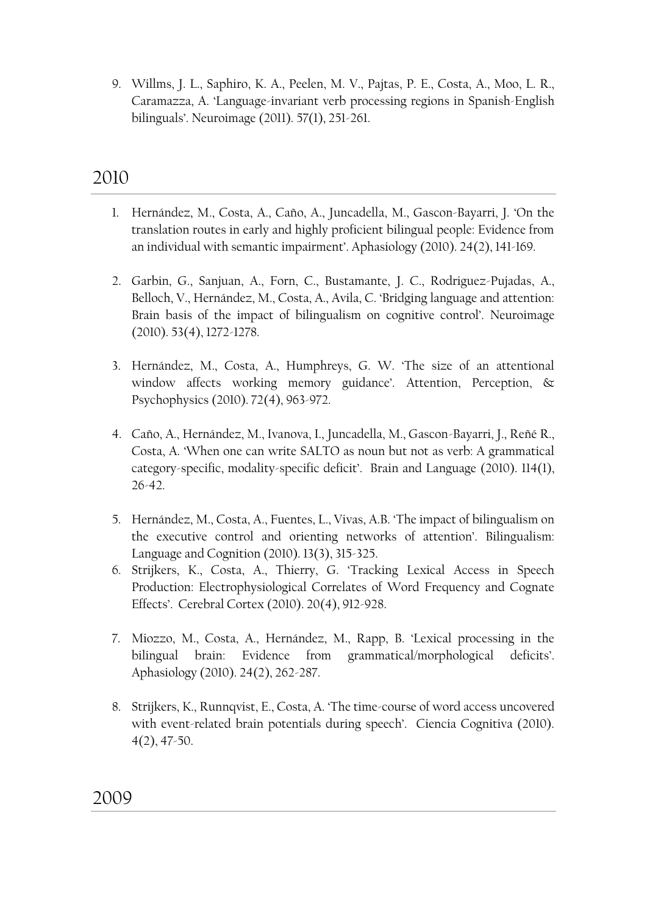9. Willms, J. L., Saphiro, K. A., Peelen, M. V., Pajtas, P. E., Costa, A., Moo, L. R., Caramazza, A. 'Language-invariant verb processing regions in Spanish-English bilinguals'. Neuroimage (2011). 57(1), 251-261.

## 2010

1. Hernández, M., Costa, A., Caño, A., Juncadella, M., Gascon-Bayarri, J. 'On the translation routes in early and highly proficient bilingual people: Evidence from an individual with semantic impairment'. Aphasiology (2010). 24(2), 141-169.

2. Garbin, G., Sanjuan, A., Forn, C., Bustamante, J. C., Rodriguez-Pujadas, A., Belloch, V., Hernández, M., Costa, A., Avila, C. 'Bridging language and attention: Brain basis of the impact of bilingualism on cognitive control'. Neuroimage (2010). 53(4), 1272-1278.

3. Hernández, M., Costa, A., Humphreys, G. W. 'The size of an attentional window affects working memory guidance'. Attention, Perception, & Psychophysics (2010). 72(4), 963-972.

4. Caño, A., Hernández, M., Ivanova, I., Juncadella, M., Gascon-Bayarri, J., Reñé R., Costa, A. 'When one can write SALTO as noun but not as verb: A grammatical category-specific, modality-specific deficit'. Brain and Language (2010). 114(1), 26-42.

5. Hernández, M., Costa, A., Fuentes, L., Vivas, A.B. 'The impact of bilingualism on the executive control and orienting networks of attention'. Bilingualism: Language and Cognition (2010). 13(3), 315-325.

6. Strijkers, K., Costa, A., Thierry, G. 'Tracking Lexical Access in Speech Production: Electrophysiological Correlates of Word Frequency and Cognate Effects'. Cerebral Cortex (2010). 20(4), 912-928.

7. Miozzo, M., Costa, A., Hernández, M., Rapp, B. 'Lexical processing in the bilingual brain: Evidence from grammatical/morphological deficits'. Aphasiology (2010). 24(2), 262-287.

8. Strijkers, K., Runnqvist, E., Costa, A. 'The time-course of word access uncovered with event-related brain potentials during speech'. Ciencia Cognitiva (2010). 4(2), 47-50.

## 2009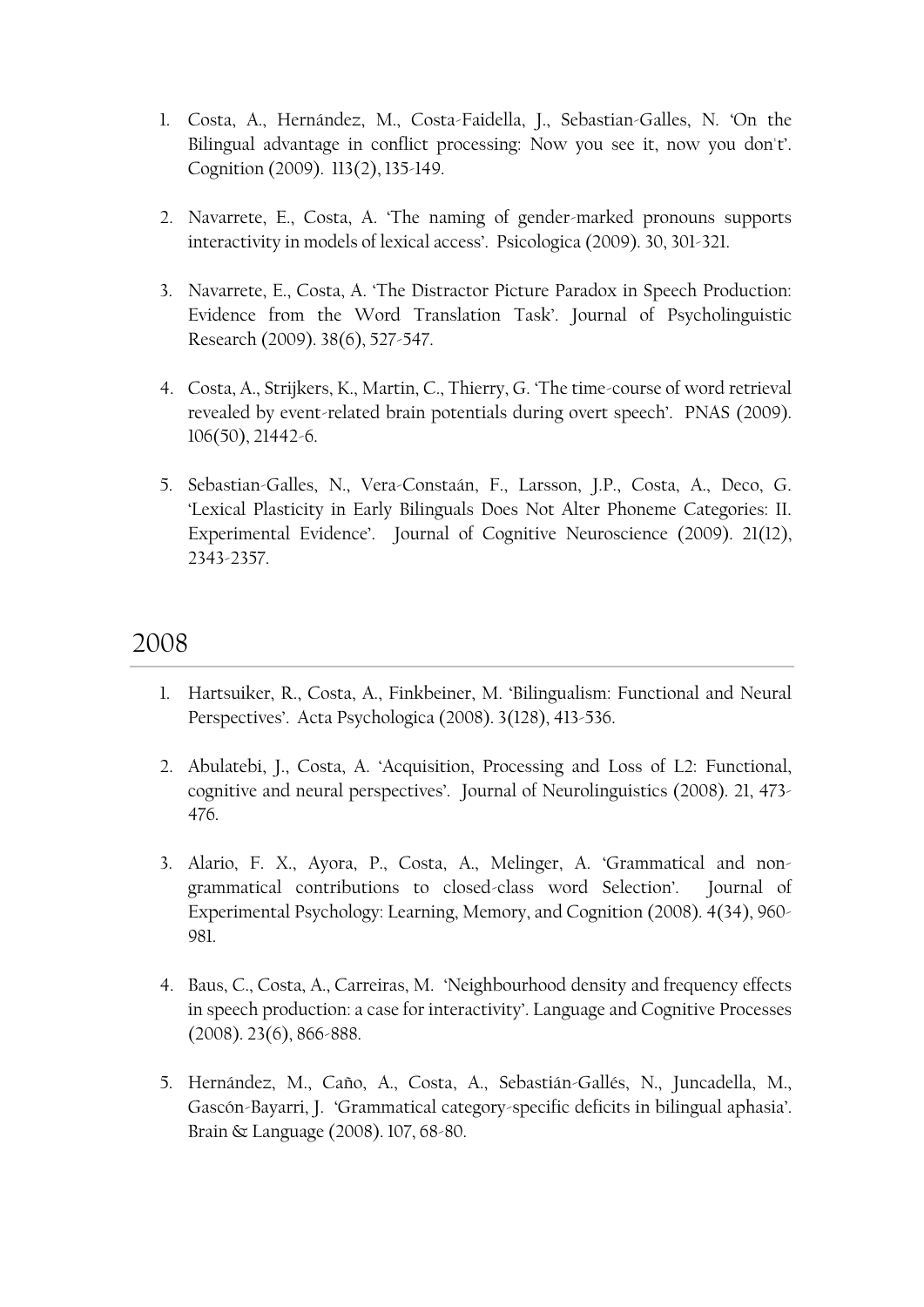1. Costa, A., Hernández, M., Costa-Faidella, J., Sebastian-Galles, N. 'On the Bilingual advantage in conflict processing: Now you see it, now you don't'. Cognition (2009). 113(2), 135-149.

2. Navarrete, E., Costa, A. 'The naming of gender-marked pronouns supports interactivity in models of lexical access'. Psicologica (2009). 30, 301-321.

3. Navarrete, E., Costa, A. 'The Distractor Picture Paradox in Speech Production: Evidence from the Word Translation Task'. Journal of Psycholinguistic Research (2009). 38(6), 527-547.

4. Costa, A., Strijkers, K., Martin, C., Thierry, G. 'The time-course of word retrieval revealed by event-related brain potentials during overt speech'. PNAS (2009). 106(50), 21442-6.

5. Sebastian-Galles, N., Vera-Constaán, F., Larsson, J.P., Costa, A., Deco, G. 'Lexical Plasticity in Early Bilinguals Does Not Alter Phoneme Categories: II. Experimental Evidence'. Journal of Cognitive Neuroscience (2009). 21(12), 2343-2357.

## 2008

1. Hartsuiker, R., Costa, A., Finkbeiner, M. 'Bilingualism: Functional and Neural Perspectives'. Acta Psychologica (2008). 3(128), 413-536.

2. Abulatebi, J., Costa, A. 'Acquisition, Processing and Loss of L2: Functional, cognitive and neural perspectives'. Journal of Neurolinguistics (2008). 21, 473-476.

3. Alario, F. X., Ayora, P., Costa, A., Melinger, A. 'Grammatical and non-grammatical contributions to closed-class word Selection'. Journal of Experimental Psychology: Learning, Memory, and Cognition (2008). 4(34), 960-981.

4. Baus, C., Costa, A., Carreiras, M. 'Neighbourhood density and frequency effects in speech production: a case for interactivity'. Language and Cognitive Processes (2008). 23(6), 866-888.

5. Hernández, M., Caño, A., Costa, A., Sebastián-Gallés, N., Juncadella, M., Gascón-Bayarri, J. 'Grammatical category-specific deficits in bilingual aphasia'. Brain & Language (2008). 107, 68-80.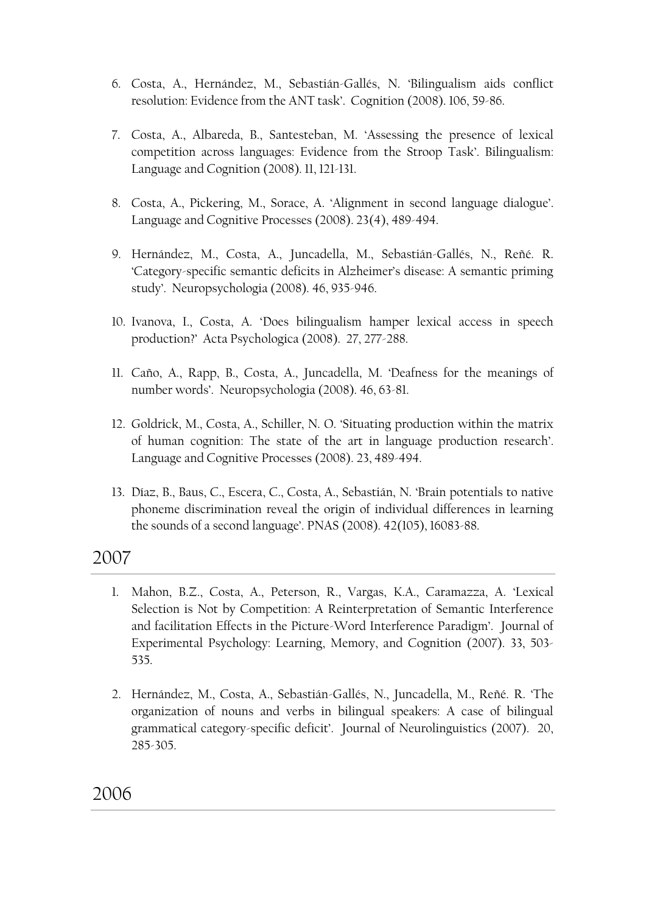6. Costa, A., Hernández, M., Sebastián-Gallés, N. 'Bilingualism aids conflict resolution: Evidence from the ANT task'. Cognition (2008). 106, 59-86.

7. Costa, A., Albareda, B., Santesteban, M. 'Assessing the presence of lexical competition across languages: Evidence from the Stroop Task'. Bilingualism: Language and Cognition (2008). 11, 121-131.

8. Costa, A., Pickering, M., Sorace, A. 'Alignment in second language dialogue'. Language and Cognitive Processes (2008). 23(4), 489-494.

9. Hernández, M., Costa, A., Juncadella, M., Sebastián-Gallés, N., Reñé. R. 'Category-specific semantic deficits in Alzheimer's disease: A semantic priming study'. Neuropsychologia (2008). 46, 935-946.

10. Ivanova, I., Costa, A. 'Does bilingualism hamper lexical access in speech production?' Acta Psychologica (2008). 27, 277-288.

11. Caño, A., Rapp, B., Costa, A., Juncadella, M. 'Deafness for the meanings of number words'. Neuropsychologia (2008). 46, 63-81.

12. Goldrick, M., Costa, A., Schiller, N. O. 'Situating production within the matrix of human cognition: The state of the art in language production research'. Language and Cognitive Processes (2008). 23, 489-494.

13. Díaz, B., Baus, C., Escera, C., Costa, A., Sebastián, N. 'Brain potentials to native phoneme discrimination reveal the origin of individual differences in learning the sounds of a second language'. PNAS (2008). 42(105), 16083-88.

## 2007

1. Mahon, B.Z., Costa, A., Peterson, R., Vargas, K.A., Caramazza, A. 'Lexical Selection is Not by Competition: A Reinterpretation of Semantic Interference and facilitation Effects in the Picture-Word Interference Paradigm'. Journal of Experimental Psychology: Learning, Memory, and Cognition (2007). 33, 503-535.

2. Hernández, M., Costa, A., Sebastián-Gallés, N., Juncadella, M., Reñé. R. 'The organization of nouns and verbs in bilingual speakers: A case of bilingual grammatical category-specific deficit'. Journal of Neurolinguistics (2007). 20, 285-305.

## 2006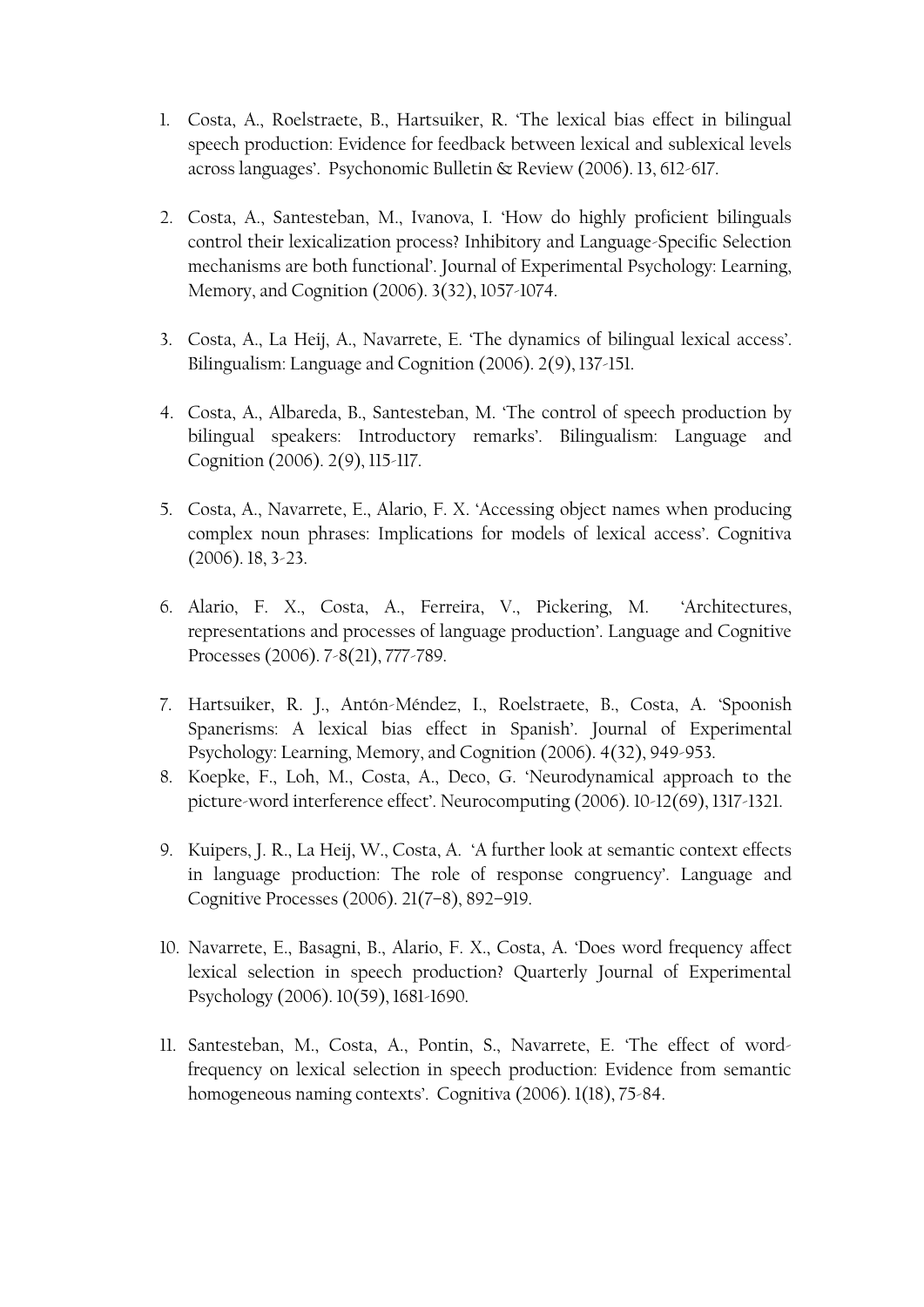1. Costa, A., Roelstraete, B., Hartsuiker, R. 'The lexical bias effect in bilingual speech production: Evidence for feedback between lexical and sublexical levels across languages'. Psychonomic Bulletin & Review (2006). 13, 612-617.

2. Costa, A., Santesteban, M., Ivanova, I. 'How do highly proficient bilinguals control their lexicalization process? Inhibitory and Language-Specific Selection mechanisms are both functional'. Journal of Experimental Psychology: Learning, Memory, and Cognition (2006). 3(32), 1057-1074.

3. Costa, A., La Heij, A., Navarrete, E. 'The dynamics of bilingual lexical access'. Bilingualism: Language and Cognition (2006). 2(9), 137-151.

4. Costa, A., Albareda, B., Santesteban, M. 'The control of speech production by bilingual speakers: Introductory remarks'. Bilingualism: Language and Cognition (2006). 2(9), 115-117.

5. Costa, A., Navarrete, E., Alario, F. X. 'Accessing object names when producing complex noun phrases: Implications for models of lexical access'. Cognitiva (2006). 18, 3-23.

6. Alario, F. X., Costa, A., Ferreira, V., Pickering, M. 'Architectures, representations and processes of language production'. Language and Cognitive Processes (2006). 7-8(21), 777-789.

7. Hartsuiker, R. J., Antón-Méndez, I., Roelstraete, B., Costa, A. 'Spoonish Spanerisms: A lexical bias effect in Spanish'. Journal of Experimental Psychology: Learning, Memory, and Cognition (2006). 4(32), 949-953.

8. Koepke, F., Loh, M., Costa, A., Deco, G. 'Neurodynamical approach to the picture-word interference effect'. Neurocomputing (2006). 10-12(69), 1317-1321.

9. Kuipers, J. R., La Heij, W., Costa, A. 'A further look at semantic context effects in language production: The role of response congruency'. Language and Cognitive Processes (2006). 21(7–8), 892–919.

10. Navarrete, E., Basagni, B., Alario, F. X., Costa, A. 'Does word frequency affect lexical selection in speech production? Quarterly Journal of Experimental Psychology (2006). 10(59), 1681-1690.

11. Santesteban, M., Costa, A., Pontin, S., Navarrete, E. 'The effect of word-frequency on lexical selection in speech production: Evidence from semantic homogeneous naming contexts'. Cognitiva (2006). 1(18), 75-84.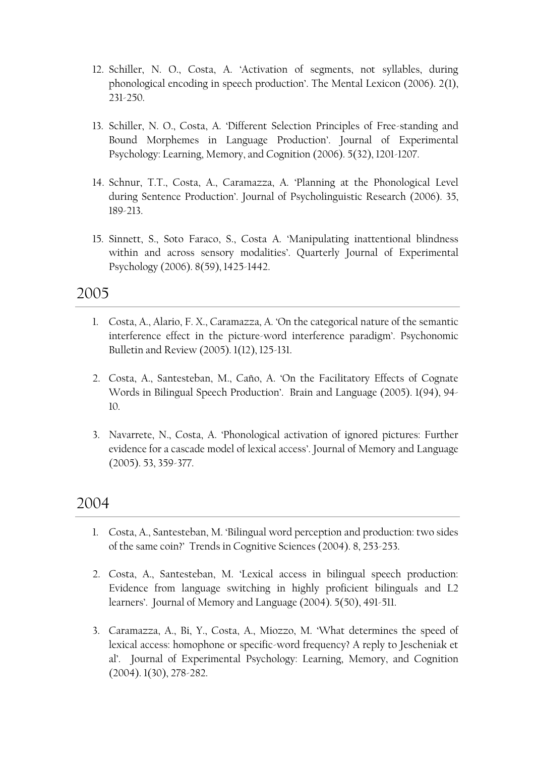12. Schiller, N. O., Costa, A. 'Activation of segments, not syllables, during phonological encoding in speech production'. The Mental Lexicon (2006). 2(1), 231-250.

13. Schiller, N. O., Costa, A. 'Different Selection Principles of Free-standing and Bound Morphemes in Language Production'. Journal of Experimental Psychology: Learning, Memory, and Cognition (2006). 5(32), 1201-1207.

14. Schnur, T.T., Costa, A., Caramazza, A. 'Planning at the Phonological Level during Sentence Production'. Journal of Psycholinguistic Research (2006). 35, 189-213.

15. Sinnett, S., Soto Faraco, S., Costa A. 'Manipulating inattentional blindness within and across sensory modalities'. Quarterly Journal of Experimental Psychology (2006). 8(59), 1425-1442.

## 2005

1. Costa, A., Alario, F. X., Caramazza, A. 'On the categorical nature of the semantic interference effect in the picture-word interference paradigm'. Psychonomic Bulletin and Review (2005). 1(12), 125-131.

2. Costa, A., Santesteban, M., Caño, A. 'On the Facilitatory Effects of Cognate Words in Bilingual Speech Production'. Brain and Language (2005). 1(94), 94-10.

3. Navarrete, N., Costa, A. 'Phonological activation of ignored pictures: Further evidence for a cascade model of lexical access'. Journal of Memory and Language (2005). 53, 359-377.

## 2004

1. Costa, A., Santesteban, M. 'Bilingual word perception and production: two sides of the same coin?' Trends in Cognitive Sciences (2004). 8, 253-253.

2. Costa, A., Santesteban, M. 'Lexical access in bilingual speech production: Evidence from language switching in highly proficient bilinguals and L2 learners'. Journal of Memory and Language (2004). 5(50), 491-511.

3. Caramazza, A., Bi, Y., Costa, A., Miozzo, M. 'What determines the speed of lexical access: homophone or specific-word frequency? A reply to Jescheniak et al'. Journal of Experimental Psychology: Learning, Memory, and Cognition (2004). 1(30), 278-282.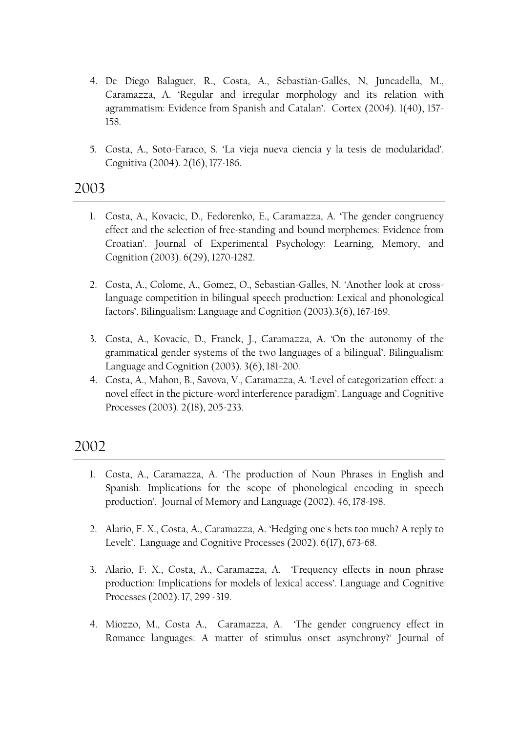4. De Diego Balaguer, R., Costa, A., Sebastián-Gallés, N, Juncadella, M., Caramazza, A. 'Regular and irregular morphology and its relation with agrammatism: Evidence from Spanish and Catalan'. Cortex (2004). 1(40), 157-158.

5. Costa, A., Soto-Faraco, S. 'La vieja nueva ciencia y la tesis de modularidad'. Cognitiva (2004). 2(16), 177-186.

## 2003

1. Costa, A., Kovacic, D., Fedorenko, E., Caramazza, A. 'The gender congruency effect and the selection of free-standing and bound morphemes: Evidence from Croatian'. Journal of Experimental Psychology: Learning, Memory, and Cognition (2003). 6(29), 1270-1282.

2. Costa, A., Colome, A., Gomez, O., Sebastian-Galles, N. 'Another look at cross-language competition in bilingual speech production: Lexical and phonological factors'. Bilingualism: Language and Cognition (2003).3(6), 167-169.

3. Costa, A., Kovacic, D., Franck, J., Caramazza, A. 'On the autonomy of the grammatical gender systems of the two languages of a bilingual'. Bilingualism: Language and Cognition (2003). 3(6), 181-200.
4. Costa, A., Mahon, B., Savova, V., Caramazza, A. 'Level of categorization effect: a novel effect in the picture-word interference paradigm'. Language and Cognitive Processes (2003). 2(18), 205-233.

## 2002

1. Costa, A., Caramazza, A. 'The production of Noun Phrases in English and Spanish: Implications for the scope of phonological encoding in speech production'. Journal of Memory and Language (2002). 46, 178-198.

2. Alario, F. X., Costa, A., Caramazza, A. 'Hedging one's bets too much? A reply to Levelt'. Language and Cognitive Processes (2002). 6(17), 673-68.

3. Alario, F. X., Costa, A., Caramazza, A. 'Frequency effects in noun phrase production: Implications for models of lexical access'. Language and Cognitive Processes (2002). 17, 299 -319.

4. Miozzo, M., Costa A., Caramazza, A. 'The gender congruency effect in Romance languages: A matter of stimulus onset asynchrony?' Journal of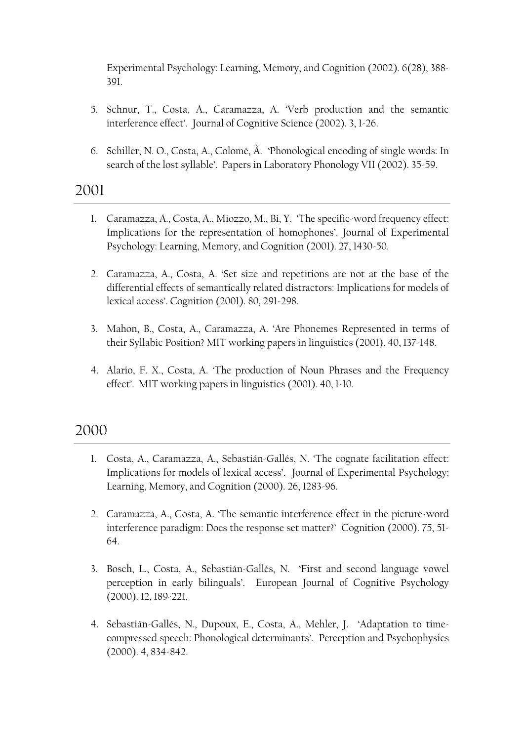Experimental Psychology: Learning, Memory, and Cognition (2002). 6(28), 388-391.

5. Schnur, T., Costa, A., Caramazza, A. 'Verb production and the semantic interference effect'. Journal of Cognitive Science (2002). 3, 1-26.

6. Schiller, N. O., Costa, A., Colomé, À. 'Phonological encoding of single words: In search of the lost syllable'. Papers in Laboratory Phonology VII (2002). 35-59.

## 2001

1. Caramazza, A., Costa, A., Miozzo, M., Bi, Y. 'The specific-word frequency effect: Implications for the representation of homophones'. Journal of Experimental Psychology: Learning, Memory, and Cognition (2001). 27, 1430-50.

2. Caramazza, A., Costa, A. 'Set size and repetitions are not at the base of the differential effects of semantically related distractors: Implications for models of lexical access'. Cognition (2001). 80, 291-298.

3. Mahon, B., Costa, A., Caramazza, A. 'Are Phonemes Represented in terms of their Syllabic Position? MIT working papers in linguistics (2001). 40, 137-148.

4. Alario, F. X., Costa, A. 'The production of Noun Phrases and the Frequency effect'. MIT working papers in linguistics (2001). 40, 1-10.

## 2000

1. Costa, A., Caramazza, A., Sebastián-Gallés, N. 'The cognate facilitation effect: Implications for models of lexical access'. Journal of Experimental Psychology: Learning, Memory, and Cognition (2000). 26, 1283-96.

2. Caramazza, A., Costa, A. 'The semantic interference effect in the picture-word interference paradigm: Does the response set matter?' Cognition (2000). 75, 51-64.

3. Bosch, L., Costa, A., Sebastián-Gallés, N. 'First and second language vowel perception in early bilinguals'. European Journal of Cognitive Psychology (2000). 12, 189-221.

4. Sebastián-Gallés, N., Dupoux, E., Costa, A., Mehler, J. 'Adaptation to time-compressed speech: Phonological determinants'. Perception and Psychophysics (2000). 4, 834-842.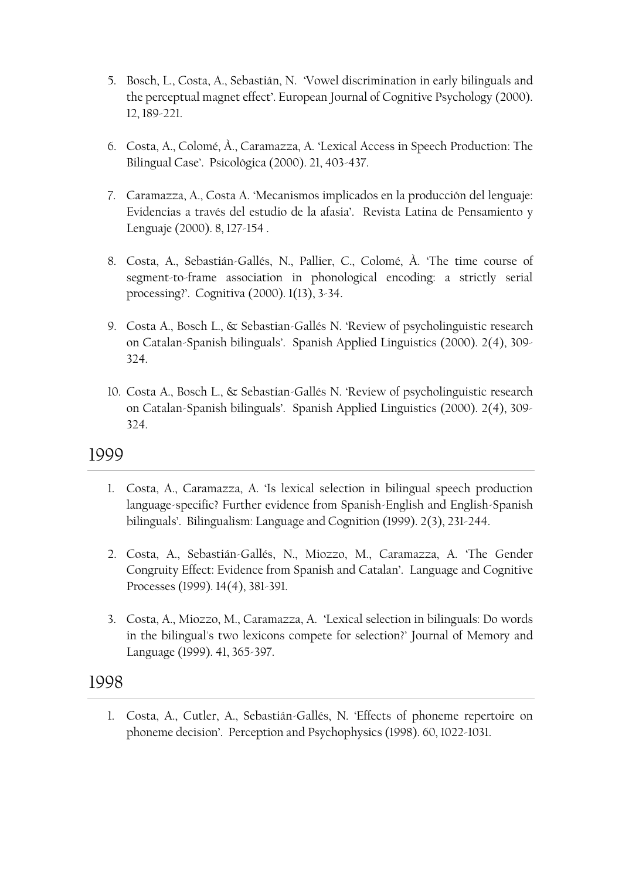5. Bosch, L., Costa, A., Sebastián, N. 'Vowel discrimination in early bilinguals and the perceptual magnet effect'. European Journal of Cognitive Psychology (2000). 12, 189-221.

6. Costa, A., Colomé, À., Caramazza, A. 'Lexical Access in Speech Production: The Bilingual Case'. Psicológica (2000). 21, 403-437.

7. Caramazza, A., Costa A. 'Mecanismos implicados en la producción del lenguaje: Evidencias a través del estudio de la afasia'. Revista Latina de Pensamiento y Lenguaje (2000). 8, 127-154 .

8. Costa, A., Sebastián-Gallés, N., Pallier, C., Colomé, À. 'The time course of segment-to-frame association in phonological encoding: a strictly serial processing?'. Cognitiva (2000). 1(13), 3-34.

9. Costa A., Bosch L., & Sebastian-Gallés N. 'Review of psycholinguistic research on Catalan-Spanish bilinguals'. Spanish Applied Linguistics (2000). 2(4), 309-324.

10. Costa A., Bosch L., & Sebastian-Gallés N. 'Review of psycholinguistic research on Catalan-Spanish bilinguals'. Spanish Applied Linguistics (2000). 2(4), 309-324.

## 1999

1. Costa, A., Caramazza, A. 'Is lexical selection in bilingual speech production language-specific? Further evidence from Spanish-English and English-Spanish bilinguals'. Bilingualism: Language and Cognition (1999). 2(3), 231-244.

2. Costa, A., Sebastián-Gallés, N., Miozzo, M., Caramazza, A. 'The Gender Congruity Effect: Evidence from Spanish and Catalan'. Language and Cognitive Processes (1999). 14(4), 381-391.

3. Costa, A., Miozzo, M., Caramazza, A. 'Lexical selection in bilinguals: Do words in the bilingual's two lexicons compete for selection?' Journal of Memory and Language (1999). 41, 365-397.

## 1998

1. Costa, A., Cutler, A., Sebastián-Gallés, N. 'Effects of phoneme repertoire on phoneme decision'. Perception and Psychophysics (1998). 60, 1022-1031.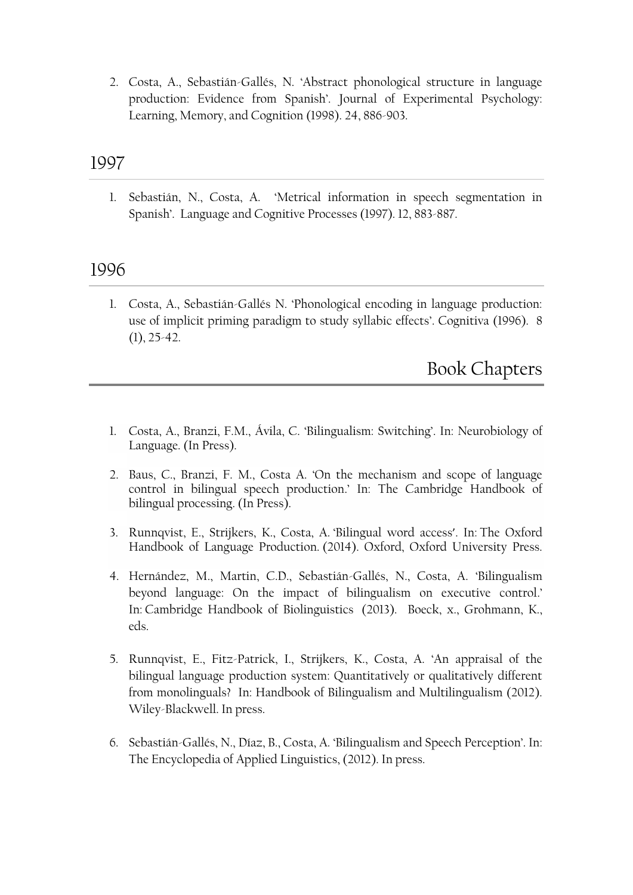2. Costa, A., Sebastián-Gallés, N. 'Abstract phonological structure in language production: Evidence from Spanish'. Journal of Experimental Psychology: Learning, Memory, and Cognition (1998). 24, 886-903.

## 1997

1. Sebastián, N., Costa, A. 'Metrical information in speech segmentation in Spanish'. Language and Cognitive Processes (1997). 12, 883-887.

## 1996

1. Costa, A., Sebastián-Gallés N. 'Phonological encoding in language production: use of implicit priming paradigm to study syllabic effects'. Cognitiva (1996). 8 (1), 25-42.

# Book Chapters

1. Costa, A., Branzi, F.M., Ávila, C. 'Bilingualism: Switching'. In: Neurobiology of Language. (In Press).

2. Baus, C., Branzi, F. M., Costa A. 'On the mechanism and scope of language control in bilingual speech production.' In: The Cambridge Handbook of bilingual processing. (In Press).

3. Runnqvist, E., Strijkers, K., Costa, A. 'Bilingual word access'. In: The Oxford Handbook of Language Production. (2014). Oxford, Oxford University Press.

4. Hernández, M., Martin, C.D., Sebastián-Gallés, N., Costa, A. 'Bilingualism beyond language: On the impact of bilingualism on executive control.' In: Cambridge Handbook of Biolinguistics (2013). Boeck, x., Grohmann, K., eds.

5. Runnqvist, E., Fitz-Patrick, I., Strijkers, K., Costa, A. 'An appraisal of the bilingual language production system: Quantitatively or qualitatively different from monolinguals? In: Handbook of Bilingualism and Multilingualism (2012). Wiley-Blackwell. In press.

6. Sebastián-Gallés, N., Díaz, B., Costa, A. 'Bilingualism and Speech Perception'. In: The Encyclopedia of Applied Linguistics, (2012). In press.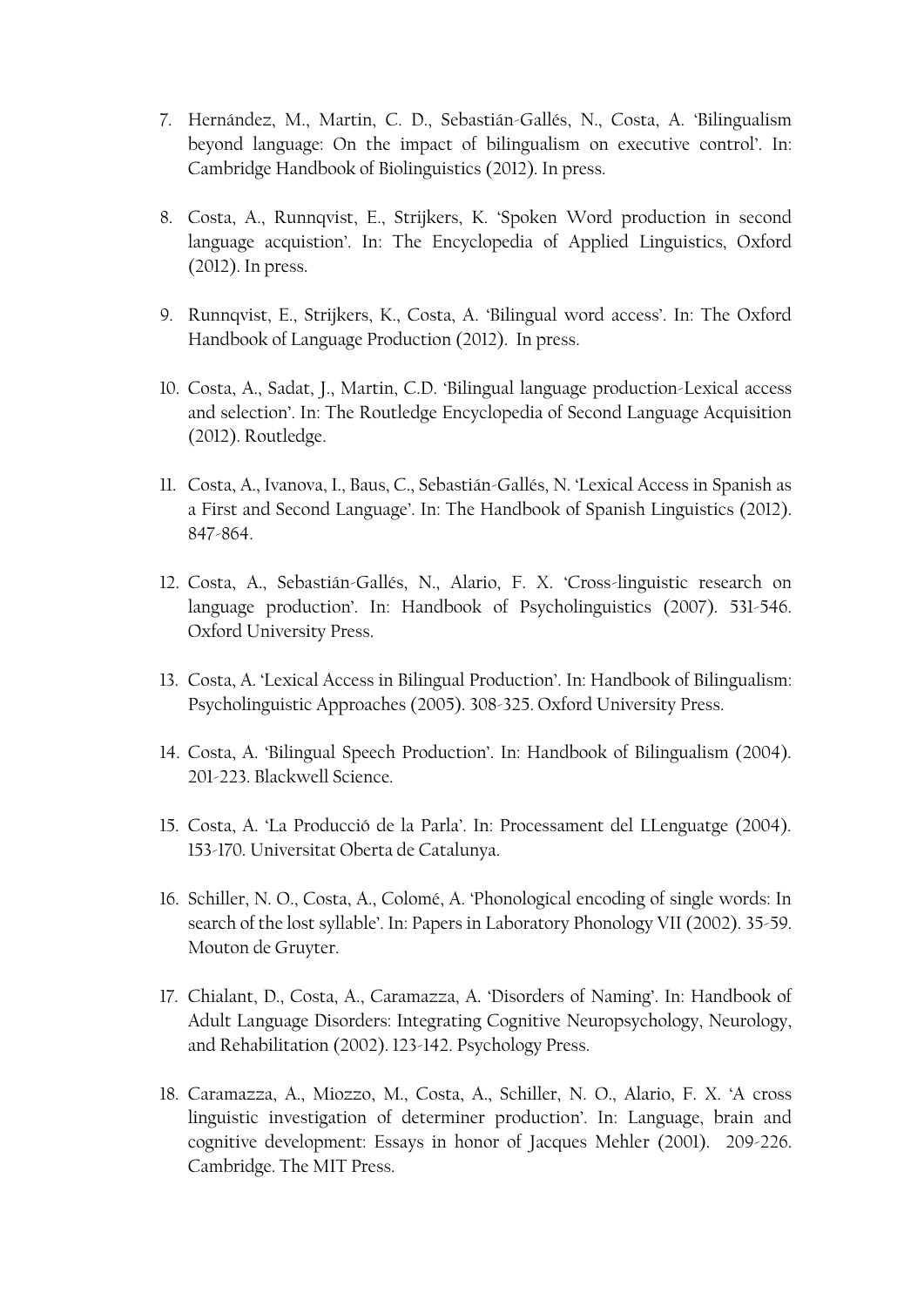7. Hernández, M., Martin, C. D., Sebastián-Gallés, N., Costa, A. 'Bilingualism beyond language: On the impact of bilingualism on executive control'. In: Cambridge Handbook of Biolinguistics (2012). In press.

8. Costa, A., Runnqvist, E., Strijkers, K. 'Spoken Word production in second language acquistion'. In: The Encyclopedia of Applied Linguistics, Oxford (2012). In press.

9. Runnqvist, E., Strijkers, K., Costa, A. 'Bilingual word access'. In: The Oxford Handbook of Language Production (2012). In press.

10. Costa, A., Sadat, J., Martin, C.D. 'Bilingual language production-Lexical access and selection'. In: The Routledge Encyclopedia of Second Language Acquisition (2012). Routledge.

11. Costa, A., Ivanova, I., Baus, C., Sebastián-Gallés, N. 'Lexical Access in Spanish as a First and Second Language'. In: The Handbook of Spanish Linguistics (2012). 847-864.

12. Costa, A., Sebastián-Gallés, N., Alario, F. X. 'Cross-linguistic research on language production'. In: Handbook of Psycholinguistics (2007). 531-546. Oxford University Press.

13. Costa, A. 'Lexical Access in Bilingual Production'. In: Handbook of Bilingualism: Psycholinguistic Approaches (2005). 308-325. Oxford University Press.

14. Costa, A. 'Bilingual Speech Production'. In: Handbook of Bilingualism (2004). 201-223. Blackwell Science.

15. Costa, A. 'La Producció de la Parla'. In: Processament del LLenguatge (2004). 153-170. Universitat Oberta de Catalunya.

16. Schiller, N. O., Costa, A., Colomé, A. 'Phonological encoding of single words: In search of the lost syllable'. In: Papers in Laboratory Phonology VII (2002). 35-59. Mouton de Gruyter.

17. Chialant, D., Costa, A., Caramazza, A. 'Disorders of Naming'. In: Handbook of Adult Language Disorders: Integrating Cognitive Neuropsychology, Neurology, and Rehabilitation (2002). 123-142. Psychology Press.

18. Caramazza, A., Miozzo, M., Costa, A., Schiller, N. O., Alario, F. X. 'A cross linguistic investigation of determiner production'. In: Language, brain and cognitive development: Essays in honor of Jacques Mehler (2001). 209-226. Cambridge. The MIT Press.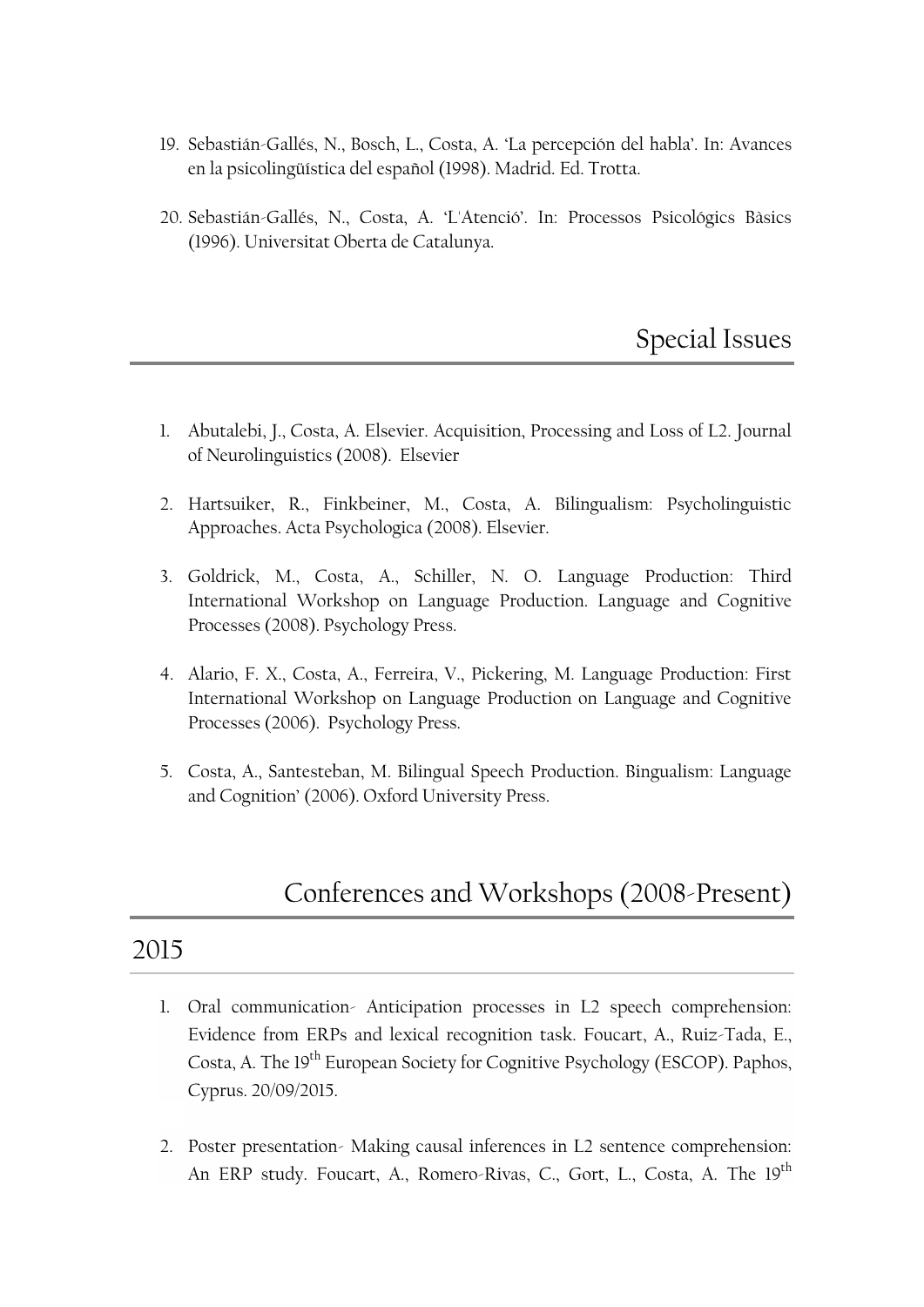19. Sebastián-Gallés, N., Bosch, L., Costa, A. 'La percepción del habla'. In: Avances en la psicolingüística del español (1998). Madrid. Ed. Trotta.

20. Sebastián-Gallés, N., Costa, A. 'L'Atenció'. In: Processos Psicològics Bàsics (1996). Universitat Oberta de Catalunya.

## Special Issues

1. Abutalebi, J., Costa, A. Elsevier. Acquisition, Processing and Loss of L2. Journal of Neurolinguistics (2008). Elsevier

2. Hartsuiker, R., Finkbeiner, M., Costa, A. Bilingualism: Psycholinguistic Approaches. Acta Psychologica (2008). Elsevier.

3. Goldrick, M., Costa, A., Schiller, N. O. Language Production: Third International Workshop on Language Production. Language and Cognitive Processes (2008). Psychology Press.

4. Alario, F. X., Costa, A., Ferreira, V., Pickering, M. Language Production: First International Workshop on Language Production on Language and Cognitive Processes (2006). Psychology Press.

5. Costa, A., Santesteban, M. Bilingual Speech Production. Bingualism: Language and Cognition' (2006). Oxford University Press.

## Conferences and Workshops (2008-Present)

### 2015

1. Oral communication- Anticipation processes in L2 speech comprehension: Evidence from ERPs and lexical recognition task. Foucart, A., Ruiz-Tada, E., Costa, A. The 19th European Society for Cognitive Psychology (ESCOP). Paphos, Cyprus. 20/09/2015.

2. Poster presentation- Making causal inferences in L2 sentence comprehension: An ERP study. Foucart, A., Romero-Rivas, C., Gort, L., Costa, A. The 19th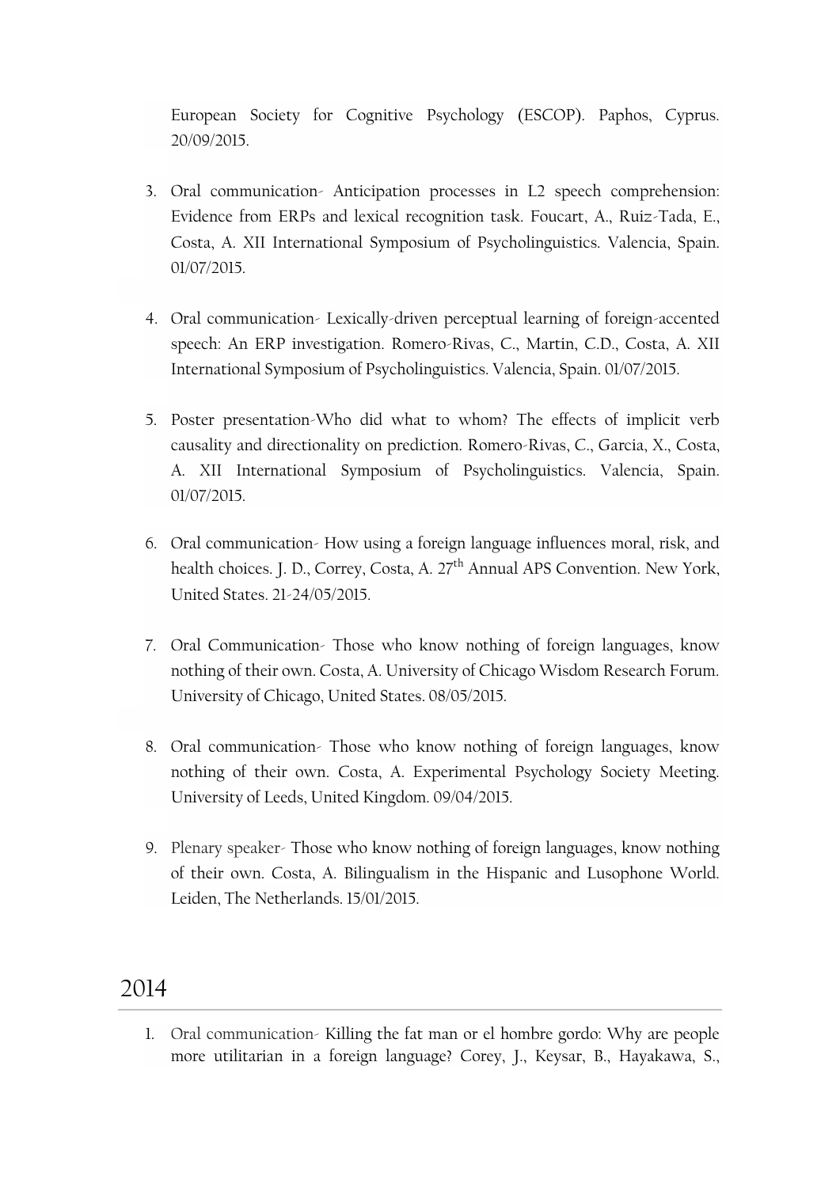European Society for Cognitive Psychology (ESCOP). Paphos, Cyprus. 20/09/2015.

3. Oral communication- Anticipation processes in L2 speech comprehension: Evidence from ERPs and lexical recognition task. Foucart, A., Ruiz-Tada, E., Costa, A. XII International Symposium of Psycholinguistics. Valencia, Spain. 01/07/2015.

4. Oral communication- Lexically-driven perceptual learning of foreign-accented speech: An ERP investigation. Romero-Rivas, C., Martin, C.D., Costa, A. XII International Symposium of Psycholinguistics. Valencia, Spain. 01/07/2015.

5. Poster presentation-Who did what to whom? The effects of implicit verb causality and directionality on prediction. Romero-Rivas, C., Garcia, X., Costa, A. XII International Symposium of Psycholinguistics. Valencia, Spain. 01/07/2015.

6. Oral communication- How using a foreign language influences moral, risk, and health choices. J. D., Correy, Costa, A. 27th Annual APS Convention. New York, United States. 21-24/05/2015.

7. Oral Communication- Those who know nothing of foreign languages, know nothing of their own. Costa, A. University of Chicago Wisdom Research Forum. University of Chicago, United States. 08/05/2015.

8. Oral communication- Those who know nothing of foreign languages, know nothing of their own. Costa, A. Experimental Psychology Society Meeting. University of Leeds, United Kingdom. 09/04/2015.

9. Plenary speaker- Those who know nothing of foreign languages, know nothing of their own. Costa, A. Bilingualism in the Hispanic and Lusophone World. Leiden, The Netherlands. 15/01/2015.

## 2014

1. Oral communication- Killing the fat man or el hombre gordo: Why are people more utilitarian in a foreign language? Corey, J., Keysar, B., Hayakawa, S.,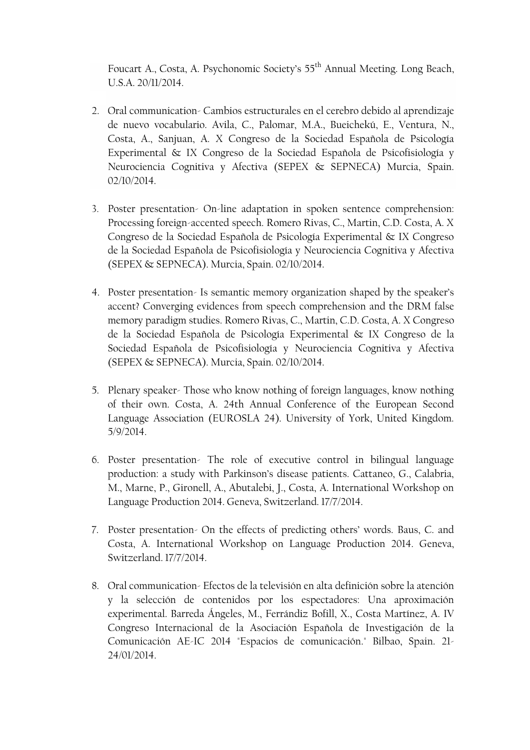Foucart A., Costa, A. Psychonomic Society's 55$^{th}$ Annual Meeting. Long Beach, U.S.A. 20/11/2014.

2. Oral communication- Cambios estructurales en el cerebro debido al aprendizaje de nuevo vocabulario. Avila, C., Palomar, M.A., Bueichekú, E., Ventura, N., Costa, A., Sanjuan, A. X Congreso de la Sociedad Española de Psicología Experimental & IX Congreso de la Sociedad Española de Psicofisiología y Neurociencia Cognitiva y Afectiva (SEPEX & SEPNECA) Murcia, Spain. 02/10/2014.

3. Poster presentation- On-line adaptation in spoken sentence comprehension: Processing foreign-accented speech. Romero Rivas, C., Martin, C.D. Costa, A. X Congreso de la Sociedad Española de Psicología Experimental & IX Congreso de la Sociedad Española de Psicofisiología y Neurociencia Cognitiva y Afectiva (SEPEX & SEPNECA). Murcia, Spain. 02/10/2014.

4. Poster presentation- Is semantic memory organization shaped by the speaker's accent? Converging evidences from speech comprehension and the DRM false memory paradigm studies. Romero Rivas, C., Martin, C.D. Costa, A. X Congreso de la Sociedad Española de Psicología Experimental & IX Congreso de la Sociedad Española de Psicofisiología y Neurociencia Cognitiva y Afectiva (SEPEX & SEPNECA). Murcia, Spain. 02/10/2014.

5. Plenary speaker- Those who know nothing of foreign languages, know nothing of their own. Costa, A. 24th Annual Conference of the European Second Language Association (EUROSLA 24). University of York, United Kingdom. 5/9/2014.

6. Poster presentation- The role of executive control in bilingual language production: a study with Parkinson's disease patients. Cattaneo, G., Calabria, M., Marne, P., Gironell, A., Abutalebi, J., Costa, A. International Workshop on Language Production 2014. Geneva, Switzerland. 17/7/2014.

7. Poster presentation- On the effects of predicting others' words. Baus, C. and Costa, A. International Workshop on Language Production 2014. Geneva, Switzerland. 17/7/2014.

8. Oral communication- Efectos de la televisión en alta definición sobre la atención y la selección de contenidos por los espectadores: Una aproximación experimental. Barreda Ángeles, M., Ferrándiz Bofill, X., Costa Martínez, A. IV Congreso Internacional de la Asociación Española de Investigación de la Comunicación AE-IC 2014 "Espacios de comunicación." Bilbao, Spain. 21-24/01/2014.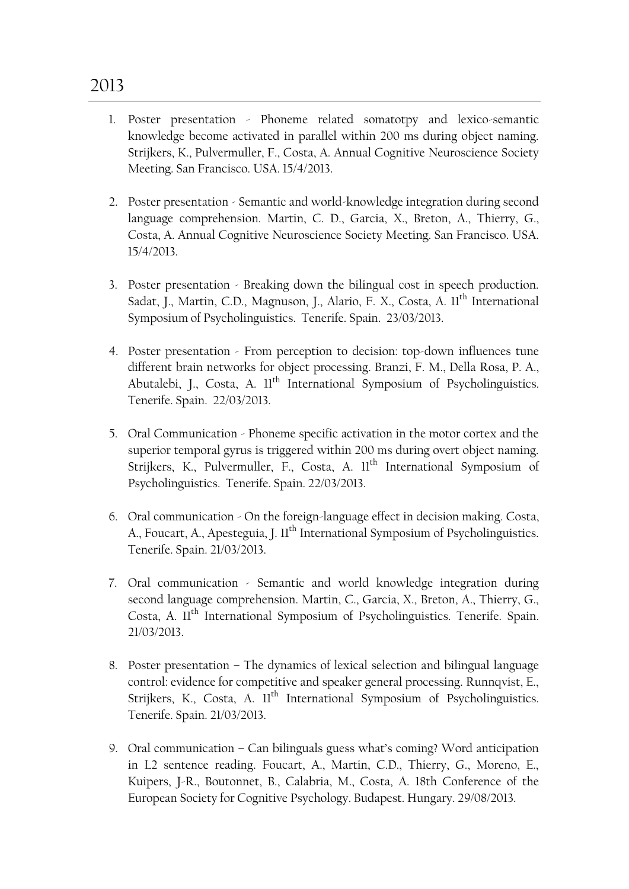## 2013

1. Poster presentation - Phoneme related somatotpy and lexico-semantic knowledge become activated in parallel within 200 ms during object naming. Strijkers, K., Pulvermuller, F., Costa, A. Annual Cognitive Neuroscience Society Meeting. San Francisco. USA. 15/4/2013.

2. Poster presentation - Semantic and world-knowledge integration during second language comprehension. Martin, C. D., Garcia, X., Breton, A., Thierry, G., Costa, A. Annual Cognitive Neuroscience Society Meeting. San Francisco. USA. 15/4/2013.

3. Poster presentation - Breaking down the bilingual cost in speech production. Sadat, J., Martin, C.D., Magnuson, J., Alario, F. X., Costa, A. 11th International Symposium of Psycholinguistics. Tenerife. Spain. 23/03/2013.

4. Poster presentation - From perception to decision: top-down influences tune different brain networks for object processing. Branzi, F. M., Della Rosa, P. A., Abutalebi, J., Costa, A. 11th International Symposium of Psycholinguistics. Tenerife. Spain. 22/03/2013.

5. Oral Communication - Phoneme specific activation in the motor cortex and the superior temporal gyrus is triggered within 200 ms during overt object naming. Strijkers, K., Pulvermuller, F., Costa, A. 11th International Symposium of Psycholinguistics. Tenerife. Spain. 22/03/2013.

6. Oral communication - On the foreign-language effect in decision making. Costa, A., Foucart, A., Apesteguia, J. 11th International Symposium of Psycholinguistics. Tenerife. Spain. 21/03/2013.

7. Oral communication - Semantic and world knowledge integration during second language comprehension. Martin, C., Garcia, X., Breton, A., Thierry, G., Costa, A. 11th International Symposium of Psycholinguistics. Tenerife. Spain. 21/03/2013.

8. Poster presentation – The dynamics of lexical selection and bilingual language control: evidence for competitive and speaker general processing. Runnqvist, E., Strijkers, K., Costa, A. 11th International Symposium of Psycholinguistics. Tenerife. Spain. 21/03/2013.

9. Oral communication – Can bilinguals guess what's coming? Word anticipation in L2 sentence reading. Foucart, A., Martin, C.D., Thierry, G., Moreno, E., Kuipers, J-R., Boutonnet, B., Calabria, M., Costa, A. 18th Conference of the European Society for Cognitive Psychology. Budapest. Hungary. 29/08/2013.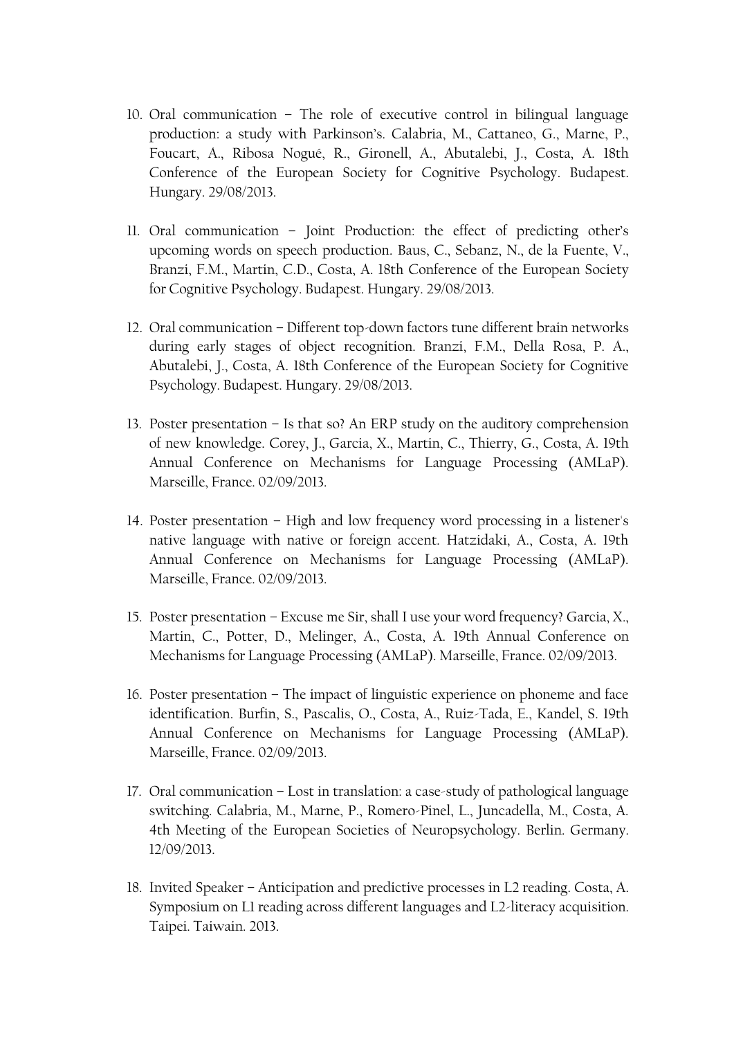10. Oral communication – The role of executive control in bilingual language production: a study with Parkinson's. Calabria, M., Cattaneo, G., Marne, P., Foucart, A., Ribosa Nogué, R., Gironell, A., Abutalebi, J., Costa, A. 18th Conference of the European Society for Cognitive Psychology. Budapest. Hungary. 29/08/2013.

11. Oral communication – Joint Production: the effect of predicting other's upcoming words on speech production. Baus, C., Sebanz, N., de la Fuente, V., Branzi, F.M., Martin, C.D., Costa, A. 18th Conference of the European Society for Cognitive Psychology. Budapest. Hungary. 29/08/2013.

12. Oral communication – Different top-down factors tune different brain networks during early stages of object recognition. Branzi, F.M., Della Rosa, P. A., Abutalebi, J., Costa, A. 18th Conference of the European Society for Cognitive Psychology. Budapest. Hungary. 29/08/2013.

13. Poster presentation – Is that so? An ERP study on the auditory comprehension of new knowledge. Corey, J., Garcia, X., Martin, C., Thierry, G., Costa, A. 19th Annual Conference on Mechanisms for Language Processing (AMLaP). Marseille, France. 02/09/2013.

14. Poster presentation – High and low frequency word processing in a listener's native language with native or foreign accent. Hatzidaki, A., Costa, A. 19th Annual Conference on Mechanisms for Language Processing (AMLaP). Marseille, France. 02/09/2013.

15. Poster presentation – Excuse me Sir, shall I use your word frequency? Garcia, X., Martin, C., Potter, D., Melinger, A., Costa, A. 19th Annual Conference on Mechanisms for Language Processing (AMLaP). Marseille, France. 02/09/2013.

16. Poster presentation – The impact of linguistic experience on phoneme and face identification. Burfin, S., Pascalis, O., Costa, A., Ruiz-Tada, E., Kandel, S. 19th Annual Conference on Mechanisms for Language Processing (AMLaP). Marseille, France. 02/09/2013.

17. Oral communication – Lost in translation: a case-study of pathological language switching. Calabria, M., Marne, P., Romero-Pinel, L., Juncadella, M., Costa, A. 4th Meeting of the European Societies of Neuropsychology. Berlin. Germany. 12/09/2013.

18. Invited Speaker – Anticipation and predictive processes in L2 reading. Costa, A. Symposium on L1 reading across different languages and L2-literacy acquisition. Taipei. Taiwain. 2013.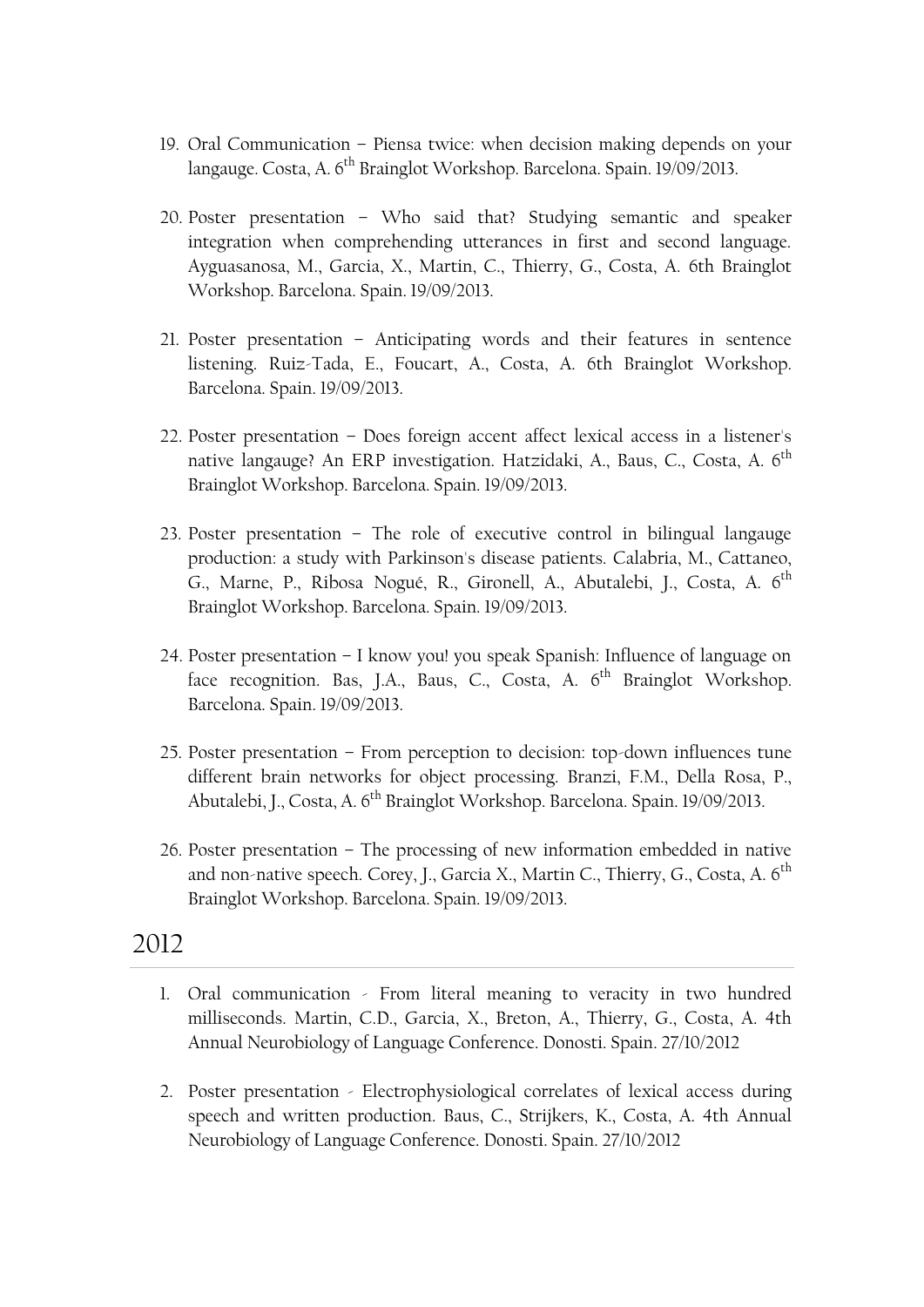19. Oral Communication – Piensa twice: when decision making depends on your langauge. Costa, A. 6th Brainglot Workshop. Barcelona. Spain. 19/09/2013.

20. Poster presentation – Who said that? Studying semantic and speaker integration when comprehending utterances in first and second language. Ayguasanosa, M., Garcia, X., Martin, C., Thierry, G., Costa, A. 6th Brainglot Workshop. Barcelona. Spain. 19/09/2013.

21. Poster presentation – Anticipating words and their features in sentence listening. Ruiz-Tada, E., Foucart, A., Costa, A. 6th Brainglot Workshop. Barcelona. Spain. 19/09/2013.

22. Poster presentation – Does foreign accent affect lexical access in a listener's native langauge? An ERP investigation. Hatzidaki, A., Baus, C., Costa, A. 6th Brainglot Workshop. Barcelona. Spain. 19/09/2013.

23. Poster presentation – The role of executive control in bilingual langauge production: a study with Parkinson's disease patients. Calabria, M., Cattaneo, G., Marne, P., Ribosa Nogué, R., Gironell, A., Abutalebi, J., Costa, A. 6th Brainglot Workshop. Barcelona. Spain. 19/09/2013.

24. Poster presentation – I know you! you speak Spanish: Influence of language on face recognition. Bas, J.A., Baus, C., Costa, A. 6th Brainglot Workshop. Barcelona. Spain. 19/09/2013.

25. Poster presentation – From perception to decision: top-down influences tune different brain networks for object processing. Branzi, F.M., Della Rosa, P., Abutalebi, J., Costa, A. 6th Brainglot Workshop. Barcelona. Spain. 19/09/2013.

26. Poster presentation – The processing of new information embedded in native and non-native speech. Corey, J., Garcia X., Martin C., Thierry, G., Costa, A. 6th Brainglot Workshop. Barcelona. Spain. 19/09/2013.

## 2012

1. Oral communication - From literal meaning to veracity in two hundred milliseconds. Martin, C.D., Garcia, X., Breton, A., Thierry, G., Costa, A. 4th Annual Neurobiology of Language Conference. Donosti. Spain. 27/10/2012

2. Poster presentation - Electrophysiological correlates of lexical access during speech and written production. Baus, C., Strijkers, K., Costa, A. 4th Annual Neurobiology of Language Conference. Donosti. Spain. 27/10/2012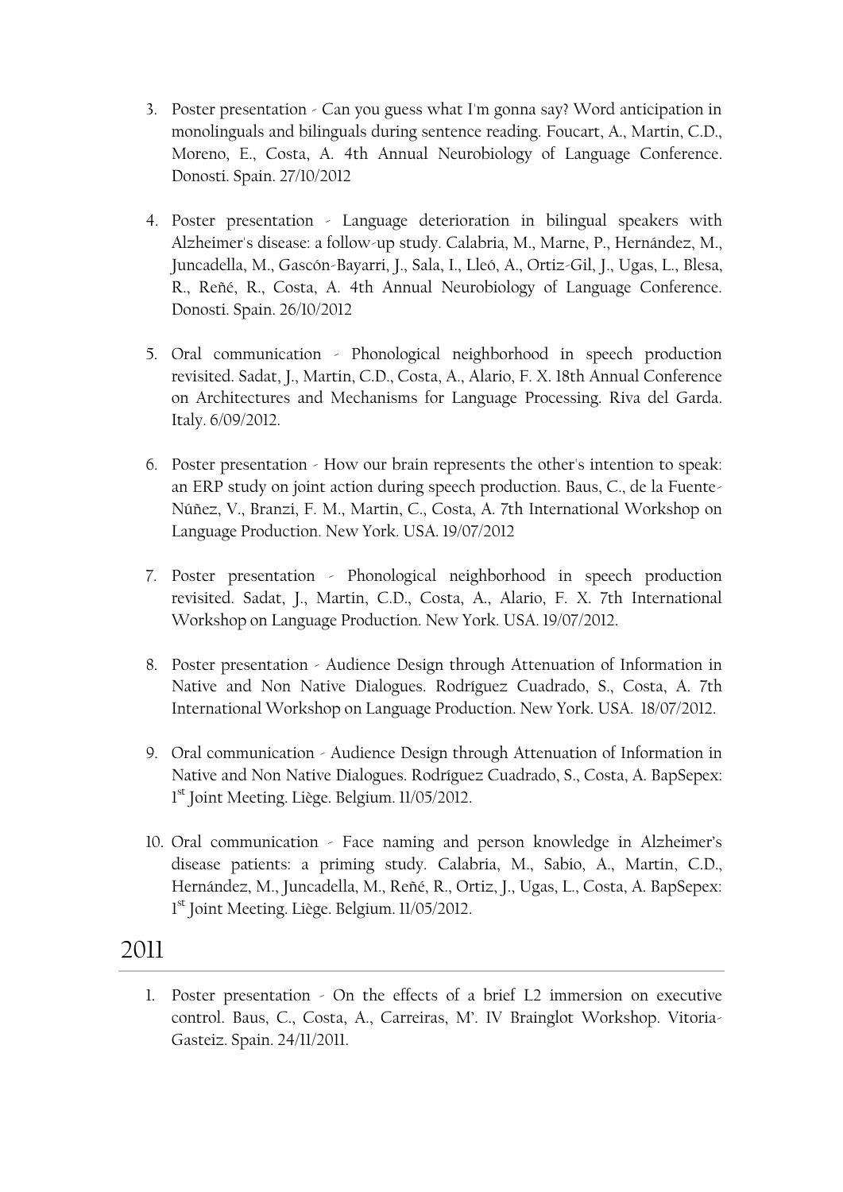3. Poster presentation - Can you guess what I'm gonna say? Word anticipation in monolinguals and bilinguals during sentence reading. Foucart, A., Martin, C.D., Moreno, E., Costa, A. 4th Annual Neurobiology of Language Conference. Donosti. Spain. 27/10/2012

4. Poster presentation - Language deterioration in bilingual speakers with Alzheimer's disease: a follow-up study. Calabria, M., Marne, P., Hernández, M., Juncadella, M., Gascón-Bayarri, J., Sala, I., Lleó, A., Ortiz-Gil, J., Ugas, L., Blesa, R., Reñé, R., Costa, A. 4th Annual Neurobiology of Language Conference. Donosti. Spain. 26/10/2012

5. Oral communication - Phonological neighborhood in speech production revisited. Sadat, J., Martin, C.D., Costa, A., Alario, F. X. 18th Annual Conference on Architectures and Mechanisms for Language Processing. Riva del Garda. Italy. 6/09/2012.

6. Poster presentation - How our brain represents the other's intention to speak: an ERP study on joint action during speech production. Baus, C., de la Fuente-Núñez, V., Branzi, F. M., Martin, C., Costa, A. 7th International Workshop on Language Production. New York. USA. 19/07/2012

7. Poster presentation - Phonological neighborhood in speech production revisited. Sadat, J., Martin, C.D., Costa, A., Alario, F. X. 7th International Workshop on Language Production. New York. USA. 19/07/2012.

8. Poster presentation - Audience Design through Attenuation of Information in Native and Non Native Dialogues. Rodríguez Cuadrado, S., Costa, A. 7th International Workshop on Language Production. New York. USA. 18/07/2012.

9. Oral communication - Audience Design through Attenuation of Information in Native and Non Native Dialogues. Rodríguez Cuadrado, S., Costa, A. BapSepex: 1st Joint Meeting. Liège. Belgium. 11/05/2012.

10. Oral communication - Face naming and person knowledge in Alzheimer's disease patients: a priming study. Calabria, M., Sabio, A., Martin, C.D., Hernández, M., Juncadella, M., Reñé, R., Ortiz, J., Ugas, L., Costa, A. BapSepex: 1st Joint Meeting. Liège. Belgium. 11/05/2012.

## 2011

1. Poster presentation - On the effects of a brief L2 immersion on executive control. Baus, C., Costa, A., Carreiras, M'. IV Brainglot Workshop. Vitoria-Gasteiz. Spain. 24/11/2011.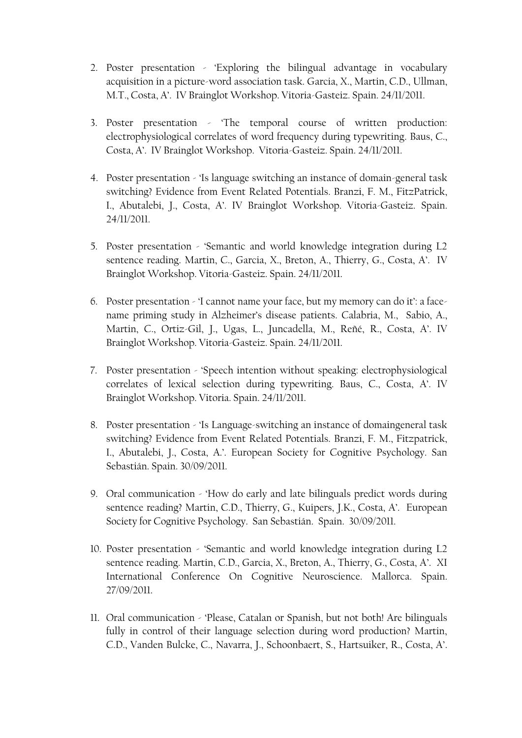2. Poster presentation - 'Exploring the bilingual advantage in vocabulary acquisition in a picture-word association task. Garcia, X., Martin, C.D., Ullman, M.T., Costa, A'. IV Brainglot Workshop. Vitoria-Gasteiz. Spain. 24/11/2011.

3. Poster presentation - 'The temporal course of written production: electrophysiological correlates of word frequency during typewriting. Baus, C., Costa, A'. IV Brainglot Workshop. Vitoria-Gasteiz. Spain. 24/11/2011.

4. Poster presentation - 'Is language switching an instance of domain-general task switching? Evidence from Event Related Potentials. Branzi, F. M., FitzPatrick, I., Abutalebi, J., Costa, A'. IV Brainglot Workshop. Vitoria-Gasteiz. Spain. 24/11/2011.

5. Poster presentation - 'Semantic and world knowledge integration during L2 sentence reading. Martin, C., Garcia, X., Breton, A., Thierry, G., Costa, A'. IV Brainglot Workshop. Vitoria-Gasteiz. Spain. 24/11/2011.

6. Poster presentation - 'I cannot name your face, but my memory can do it': a face-name priming study in Alzheimer's disease patients. Calabria, M., Sabio, A., Martin, C., Ortiz-Gil, J., Ugas, L., Juncadella, M., Reñé, R., Costa, A'. IV Brainglot Workshop. Vitoria-Gasteiz. Spain. 24/11/2011.

7. Poster presentation - 'Speech intention without speaking: electrophysiological correlates of lexical selection during typewriting. Baus, C., Costa, A'. IV Brainglot Workshop. Vitoria. Spain. 24/11/2011.

8. Poster presentation - 'Is Language-switching an instance of domaingeneral task switching? Evidence from Event Related Potentials. Branzi, F. M., Fitzpatrick, I., Abutalebi, J., Costa, A.'. European Society for Cognitive Psychology. San Sebastián. Spain. 30/09/2011.

9. Oral communication - 'How do early and late bilinguals predict words during sentence reading? Martin, C.D., Thierry, G., Kuipers, J.K., Costa, A'. European Society for Cognitive Psychology. San Sebastián. Spain. 30/09/2011.

10. Poster presentation - 'Semantic and world knowledge integration during L2 sentence reading. Martin, C.D., Garcia, X., Breton, A., Thierry, G., Costa, A'. XI International Conference On Cognitive Neuroscience. Mallorca. Spain. 27/09/2011.

11. Oral communication - 'Please, Catalan or Spanish, but not both! Are bilinguals fully in control of their language selection during word production? Martin, C.D., Vanden Bulcke, C., Navarra, J., Schoonbaert, S., Hartsuiker, R., Costa, A'.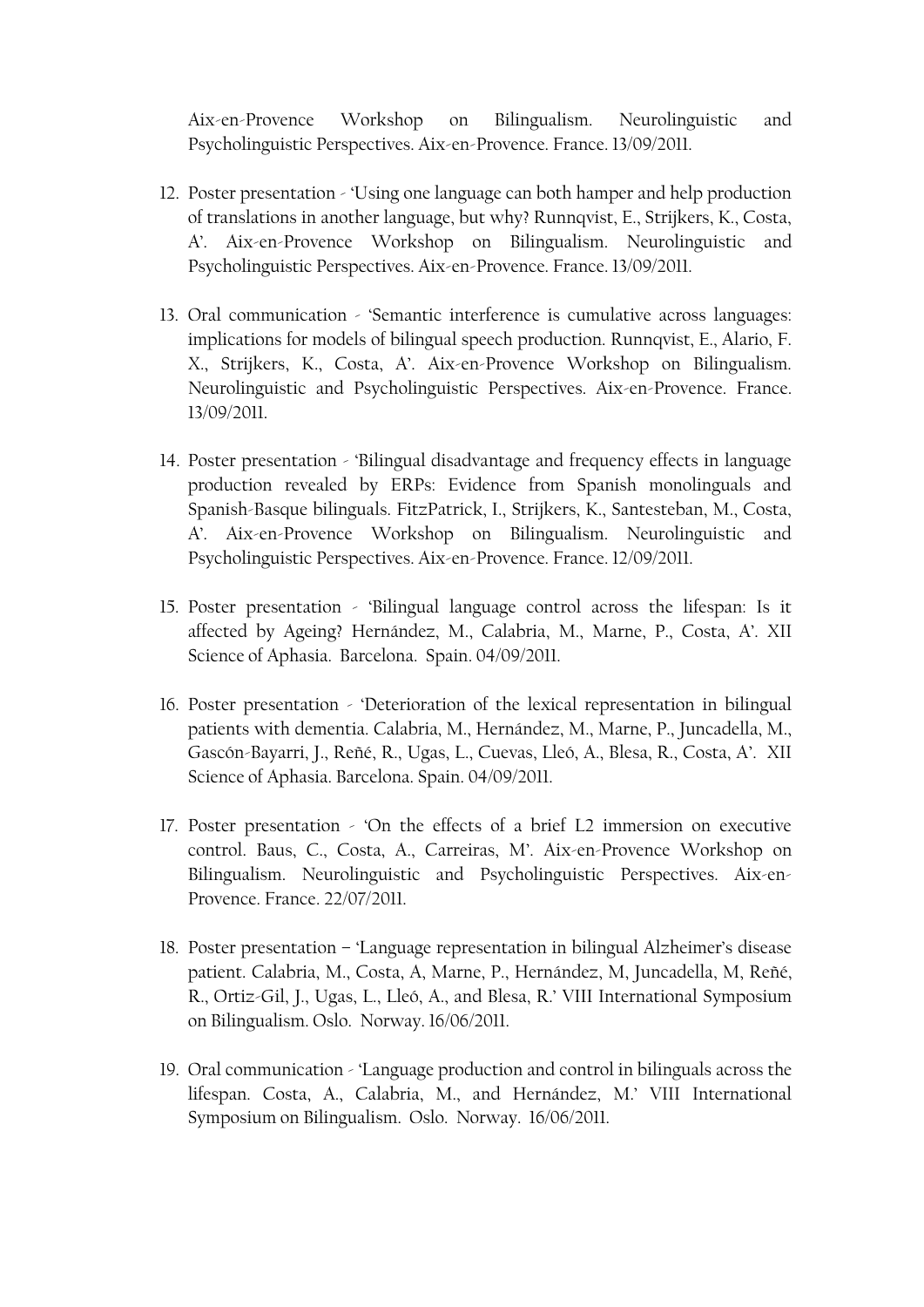Aix-en-Provence Workshop on Bilingualism. Neurolinguistic and Psycholinguistic Perspectives. Aix-en-Provence. France. 13/09/2011.

12. Poster presentation - 'Using one language can both hamper and help production of translations in another language, but why? Runnqvist, E., Strijkers, K., Costa, A'. Aix-en-Provence Workshop on Bilingualism. Neurolinguistic and Psycholinguistic Perspectives. Aix-en-Provence. France. 13/09/2011.

13. Oral communication - 'Semantic interference is cumulative across languages: implications for models of bilingual speech production. Runnqvist, E., Alario, F. X., Strijkers, K., Costa, A'. Aix-en-Provence Workshop on Bilingualism. Neurolinguistic and Psycholinguistic Perspectives. Aix-en-Provence. France. 13/09/2011.

14. Poster presentation - 'Bilingual disadvantage and frequency effects in language production revealed by ERPs: Evidence from Spanish monolinguals and Spanish-Basque bilinguals. FitzPatrick, I., Strijkers, K., Santesteban, M., Costa, A'. Aix-en-Provence Workshop on Bilingualism. Neurolinguistic and Psycholinguistic Perspectives. Aix-en-Provence. France. 12/09/2011.

15. Poster presentation - 'Bilingual language control across the lifespan: Is it affected by Ageing? Hernández, M., Calabria, M., Marne, P., Costa, A'. XII Science of Aphasia. Barcelona. Spain. 04/09/2011.

16. Poster presentation - 'Deterioration of the lexical representation in bilingual patients with dementia. Calabria, M., Hernández, M., Marne, P., Juncadella, M., Gascón-Bayarri, J., Reñé, R., Ugas, L., Cuevas, Lleó, A., Blesa, R., Costa, A'. XII Science of Aphasia. Barcelona. Spain. 04/09/2011.

17. Poster presentation - 'On the effects of a brief L2 immersion on executive control. Baus, C., Costa, A., Carreiras, M'. Aix-en-Provence Workshop on Bilingualism. Neurolinguistic and Psycholinguistic Perspectives. Aix-en-Provence. France. 22/07/2011.

18. Poster presentation – 'Language representation in bilingual Alzheimer's disease patient. Calabria, M., Costa, A, Marne, P., Hernández, M, Juncadella, M, Reñé, R., Ortiz-Gil, J., Ugas, L., Lleó, A., and Blesa, R.' VIII International Symposium on Bilingualism. Oslo. Norway. 16/06/2011.

19. Oral communication - 'Language production and control in bilinguals across the lifespan. Costa, A., Calabria, M., and Hernández, M.' VIII International Symposium on Bilingualism. Oslo. Norway. 16/06/2011.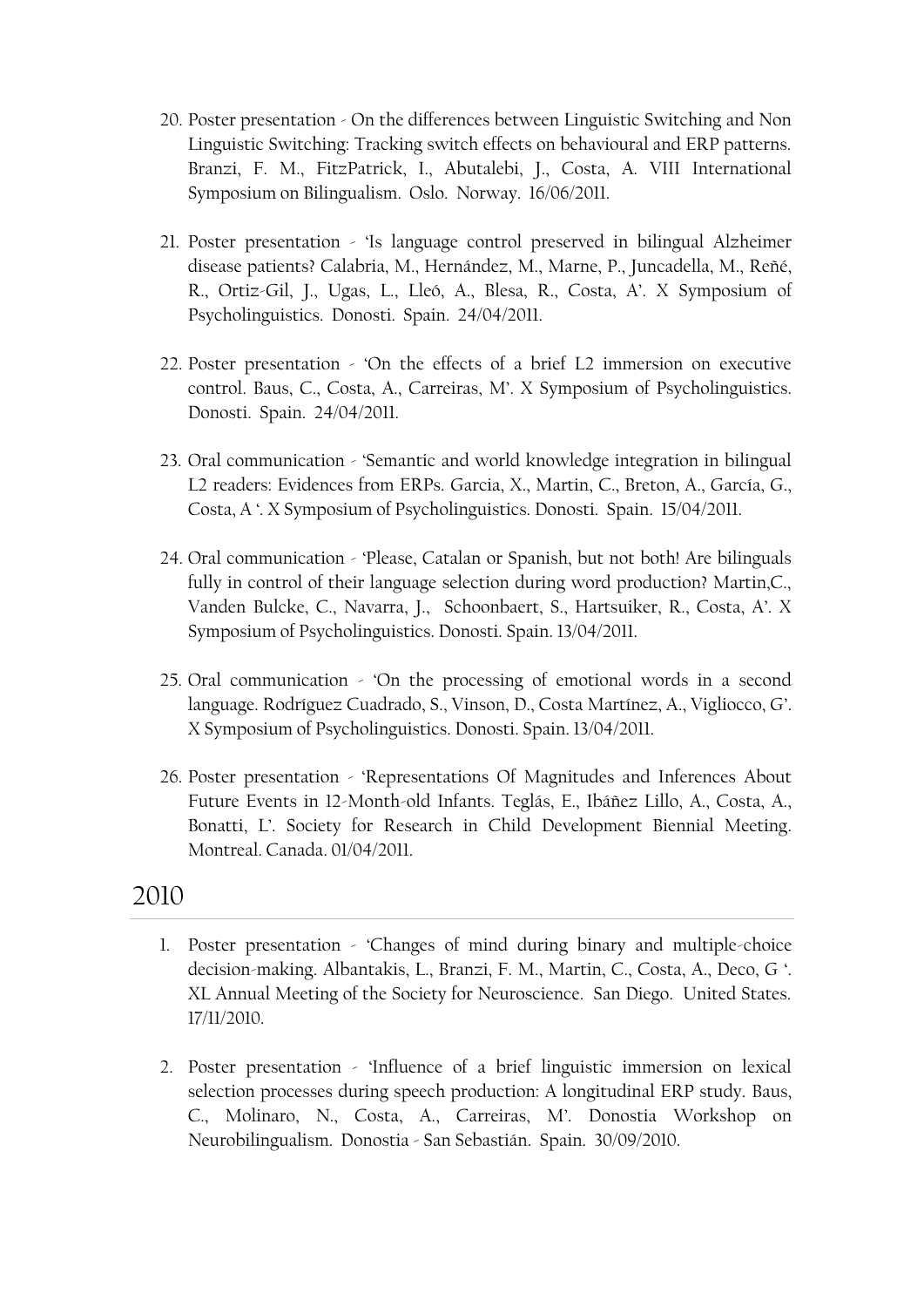20. Poster presentation - On the differences between Linguistic Switching and Non Linguistic Switching: Tracking switch effects on behavioural and ERP patterns. Branzi, F. M., FitzPatrick, I., Abutalebi, J., Costa, A. VIII International Symposium on Bilingualism. Oslo. Norway. 16/06/2011.

21. Poster presentation - 'Is language control preserved in bilingual Alzheimer disease patients? Calabria, M., Hernández, M., Marne, P., Juncadella, M., Reñé, R., Ortiz-Gil, J., Ugas, L., Lleó, A., Blesa, R., Costa, A'. X Symposium of Psycholinguistics. Donosti. Spain. 24/04/2011.

22. Poster presentation - 'On the effects of a brief L2 immersion on executive control. Baus, C., Costa, A., Carreiras, M'. X Symposium of Psycholinguistics. Donosti. Spain. 24/04/2011.

23. Oral communication - 'Semantic and world knowledge integration in bilingual L2 readers: Evidences from ERPs. Garcia, X., Martin, C., Breton, A., García, G., Costa, A '. X Symposium of Psycholinguistics. Donosti. Spain. 15/04/2011.

24. Oral communication - 'Please, Catalan or Spanish, but not both! Are bilinguals fully in control of their language selection during word production? Martin,C., Vanden Bulcke, C., Navarra, J., Schoonbaert, S., Hartsuiker, R., Costa, A'. X Symposium of Psycholinguistics. Donosti. Spain. 13/04/2011.

25. Oral communication - 'On the processing of emotional words in a second language. Rodríguez Cuadrado, S., Vinson, D., Costa Martínez, A., Vigliocco, G'. X Symposium of Psycholinguistics. Donosti. Spain. 13/04/2011.

26. Poster presentation - 'Representations Of Magnitudes and Inferences About Future Events in 12-Month-old Infants. Teglás, E., Ibáñez Lillo, A., Costa, A., Bonatti, L'. Society for Research in Child Development Biennial Meeting. Montreal. Canada. 01/04/2011.

## 2010

1. Poster presentation - 'Changes of mind during binary and multiple-choice decision-making. Albantakis, L., Branzi, F. M., Martin, C., Costa, A., Deco, G '. XL Annual Meeting of the Society for Neuroscience. San Diego. United States. 17/11/2010.

2. Poster presentation - 'Influence of a brief linguistic immersion on lexical selection processes during speech production: A longitudinal ERP study. Baus, C., Molinaro, N., Costa, A., Carreiras, M'. Donostia Workshop on Neurobilingualism. Donostia - San Sebastián. Spain. 30/09/2010.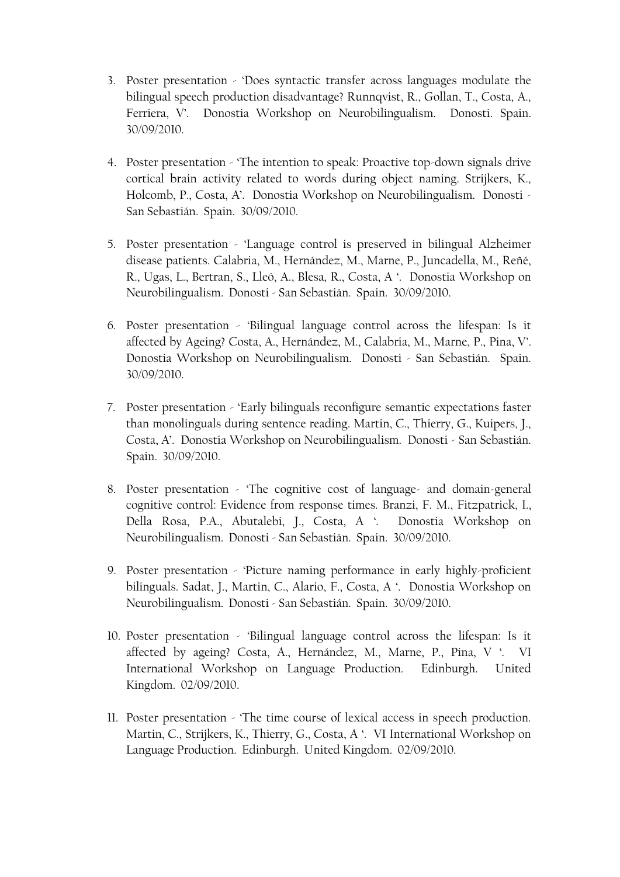3. Poster presentation - 'Does syntactic transfer across languages modulate the bilingual speech production disadvantage? Runnqvist, R., Gollan, T., Costa, A., Ferriera, V'. Donostia Workshop on Neurobilingualism. Donosti. Spain. 30/09/2010.

4. Poster presentation - 'The intention to speak: Proactive top-down signals drive cortical brain activity related to words during object naming. Strijkers, K., Holcomb, P., Costa, A'. Donostia Workshop on Neurobilingualism. Donosti - San Sebastián. Spain. 30/09/2010.

5. Poster presentation - 'Language control is preserved in bilingual Alzheimer disease patients. Calabria, M., Hernández, M., Marne, P., Juncadella, M., Reñé, R., Ugas, L., Bertran, S., Lleó, A., Blesa, R., Costa, A '. Donostia Workshop on Neurobilingualism. Donosti - San Sebastián. Spain. 30/09/2010.

6. Poster presentation - 'Bilingual language control across the lifespan: Is it affected by Ageing? Costa, A., Hernández, M., Calabria, M., Marne, P., Pina, V'. Donostia Workshop on Neurobilingualism. Donosti - San Sebastián. Spain. 30/09/2010.

7. Poster presentation - 'Early bilinguals reconfigure semantic expectations faster than monolinguals during sentence reading. Martin, C., Thierry, G., Kuipers, J., Costa, A'. Donostia Workshop on Neurobilingualism. Donosti - San Sebastián. Spain. 30/09/2010.

8. Poster presentation - 'The cognitive cost of language- and domain-general cognitive control: Evidence from response times. Branzi, F. M., Fitzpatrick, I., Della Rosa, P.A., Abutalebi, J., Costa, A '. Donostia Workshop on Neurobilingualism. Donosti - San Sebastián. Spain. 30/09/2010.

9. Poster presentation - 'Picture naming performance in early highly-proficient bilinguals. Sadat, J., Martin, C., Alario, F., Costa, A '. Donostia Workshop on Neurobilingualism. Donosti - San Sebastián. Spain. 30/09/2010.

10. Poster presentation - 'Bilingual language control across the lifespan: Is it affected by ageing? Costa, A., Hernández, M., Marne, P., Pina, V '. VI International Workshop on Language Production. Edinburgh. United Kingdom. 02/09/2010.

11. Poster presentation - 'The time course of lexical access in speech production. Martin, C., Strijkers, K., Thierry, G., Costa, A '. VI International Workshop on Language Production. Edinburgh. United Kingdom. 02/09/2010.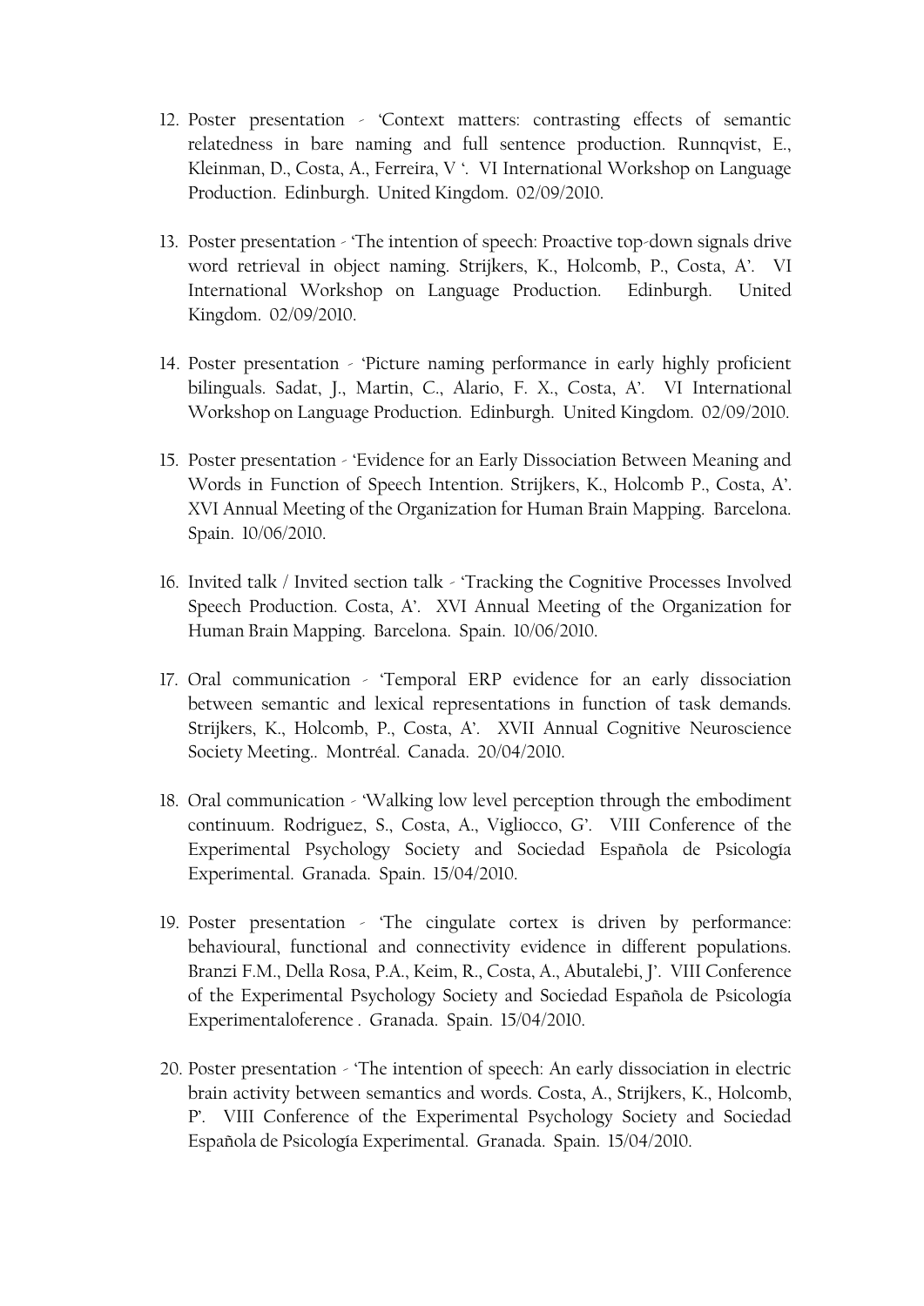12. Poster presentation - 'Context matters: contrasting effects of semantic relatedness in bare naming and full sentence production. Runnqvist, E., Kleinman, D., Costa, A., Ferreira, V '. VI International Workshop on Language Production. Edinburgh. United Kingdom. 02/09/2010.

13. Poster presentation - 'The intention of speech: Proactive top-down signals drive word retrieval in object naming. Strijkers, K., Holcomb, P., Costa, A'. VI International Workshop on Language Production. Edinburgh. United Kingdom. 02/09/2010.

14. Poster presentation - 'Picture naming performance in early highly proficient bilinguals. Sadat, J., Martin, C., Alario, F. X., Costa, A'. VI International Workshop on Language Production. Edinburgh. United Kingdom. 02/09/2010.

15. Poster presentation - 'Evidence for an Early Dissociation Between Meaning and Words in Function of Speech Intention. Strijkers, K., Holcomb P., Costa, A'. XVI Annual Meeting of the Organization for Human Brain Mapping. Barcelona. Spain. 10/06/2010.

16. Invited talk / Invited section talk - 'Tracking the Cognitive Processes Involved Speech Production. Costa, A'. XVI Annual Meeting of the Organization for Human Brain Mapping. Barcelona. Spain. 10/06/2010.

17. Oral communication - 'Temporal ERP evidence for an early dissociation between semantic and lexical representations in function of task demands. Strijkers, K., Holcomb, P., Costa, A'. XVII Annual Cognitive Neuroscience Society Meeting.. Montréal. Canada. 20/04/2010.

18. Oral communication - 'Walking low level perception through the embodiment continuum. Rodriguez, S., Costa, A., Vigliocco, G'. VIII Conference of the Experimental Psychology Society and Sociedad Española de Psicología Experimental. Granada. Spain. 15/04/2010.

19. Poster presentation - 'The cingulate cortex is driven by performance: behavioural, functional and connectivity evidence in different populations. Branzi F.M., Della Rosa, P.A., Keim, R., Costa, A., Abutalebi, J'. VIII Conference of the Experimental Psychology Society and Sociedad Española de Psicología Experimentaloference . Granada. Spain. 15/04/2010.

20. Poster presentation - 'The intention of speech: An early dissociation in electric brain activity between semantics and words. Costa, A., Strijkers, K., Holcomb, P'. VIII Conference of the Experimental Psychology Society and Sociedad Española de Psicología Experimental. Granada. Spain. 15/04/2010.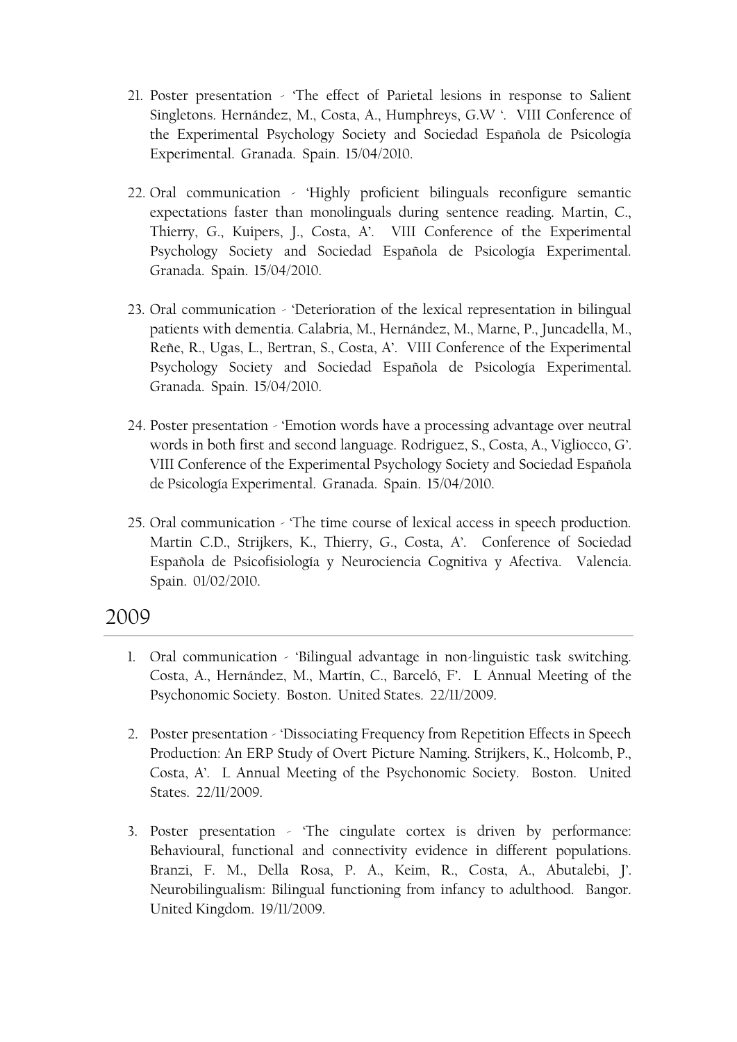21. Poster presentation - 'The effect of Parietal lesions in response to Salient Singletons. Hernández, M., Costa, A., Humphreys, G.W '. VIII Conference of the Experimental Psychology Society and Sociedad Española de Psicología Experimental. Granada. Spain. 15/04/2010.

22. Oral communication - 'Highly proficient bilinguals reconfigure semantic expectations faster than monolinguals during sentence reading. Martin, C., Thierry, G., Kuipers, J., Costa, A'. VIII Conference of the Experimental Psychology Society and Sociedad Española de Psicología Experimental. Granada. Spain. 15/04/2010.

23. Oral communication - 'Deterioration of the lexical representation in bilingual patients with dementia. Calabria, M., Hernández, M., Marne, P., Juncadella, M., Reñe, R., Ugas, L., Bertran, S., Costa, A'. VIII Conference of the Experimental Psychology Society and Sociedad Española de Psicología Experimental. Granada. Spain. 15/04/2010.

24. Poster presentation - 'Emotion words have a processing advantage over neutral words in both first and second language. Rodriguez, S., Costa, A., Vigliocco, G'. VIII Conference of the Experimental Psychology Society and Sociedad Española de Psicología Experimental. Granada. Spain. 15/04/2010.

25. Oral communication - 'The time course of lexical access in speech production. Martin C.D., Strijkers, K., Thierry, G., Costa, A'. Conference of Sociedad Española de Psicofisiología y Neurociencia Cognitiva y Afectiva. Valencia. Spain. 01/02/2010.

## 2009

1. Oral communication - 'Bilingual advantage in non-linguistic task switching. Costa, A., Hernández, M., Martín, C., Barceló, F'. L Annual Meeting of the Psychonomic Society. Boston. United States. 22/11/2009.

2. Poster presentation - 'Dissociating Frequency from Repetition Effects in Speech Production: An ERP Study of Overt Picture Naming. Strijkers, K., Holcomb, P., Costa, A'. L Annual Meeting of the Psychonomic Society. Boston. United States. 22/11/2009.

3. Poster presentation - 'The cingulate cortex is driven by performance: Behavioural, functional and connectivity evidence in different populations. Branzi, F. M., Della Rosa, P. A., Keim, R., Costa, A., Abutalebi, J'. Neurobilingualism: Bilingual functioning from infancy to adulthood. Bangor. United Kingdom. 19/11/2009.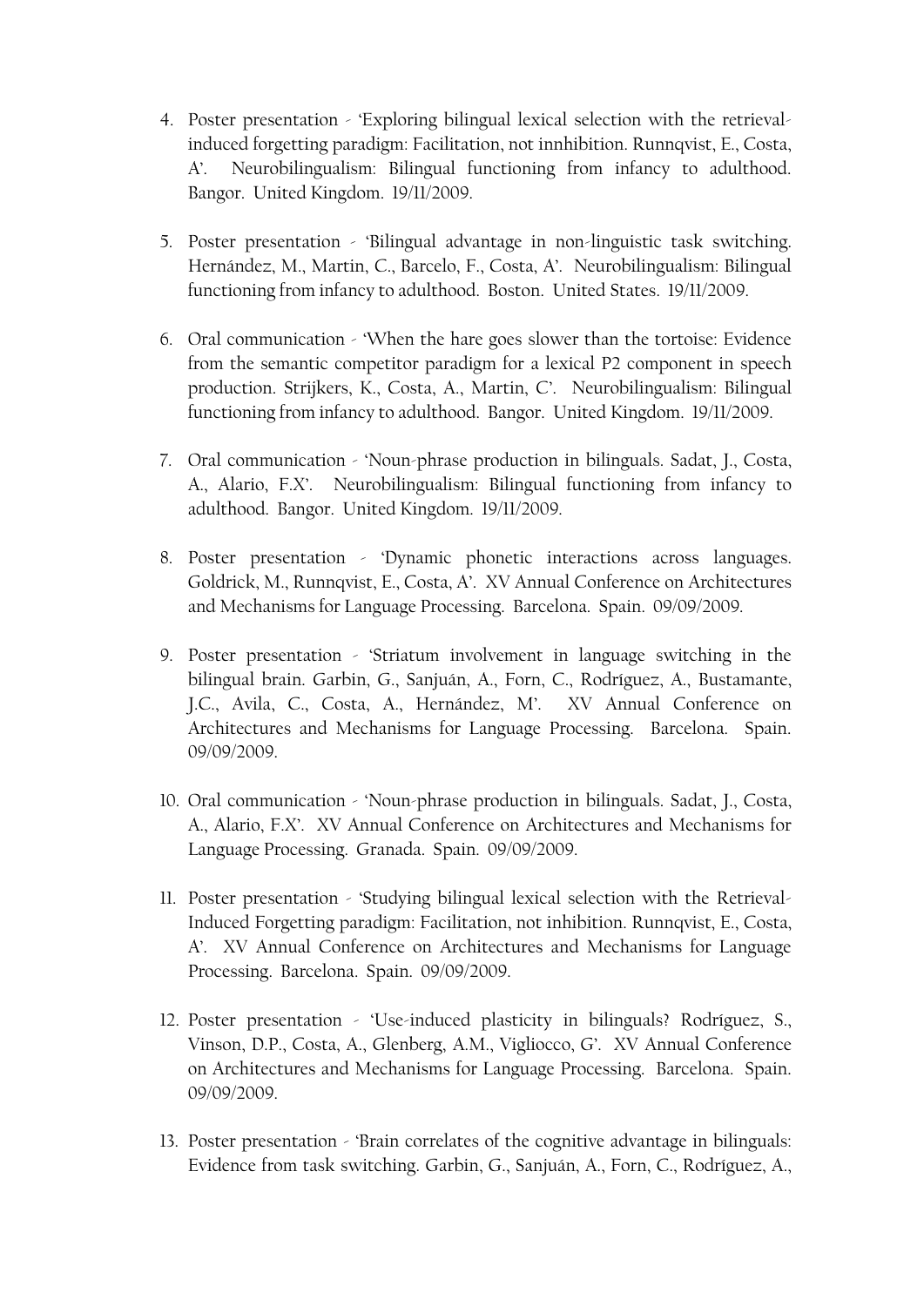4. Poster presentation - 'Exploring bilingual lexical selection with the retrieval-induced forgetting paradigm: Facilitation, not innhibition. Runnqvist, E., Costa, A'. Neurobilingualism: Bilingual functioning from infancy to adulthood. Bangor. United Kingdom. 19/11/2009.

5. Poster presentation - 'Bilingual advantage in non-linguistic task switching. Hernández, M., Martin, C., Barcelo, F., Costa, A'. Neurobilingualism: Bilingual functioning from infancy to adulthood. Boston. United States. 19/11/2009.

6. Oral communication - 'When the hare goes slower than the tortoise: Evidence from the semantic competitor paradigm for a lexical P2 component in speech production. Strijkers, K., Costa, A., Martin, C'. Neurobilingualism: Bilingual functioning from infancy to adulthood. Bangor. United Kingdom. 19/11/2009.

7. Oral communication - 'Noun-phrase production in bilinguals. Sadat, J., Costa, A., Alario, F.X'. Neurobilingualism: Bilingual functioning from infancy to adulthood. Bangor. United Kingdom. 19/11/2009.

8. Poster presentation - 'Dynamic phonetic interactions across languages. Goldrick, M., Runnqvist, E., Costa, A'. XV Annual Conference on Architectures and Mechanisms for Language Processing. Barcelona. Spain. 09/09/2009.

9. Poster presentation - 'Striatum involvement in language switching in the bilingual brain. Garbin, G., Sanjuán, A., Forn, C., Rodríguez, A., Bustamante, J.C., Avila, C., Costa, A., Hernández, M'. XV Annual Conference on Architectures and Mechanisms for Language Processing. Barcelona. Spain. 09/09/2009.

10. Oral communication - 'Noun-phrase production in bilinguals. Sadat, J., Costa, A., Alario, F.X'. XV Annual Conference on Architectures and Mechanisms for Language Processing. Granada. Spain. 09/09/2009.

11. Poster presentation - 'Studying bilingual lexical selection with the Retrieval-Induced Forgetting paradigm: Facilitation, not inhibition. Runnqvist, E., Costa, A'. XV Annual Conference on Architectures and Mechanisms for Language Processing. Barcelona. Spain. 09/09/2009.

12. Poster presentation - 'Use-induced plasticity in bilinguals? Rodríguez, S., Vinson, D.P., Costa, A., Glenberg, A.M., Vigliocco, G'. XV Annual Conference on Architectures and Mechanisms for Language Processing. Barcelona. Spain. 09/09/2009.

13. Poster presentation - 'Brain correlates of the cognitive advantage in bilinguals: Evidence from task switching. Garbin, G., Sanjuán, A., Forn, C., Rodríguez, A.,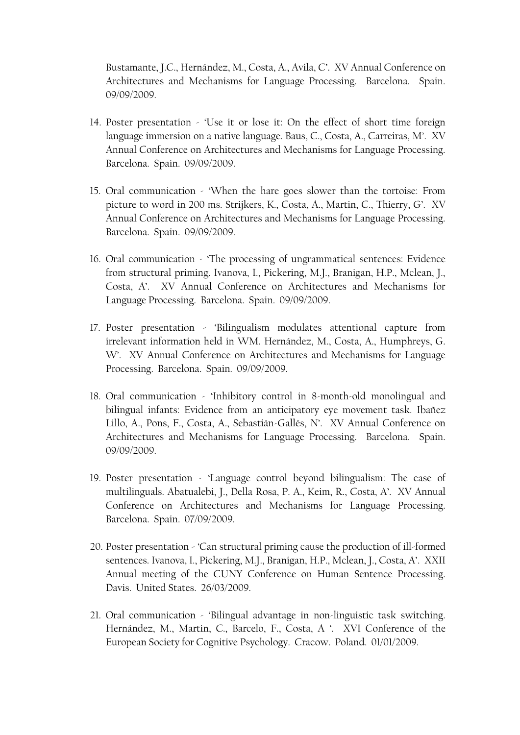Bustamante, J.C., Hernández, M., Costa, A., Avila, C'. XV Annual Conference on Architectures and Mechanisms for Language Processing. Barcelona. Spain. 09/09/2009.

14. Poster presentation - 'Use it or lose it: On the effect of short time foreign language immersion on a native language. Baus, C., Costa, A., Carreiras, M'. XV Annual Conference on Architectures and Mechanisms for Language Processing. Barcelona. Spain. 09/09/2009.

15. Oral communication - 'When the hare goes slower than the tortoise: From picture to word in 200 ms. Strijkers, K., Costa, A., Martin, C., Thierry, G'. XV Annual Conference on Architectures and Mechanisms for Language Processing. Barcelona. Spain. 09/09/2009.

16. Oral communication - 'The processing of ungrammatical sentences: Evidence from structural priming. Ivanova, I., Pickering, M.J., Branigan, H.P., Mclean, J., Costa, A'. XV Annual Conference on Architectures and Mechanisms for Language Processing. Barcelona. Spain. 09/09/2009.

17. Poster presentation - 'Bilingualism modulates attentional capture from irrelevant information held in WM. Hernández, M., Costa, A., Humphreys, G. W'. XV Annual Conference on Architectures and Mechanisms for Language Processing. Barcelona. Spain. 09/09/2009.

18. Oral communication - 'Inhibitory control in 8-month-old monolingual and bilingual infants: Evidence from an anticipatory eye movement task. Ibañez Lillo, A., Pons, F., Costa, A., Sebastián-Gallés, N'. XV Annual Conference on Architectures and Mechanisms for Language Processing. Barcelona. Spain. 09/09/2009.

19. Poster presentation - 'Language control beyond bilingualism: The case of multilinguals. Abatualebi, J., Della Rosa, P. A., Keim, R., Costa, A'. XV Annual Conference on Architectures and Mechanisms for Language Processing. Barcelona. Spain. 07/09/2009.

20. Poster presentation - 'Can structural priming cause the production of ill-formed sentences. Ivanova, I., Pickering, M.J., Branigan, H.P., Mclean, J., Costa, A'. XXII Annual meeting of the CUNY Conference on Human Sentence Processing. Davis. United States. 26/03/2009.

21. Oral communication - 'Bilingual advantage in non-linguistic task switching. Hernández, M., Martin, C., Barcelo, F., Costa, A '. XVI Conference of the European Society for Cognitive Psychology. Cracow. Poland. 01/01/2009.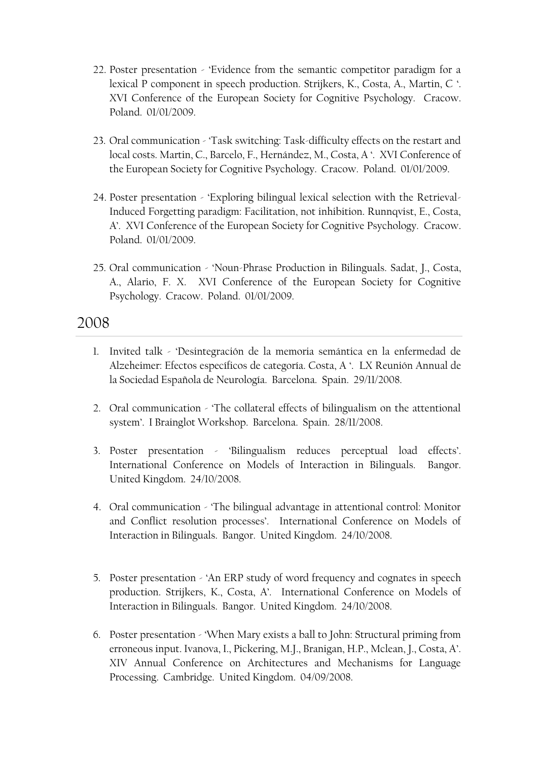22. Poster presentation - 'Evidence from the semantic competitor paradigm for a lexical P component in speech production. Strijkers, K., Costa, A., Martin, C '. XVI Conference of the European Society for Cognitive Psychology. Cracow. Poland. 01/01/2009.

23. Oral communication - 'Task switching: Task-difficulty effects on the restart and local costs. Martin, C., Barcelo, F., Hernández, M., Costa, A '. XVI Conference of the European Society for Cognitive Psychology. Cracow. Poland. 01/01/2009.

24. Poster presentation - 'Exploring bilingual lexical selection with the Retrieval-Induced Forgetting paradigm: Facilitation, not inhibition. Runnqvist, E., Costa, A'. XVI Conference of the European Society for Cognitive Psychology. Cracow. Poland. 01/01/2009.

25. Oral communication - 'Noun-Phrase Production in Bilinguals. Sadat, J., Costa, A., Alario, F. X. XVI Conference of the European Society for Cognitive Psychology. Cracow. Poland. 01/01/2009.

## 2008

1. Invited talk - 'Desintegración de la memoria semántica en la enfermedad de Alzeheimer: Efectos específicos de categoría. Costa, A '. LX Reunión Annual de la Sociedad Española de Neurología. Barcelona. Spain. 29/11/2008.

2. Oral communication - 'The collateral effects of bilingualism on the attentional system'. I Brainglot Workshop. Barcelona. Spain. 28/11/2008.

3. Poster presentation - 'Bilingualism reduces perceptual load effects'. International Conference on Models of Interaction in Bilinguals. Bangor. United Kingdom. 24/10/2008.

4. Oral communication - 'The bilingual advantage in attentional control: Monitor and Conflict resolution processes'. International Conference on Models of Interaction in Bilinguals. Bangor. United Kingdom. 24/10/2008.

5. Poster presentation - 'An ERP study of word frequency and cognates in speech production. Strijkers, K., Costa, A'. International Conference on Models of Interaction in Bilinguals. Bangor. United Kingdom. 24/10/2008.

6. Poster presentation - 'When Mary exists a ball to John: Structural priming from erroneous input. Ivanova, I., Pickering, M.J., Branigan, H.P., Mclean, J., Costa, A'. XIV Annual Conference on Architectures and Mechanisms for Language Processing. Cambridge. United Kingdom. 04/09/2008.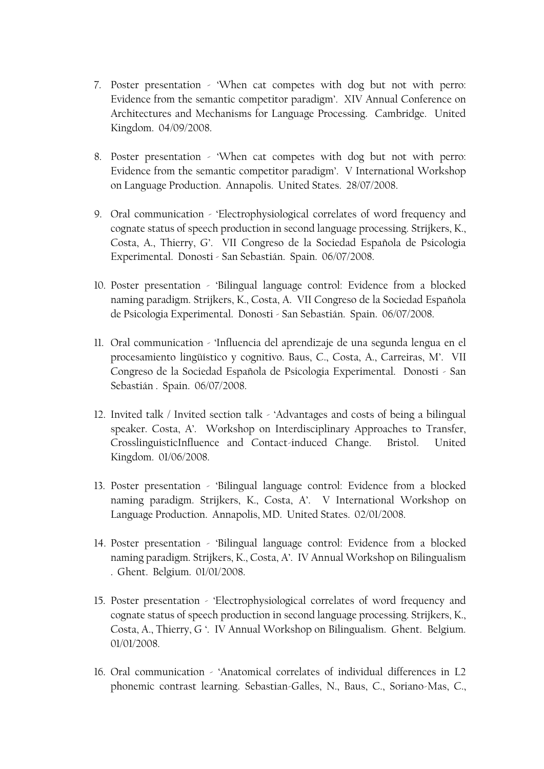7. Poster presentation - 'When cat competes with dog but not with perro: Evidence from the semantic competitor paradigm'. XIV Annual Conference on Architectures and Mechanisms for Language Processing. Cambridge. United Kingdom. 04/09/2008.

8. Poster presentation - 'When cat competes with dog but not with perro: Evidence from the semantic competitor paradigm'. V International Workshop on Language Production. Annapolis. United States. 28/07/2008.

9. Oral communication - 'Electrophysiological correlates of word frequency and cognate status of speech production in second language processing. Strijkers, K., Costa, A., Thierry, G'. VII Congreso de la Sociedad Española de Psicologia Experimental. Donosti - San Sebastián. Spain. 06/07/2008.

10. Poster presentation - 'Bilingual language control: Evidence from a blocked naming paradigm. Strijkers, K., Costa, A. VII Congreso de la Sociedad Española de Psicologia Experimental. Donosti - San Sebastián. Spain. 06/07/2008.

11. Oral communication - 'Influencia del aprendizaje de una segunda lengua en el procesamiento lingüístico y cognitivo. Baus, C., Costa, A., Carreiras, M'. VII Congreso de la Sociedad Española de Psicologia Experimental. Donosti - San Sebastián . Spain. 06/07/2008.

12. Invited talk / Invited section talk - 'Advantages and costs of being a bilingual speaker. Costa, A'. Workshop on Interdisciplinary Approaches to Transfer, CrosslinguisticInfluence and Contact-induced Change. Bristol. United Kingdom. 01/06/2008.

13. Poster presentation - 'Bilingual language control: Evidence from a blocked naming paradigm. Strijkers, K., Costa, A'. V International Workshop on Language Production. Annapolis, MD. United States. 02/01/2008.

14. Poster presentation - 'Bilingual language control: Evidence from a blocked naming paradigm. Strijkers, K., Costa, A'. IV Annual Workshop on Bilingualism . Ghent. Belgium. 01/01/2008.

15. Poster presentation - 'Electrophysiological correlates of word frequency and cognate status of speech production in second language processing. Strijkers, K., Costa, A., Thierry, G '. IV Annual Workshop on Bilingualism. Ghent. Belgium. 01/01/2008.

16. Oral communication - 'Anatomical correlates of individual differences in L2 phonemic contrast learning. Sebastian-Galles, N., Baus, C., Soriano-Mas, C.,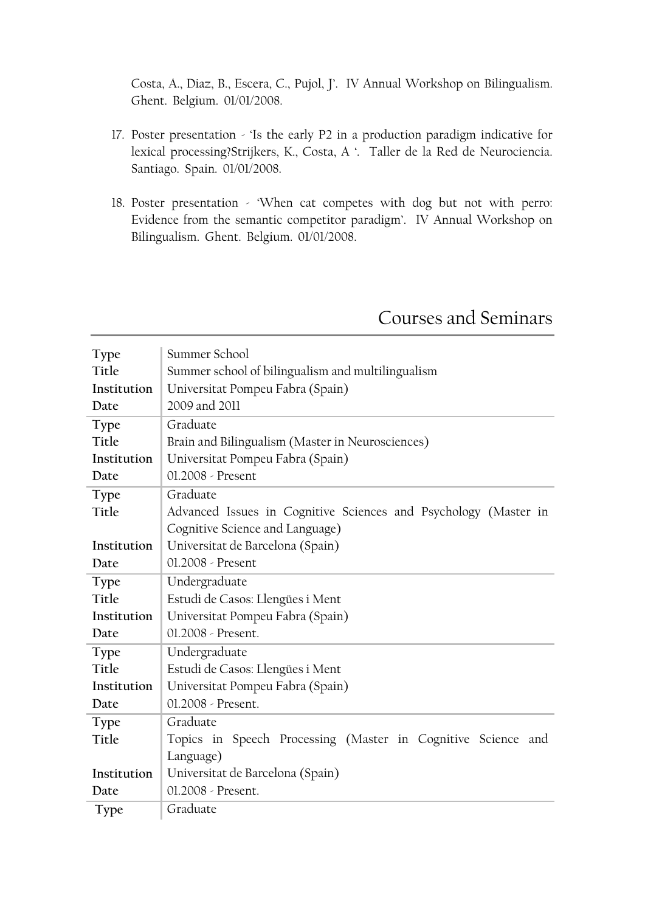Costa, A., Diaz, B., Escera, C., Pujol, J'. IV Annual Workshop on Bilingualism. Ghent. Belgium. 01/01/2008.

17. Poster presentation - 'Is the early P2 in a production paradigm indicative for lexical processing?Strijkers, K., Costa, A '. Taller de la Red de Neurociencia. Santiago. Spain. 01/01/2008.

18. Poster presentation - 'When cat competes with dog but not with perro: Evidence from the semantic competitor paradigm'. IV Annual Workshop on Bilingualism. Ghent. Belgium. 01/01/2008.

## Courses and Seminars

| | |
|---|---|
| **Type** | Summer School |
| **Title** | Summer school of bilingualism and multilingualism |
| **Institution** | Universitat Pompeu Fabra (Spain) |
| **Date** | 2009 and 2011 |
| **Type** | Graduate |
| **Title** | Brain and Bilingualism (Master in Neurosciences) |
| **Institution** | Universitat Pompeu Fabra (Spain) |
| **Date** | 01.2008 - Present |
| **Type** | Graduate |
| **Title** | Advanced Issues in Cognitive Sciences and Psychology (Master in Cognitive Science and Language) |
| **Institution** | Universitat de Barcelona (Spain) |
| **Date** | 01.2008 - Present |
| **Type** | Undergraduate |
| **Title** | Estudi de Casos: Llengües i Ment |
| **Institution** | Universitat Pompeu Fabra (Spain) |
| **Date** | 01.2008 - Present. |
| **Type** | Undergraduate |
| **Title** | Estudi de Casos: Llengües i Ment |
| **Institution** | Universitat Pompeu Fabra (Spain) |
| **Date** | 01.2008 - Present. |
| **Type** | Graduate |
| **Title** | Topics in Speech Processing (Master in Cognitive Science and Language) |
| **Institution** | Universitat de Barcelona (Spain) |
| **Date** | 01.2008 - Present. |
| **Type** | Graduate |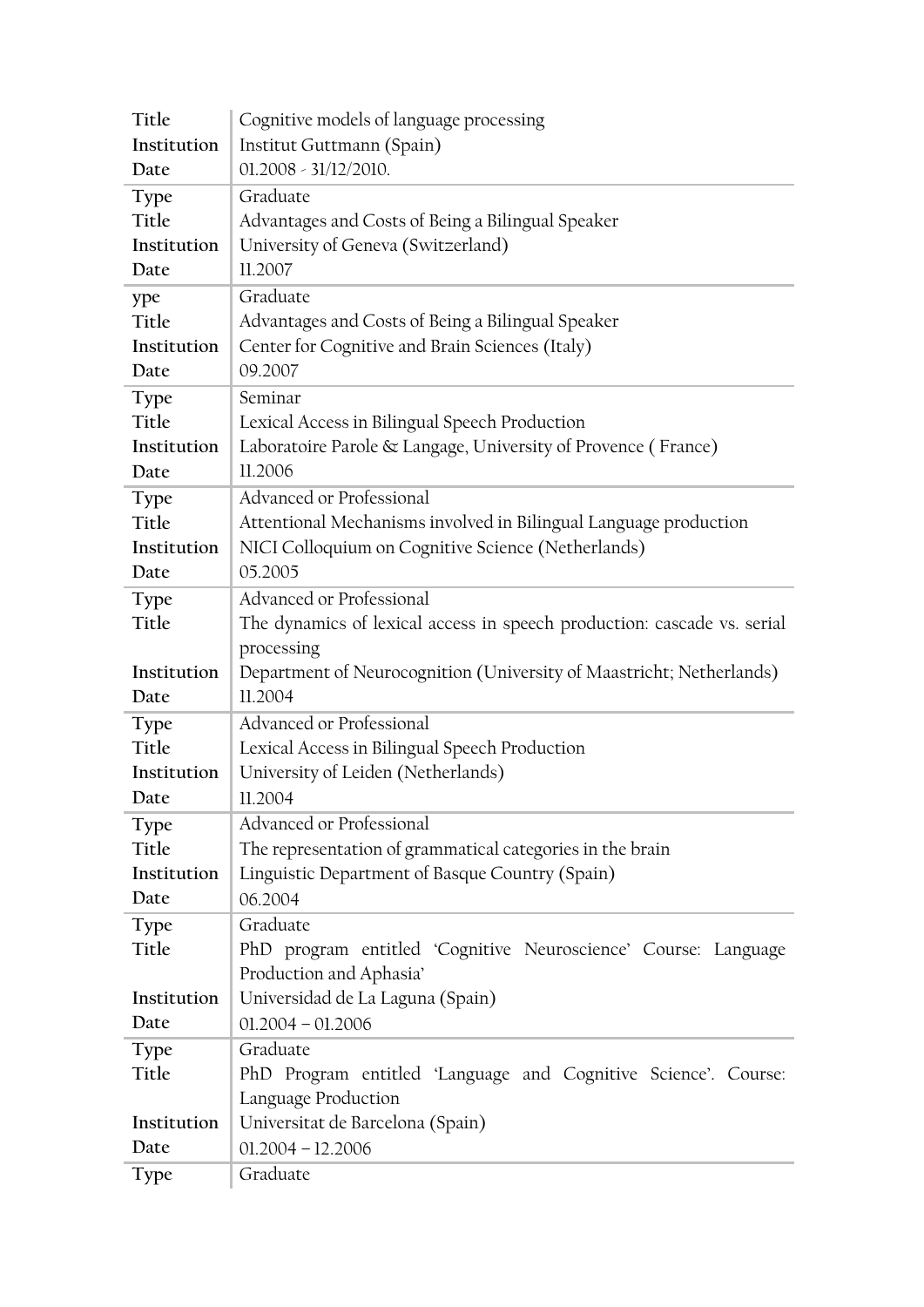| | |
|---|---|
| Title | Cognitive models of language processing |
| Institution | Institut Guttmann (Spain) |
| Date | 01.2008 - 31/12/2010. |
| Type | Graduate |
| Title | Advantages and Costs of Being a Bilingual Speaker |
| Institution | University of Geneva (Switzerland) |
| Date | 11.2007 |
| ype | Graduate |
| Title | Advantages and Costs of Being a Bilingual Speaker |
| Institution | Center for Cognitive and Brain Sciences (Italy) |
| Date | 09.2007 |
| Type | Seminar |
| Title | Lexical Access in Bilingual Speech Production |
| Institution | Laboratoire Parole & Langage, University of Provence ( France) |
| Date | 11.2006 |
| Type | Advanced or Professional |
| Title | Attentional Mechanisms involved in Bilingual Language production |
| Institution | NICI Colloquium on Cognitive Science (Netherlands) |
| Date | 05.2005 |
| Type | Advanced or Professional |
| Title | The dynamics of lexical access in speech production: cascade vs. serial processing |
| Institution | Department of Neurocognition (University of Maastricht; Netherlands) |
| Date | 11.2004 |
| Type | Advanced or Professional |
| Title | Lexical Access in Bilingual Speech Production |
| Institution | University of Leiden (Netherlands) |
| Date | 11.2004 |
| Type | Advanced or Professional |
| Title | The representation of grammatical categories in the brain |
| Institution | Linguistic Department of Basque Country (Spain) |
| Date | 06.2004 |
| Type | Graduate |
| Title | PhD program entitled 'Cognitive Neuroscience' Course: Language Production and Aphasia' |
| Institution | Universidad de La Laguna (Spain) |
| Date | 01.2004 – 01.2006 |
| Type | Graduate |
| Title | PhD Program entitled 'Language and Cognitive Science'. Course: Language Production |
| Institution | Universitat de Barcelona (Spain) |
| Date | 01.2004 – 12.2006 |
| Type | Graduate |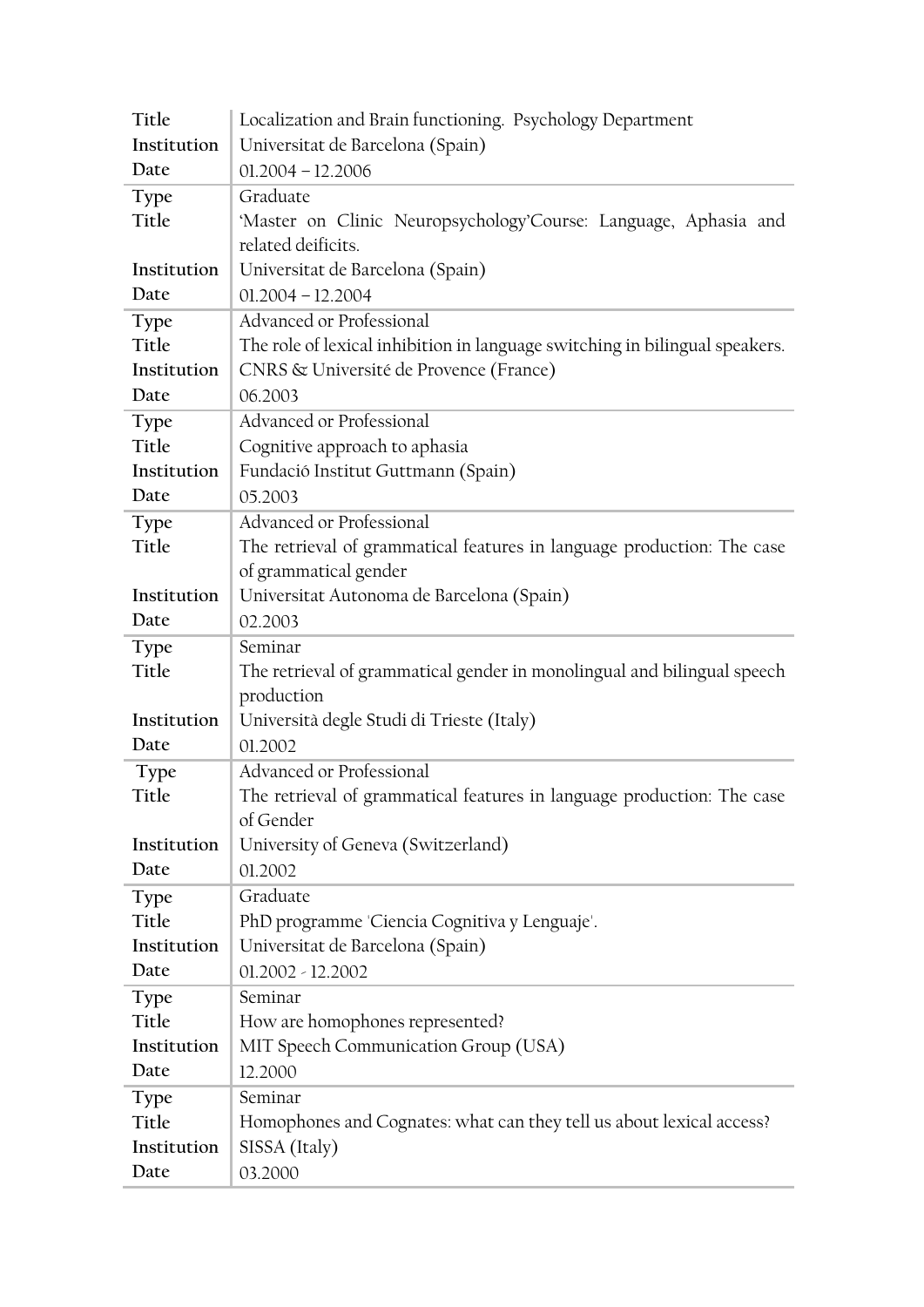| | |
|---|---|
| Title | Localization and Brain functioning.  Psychology Department |
| Institution | Universitat de Barcelona (Spain) |
| Date | 01.2004 – 12.2006 |
| Type | Graduate |
| Title | 'Master on Clinic Neuropsychology'Course: Language, Aphasia and related deificits. |
| Institution | Universitat de Barcelona (Spain) |
| Date | 01.2004 – 12.2004 |
| Type | Advanced or Professional |
| Title | The role of lexical inhibition in language switching in bilingual speakers. |
| Institution | CNRS & Université de Provence (France) |
| Date | 06.2003 |
| Type | Advanced or Professional |
| Title | Cognitive approach to aphasia |
| Institution | Fundació Institut Guttmann (Spain) |
| Date | 05.2003 |
| Type | Advanced or Professional |
| Title | The retrieval of grammatical features in language production: The case of grammatical gender |
| Institution | Universitat Autonoma de Barcelona (Spain) |
| Date | 02.2003 |
| Type | Seminar |
| Title | The retrieval of grammatical gender in monolingual and bilingual speech production |
| Institution | Università degle Studi di Trieste (Italy) |
| Date | 01.2002 |
| Type | Advanced or Professional |
| Title | The retrieval of grammatical features in language production: The case of Gender |
| Institution | University of Geneva (Switzerland) |
| Date | 01.2002 |
| Type | Graduate |
| Title | PhD programme 'Ciencia Cognitiva y Lenguaje'. |
| Institution | Universitat de Barcelona (Spain) |
| Date | 01.2002 - 12.2002 |
| Type | Seminar |
| Title | How are homophones represented? |
| Institution | MIT Speech Communication Group (USA) |
| Date | 12.2000 |
| Type | Seminar |
| Title | Homophones and Cognates: what can they tell us about lexical access? |
| Institution | SISSA (Italy) |
| Date | 03.2000 |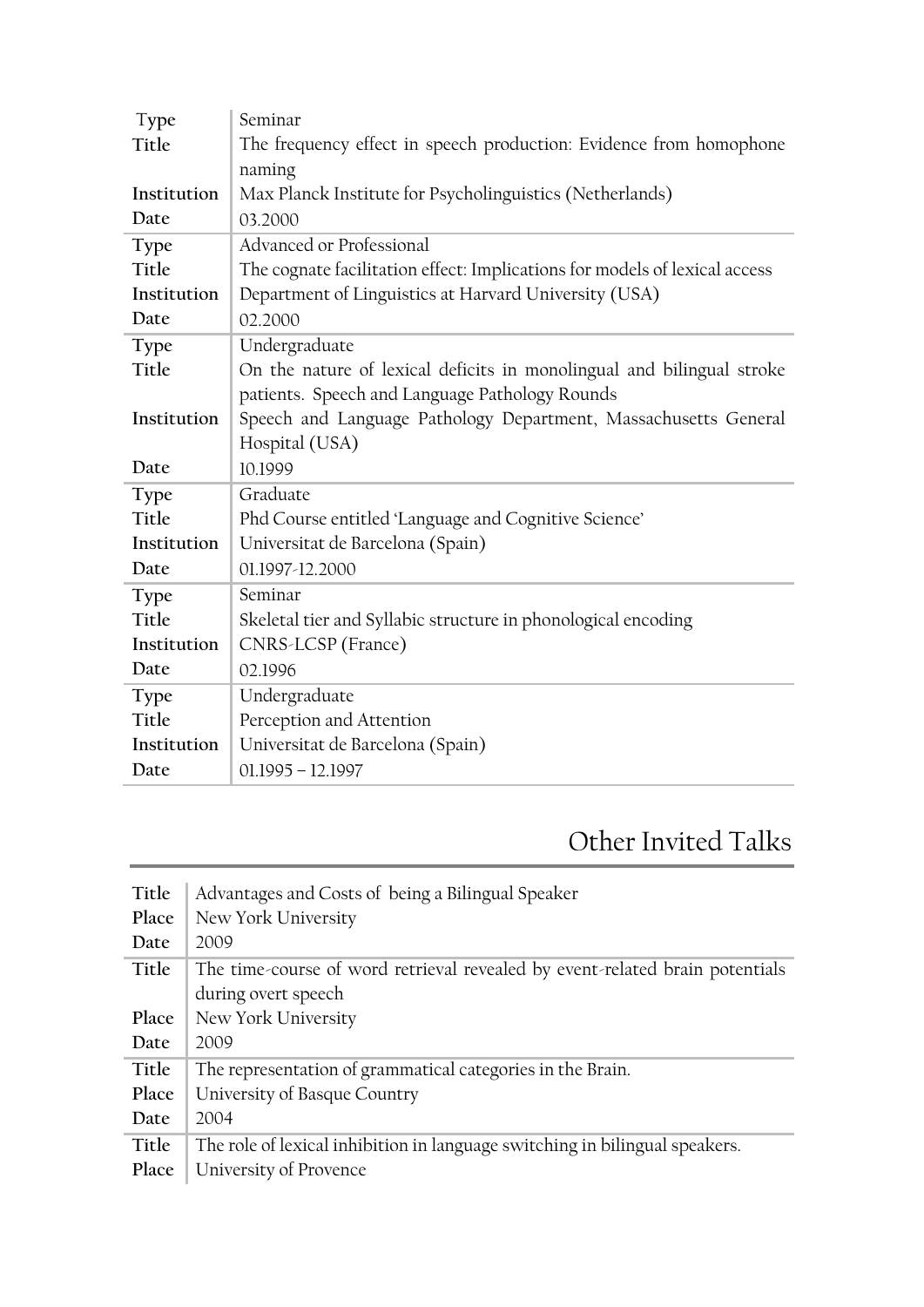| | |
|---|---|
| Type | Seminar |
| Title | The frequency effect in speech production: Evidence from homophone naming |
| Institution | Max Planck Institute for Psycholinguistics (Netherlands) |
| Date | 03.2000 |
| Type | Advanced or Professional |
| Title | The cognate facilitation effect: Implications for models of lexical access |
| Institution | Department of Linguistics at Harvard University (USA) |
| Date | 02.2000 |
| Type | Undergraduate |
| Title | On the nature of lexical deficits in monolingual and bilingual stroke patients. Speech and Language Pathology Rounds |
| Institution | Speech and Language Pathology Department, Massachusetts General Hospital (USA) |
| Date | 10.1999 |
| Type | Graduate |
| Title | Phd Course entitled 'Language and Cognitive Science' |
| Institution | Universitat de Barcelona (Spain) |
| Date | 01.1997-12.2000 |
| Type | Seminar |
| Title | Skeletal tier and Syllabic structure in phonological encoding |
| Institution | CNRS-LCSP (France) |
| Date | 02.1996 |
| Type | Undergraduate |
| Title | Perception and Attention |
| Institution | Universitat de Barcelona (Spain) |
| Date | 01.1995 – 12.1997 |

## Other Invited Talks

| | |
|---|---|
| Title | Advantages and Costs of being a Bilingual Speaker |
| Place | New York University |
| Date | 2009 |
| Title | The time-course of word retrieval revealed by event-related brain potentials during overt speech |
| Place | New York University |
| Date | 2009 |
| Title | The representation of grammatical categories in the Brain. |
| Place | University of Basque Country |
| Date | 2004 |
| Title | The role of lexical inhibition in language switching in bilingual speakers. |
| Place | University of Provence |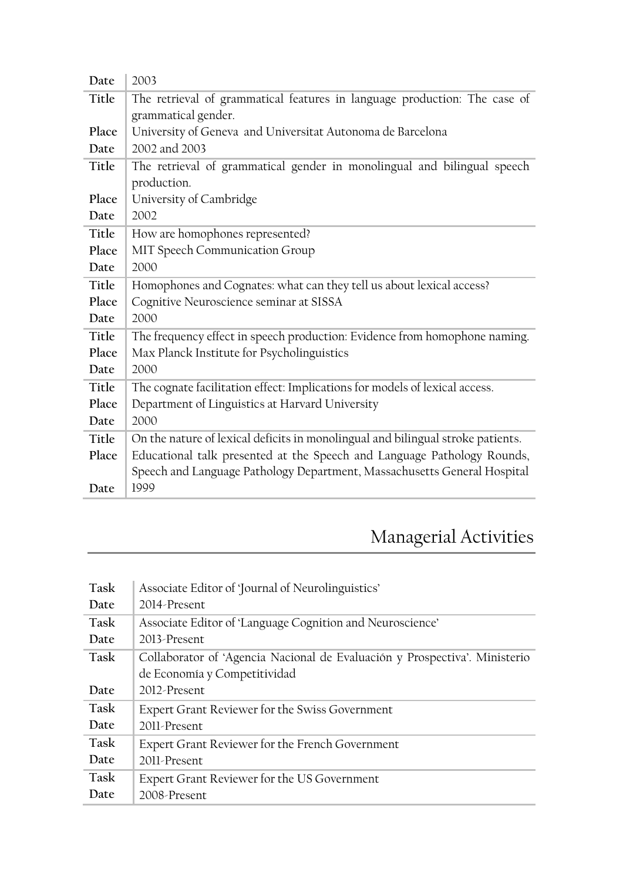| | |
|---|---|
| **Date** | 2003 |
| **Title** | The retrieval of grammatical features in language production: The case of grammatical gender. |
| **Place** | University of Geneva and Universitat Autonoma de Barcelona |
| **Date** | 2002 and 2003 |
| **Title** | The retrieval of grammatical gender in monolingual and bilingual speech production. |
| **Place** | University of Cambridge |
| **Date** | 2002 |
| **Title** | How are homophones represented? |
| **Place** | MIT Speech Communication Group |
| **Date** | 2000 |
| **Title** | Homophones and Cognates: what can they tell us about lexical access? |
| **Place** | Cognitive Neuroscience seminar at SISSA |
| **Date** | 2000 |
| **Title** | The frequency effect in speech production: Evidence from homophone naming. |
| **Place** | Max Planck Institute for Psycholinguistics |
| **Date** | 2000 |
| **Title** | The cognate facilitation effect: Implications for models of lexical access. |
| **Place** | Department of Linguistics at Harvard University |
| **Date** | 2000 |
| **Title** | On the nature of lexical deficits in monolingual and bilingual stroke patients. |
| **Place** | Educational talk presented at the Speech and Language Pathology Rounds, Speech and Language Pathology Department, Massachusetts General Hospital |
| **Date** | 1999 |

# Managerial Activities

| | |
|---|---|
| **Task** | Associate Editor of 'Journal of Neurolinguistics' |
| **Date** | 2014-Present |
| **Task** | Associate Editor of 'Language Cognition and Neuroscience' |
| **Date** | 2013-Present |
| **Task** | Collaborator of 'Agencia Nacional de Evaluación y Prospectiva'. Ministerio de Economía y Competitividad |
| **Date** | 2012-Present |
| **Task** | Expert Grant Reviewer for the Swiss Government |
| **Date** | 2011-Present |
| **Task** | Expert Grant Reviewer for the French Government |
| **Date** | 2011-Present |
| **Task** | Expert Grant Reviewer for the US Government |
| **Date** | 2008-Present |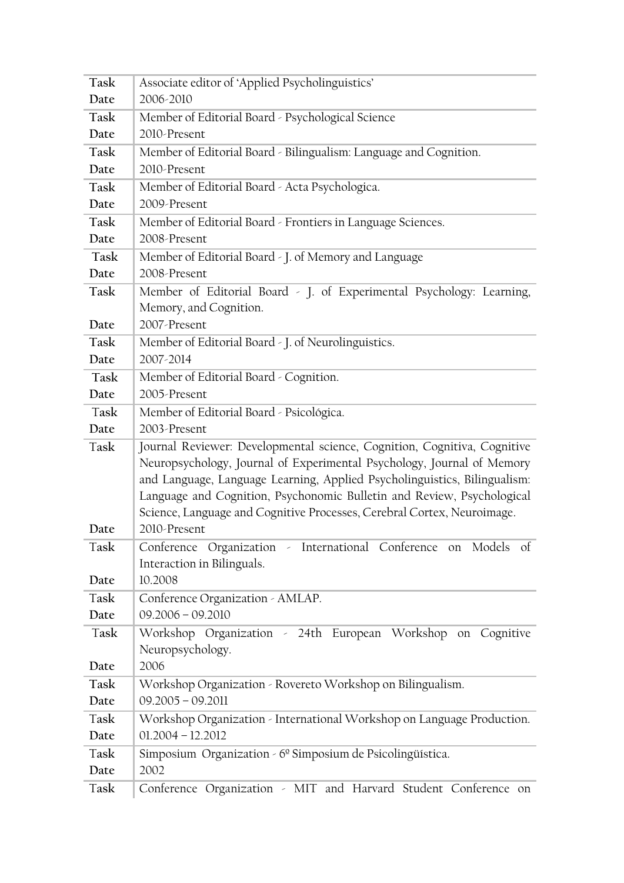| | |
|---|---|
| **Task** | Associate editor of 'Applied Psycholinguistics' |
| **Date** | 2006-2010 |
| **Task** | Member of Editorial Board - Psychological Science |
| **Date** | 2010-Present |
| **Task** | Member of Editorial Board - Bilingualism: Language and Cognition. |
| **Date** | 2010-Present |
| **Task** | Member of Editorial Board - Acta Psychologica. |
| **Date** | 2009-Present |
| **Task** | Member of Editorial Board - Frontiers in Language Sciences. |
| **Date** | 2008-Present |
| **Task** | Member of Editorial Board - J. of Memory and Language |
| **Date** | 2008-Present |
| **Task** | Member of Editorial Board - J. of Experimental Psychology: Learning, Memory, and Cognition. |
| **Date** | 2007-Present |
| **Task** | Member of Editorial Board - J. of Neurolinguistics. |
| **Date** | 2007-2014 |
| **Task** | Member of Editorial Board - Cognition. |
| **Date** | 2005-Present |
| **Task** | Member of Editorial Board - Psicológica. |
| **Date** | 2003-Present |
| **Task** | Journal Reviewer: Developmental science, Cognition, Cognitiva, Cognitive Neuropsychology, Journal of Experimental Psychology, Journal of Memory and Language, Language Learning, Applied Psycholinguistics, Bilingualism: Language and Cognition, Psychonomic Bulletin and Review, Psychological Science, Language and Cognitive Processes, Cerebral Cortex, Neuroimage. |
| **Date** | 2010-Present |
| **Task** | Conference Organization - International Conference on Models of Interaction in Bilinguals. |
| **Date** | 10.2008 |
| **Task** | Conference Organization - AMLAP. |
| **Date** | 09.2006 – 09.2010 |
| **Task** | Workshop Organization - 24th European Workshop on Cognitive Neuropsychology. |
| **Date** | 2006 |
| **Task** | Workshop Organization - Rovereto Workshop on Bilingualism. |
| **Date** | 09.2005 – 09.2011 |
| **Task** | Workshop Organization - International Workshop on Language Production. |
| **Date** | 01.2004 – 12.2012 |
| **Task** | Simposium Organization - 6º Simposium de Psicolingüística. |
| **Date** | 2002 |
| **Task** | Conference Organization - MIT and Harvard Student Conference on |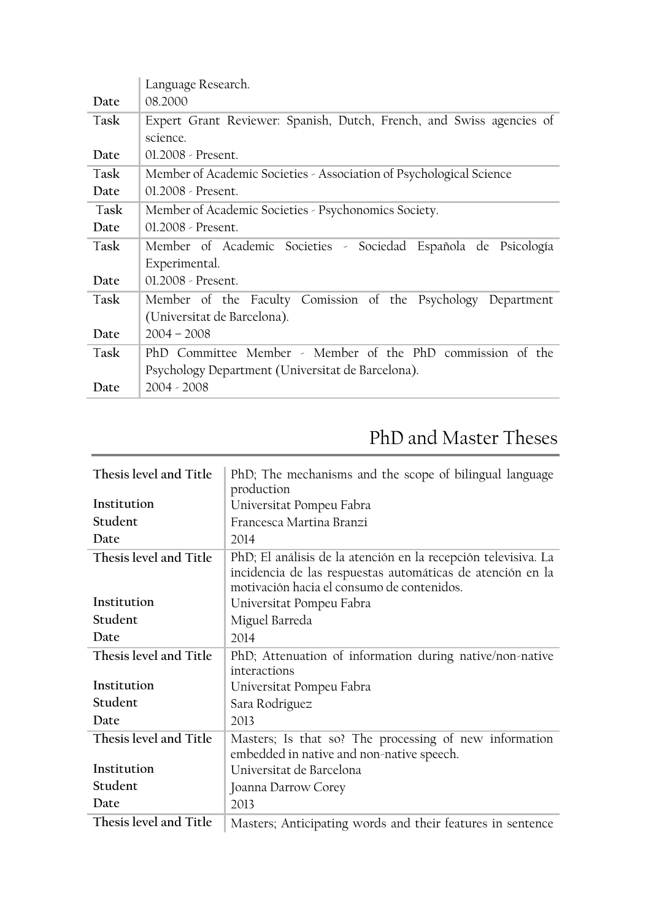| | |
|---|---|
| | Language Research. |
| **Date** | 08.2000 |
| **Task** | Expert Grant Reviewer: Spanish, Dutch, French, and Swiss agencies of science. |
| **Date** | 01.2008 - Present. |
| **Task** | Member of Academic Societies - Association of Psychological Science |
| **Date** | 01.2008 - Present. |
| **Task** | Member of Academic Societies - Psychonomics Society. |
| **Date** | 01.2008 - Present. |
| **Task** | Member of Academic Societies - Sociedad Española de Psicología Experimental. |
| **Date** | 01.2008 - Present. |
| **Task** | Member of the Faculty Comission of the Psychology Department (Universitat de Barcelona). |
| **Date** | 2004 – 2008 |
| **Task** | PhD Committee Member - Member of the PhD commission of the Psychology Department (Universitat de Barcelona). |
| **Date** | 2004 - 2008 |

# PhD and Master Theses

| | |
|---|---|
| **Thesis level and Title** | PhD; The mechanisms and the scope of bilingual language production |
| **Institution** | Universitat Pompeu Fabra |
| **Student** | Francesca Martina Branzi |
| **Date** | 2014 |
| **Thesis level and Title** | PhD; El análisis de la atención en la recepción televisiva. La incidencia de las respuestas automáticas de atención en la motivación hacia el consumo de contenidos. |
| **Institution** | Universitat Pompeu Fabra |
| **Student** | Miguel Barreda |
| **Date** | 2014 |
| **Thesis level and Title** | PhD; Attenuation of information during native/non-native interactions |
| **Institution** | Universitat Pompeu Fabra |
| **Student** | Sara Rodriguez |
| **Date** | 2013 |
| **Thesis level and Title** | Masters; Is that so? The processing of new information embedded in native and non-native speech. |
| **Institution** | Universitat de Barcelona |
| **Student** | Joanna Darrow Corey |
| **Date** | 2013 |
| **Thesis level and Title** | Masters; Anticipating words and their features in sentence |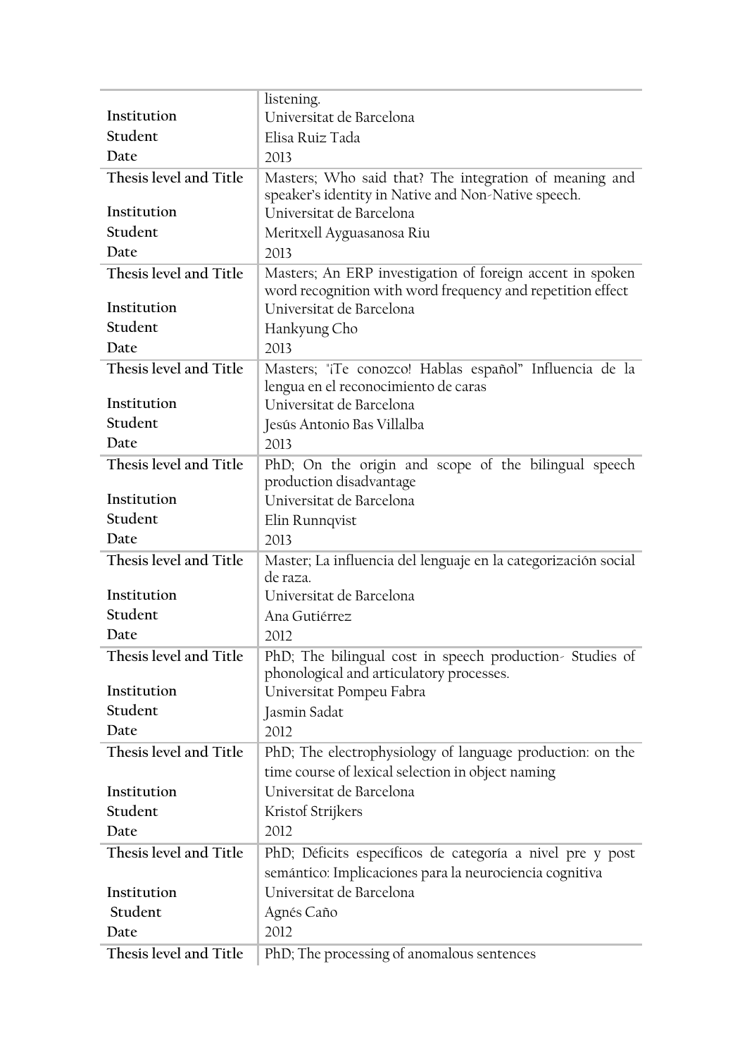| | |
|---|---|
| | listening. |
| **Institution** | Universitat de Barcelona |
| **Student** | Elisa Ruiz Tada |
| **Date** | 2013 |
| **Thesis level and Title** | Masters; Who said that? The integration of meaning and speaker's identity in Native and Non-Native speech. |
| **Institution** | Universitat de Barcelona |
| **Student** | Meritxell Ayguasanosa Riu |
| **Date** | 2013 |
| **Thesis level and Title** | Masters; An ERP investigation of foreign accent in spoken word recognition with word frequency and repetition effect |
| **Institution** | Universitat de Barcelona |
| **Student** | Hankyung Cho |
| **Date** | 2013 |
| **Thesis level and Title** | Masters; "¡Te conozco! Hablas español" Influencia de la lengua en el reconocimiento de caras |
| **Institution** | Universitat de Barcelona |
| **Student** | Jesús Antonio Bas Villalba |
| **Date** | 2013 |
| **Thesis level and Title** | PhD; On the origin and scope of the bilingual speech production disadvantage |
| **Institution** | Universitat de Barcelona |
| **Student** | Elin Runnqvist |
| **Date** | 2013 |
| **Thesis level and Title** | Master; La influencia del lenguaje en la categorización social de raza. |
| **Institution** | Universitat de Barcelona |
| **Student** | Ana Gutiérrez |
| **Date** | 2012 |
| **Thesis level and Title** | PhD; The bilingual cost in speech production- Studies of phonological and articulatory processes. |
| **Institution** | Universitat Pompeu Fabra |
| **Student** | Jasmin Sadat |
| **Date** | 2012 |
| **Thesis level and Title** | PhD; The electrophysiology of language production: on the time course of lexical selection in object naming |
| **Institution** | Universitat de Barcelona |
| **Student** | Kristof Strijkers |
| **Date** | 2012 |
| **Thesis level and Title** | PhD; Déficits específicos de categoría a nivel pre y post semántico: Implicaciones para la neurociencia cognitiva |
| **Institution** | Universitat de Barcelona |
| **Student** | Agnés Caño |
| **Date** | 2012 |
| **Thesis level and Title** | PhD; The processing of anomalous sentences |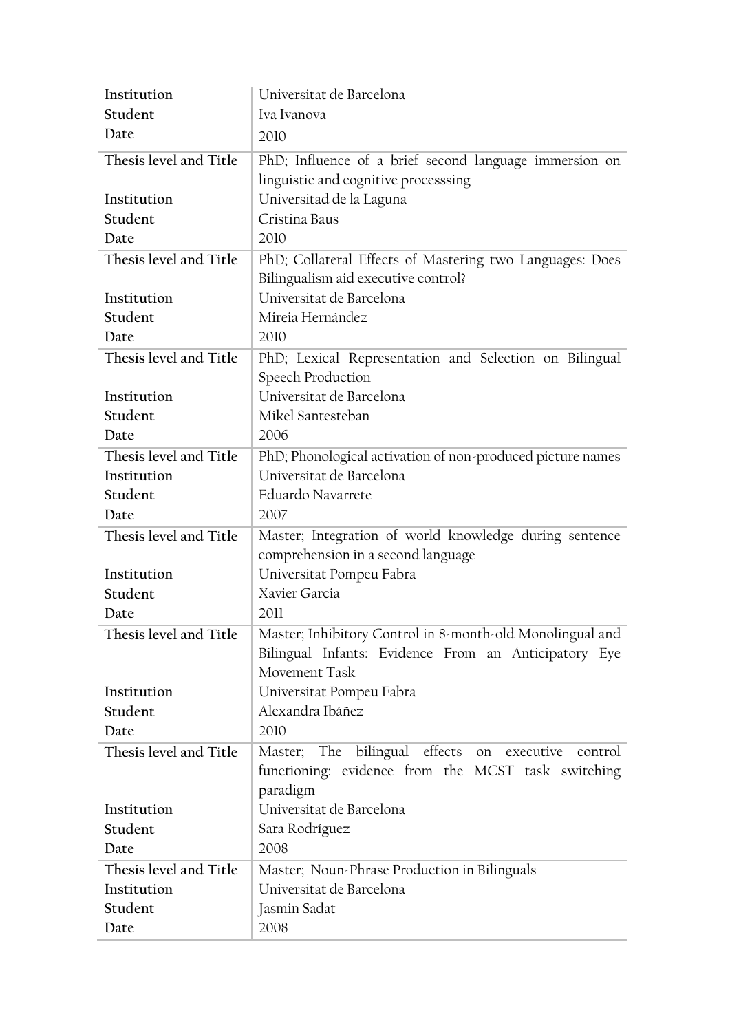| | |
|---|---|
| **Institution** | Universitat de Barcelona |
| **Student** | Iva Ivanova |
| **Date** | 2010 |
| **Thesis level and Title** | PhD; Influence of a brief second language immersion on linguistic and cognitive processsing |
| **Institution** | Universidad de la Laguna |
| **Student** | Cristina Baus |
| **Date** | 2010 |
| **Thesis level and Title** | PhD; Collateral Effects of Mastering two Languages: Does Bilingualism aid executive control? |
| **Institution** | Universitat de Barcelona |
| **Student** | Mireia Hernández |
| **Date** | 2010 |
| **Thesis level and Title** | PhD; Lexical Representation and Selection on Bilingual Speech Production |
| **Institution** | Universitat de Barcelona |
| **Student** | Mikel Santesteban |
| **Date** | 2006 |
| **Thesis level and Title** | PhD; Phonological activation of non-produced picture names |
| **Institution** | Universitat de Barcelona |
| **Student** | Eduardo Navarrete |
| **Date** | 2007 |
| **Thesis level and Title** | Master; Integration of world knowledge during sentence comprehension in a second language |
| **Institution** | Universitat Pompeu Fabra |
| **Student** | Xavier Garcia |
| **Date** | 2011 |
| **Thesis level and Title** | Master; Inhibitory Control in 8-month-old Monolingual and Bilingual Infants: Evidence From an Anticipatory Eye Movement Task |
| **Institution** | Universitat Pompeu Fabra |
| **Student** | Alexandra Ibáñez |
| **Date** | 2010 |
| **Thesis level and Title** | Master; The bilingual effects on executive control functioning: evidence from the MCST task switching paradigm |
| **Institution** | Universitat de Barcelona |
| **Student** | Sara Rodríguez |
| **Date** | 2008 |
| **Thesis level and Title** | Master; Noun-Phrase Production in Bilinguals |
| **Institution** | Universitat de Barcelona |
| **Student** | Jasmin Sadat |
| **Date** | 2008 |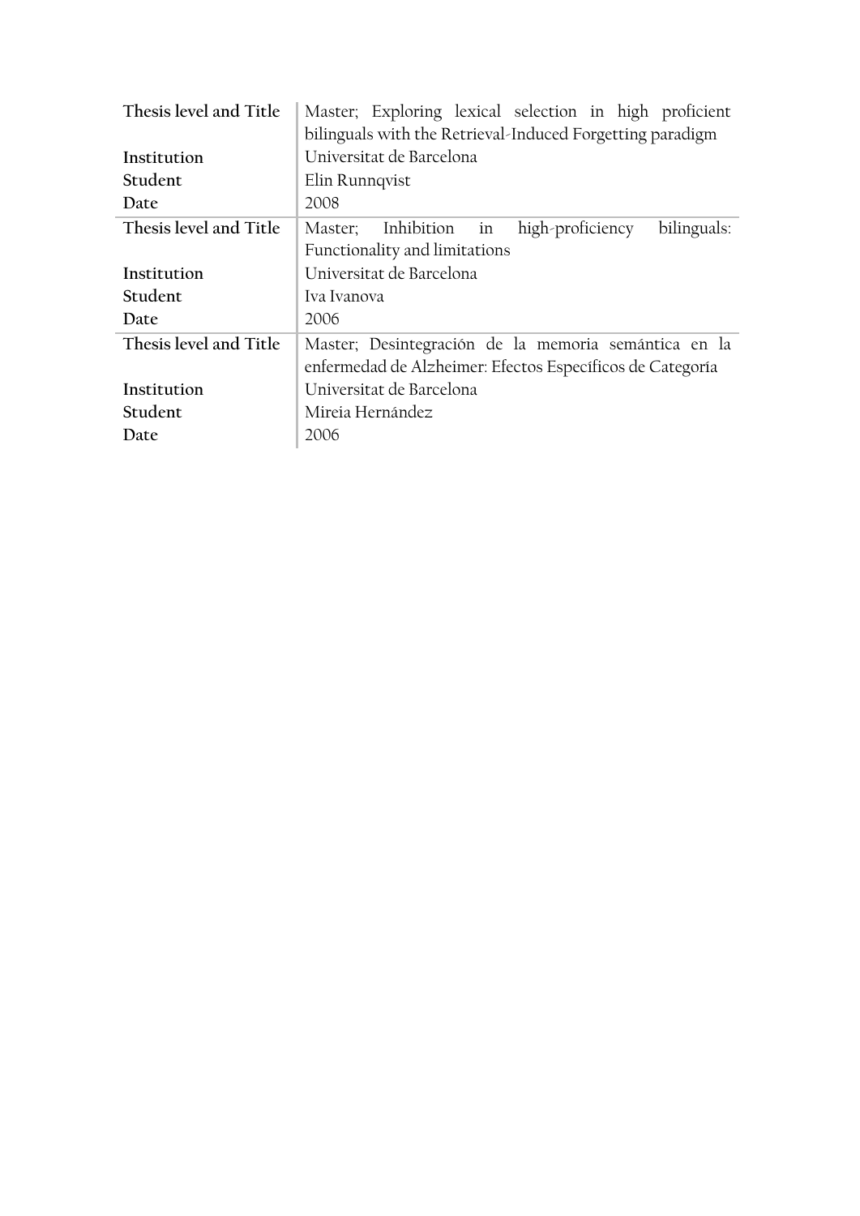| | |
|---|---|
| **Thesis level and Title** | Master; Exploring lexical selection in high proficient bilinguals with the Retrieval-Induced Forgetting paradigm |
| **Institution** | Universitat de Barcelona |
| **Student** | Elin Runnqvist |
| **Date** | 2008 |
| **Thesis level and Title** | Master; Inhibition in high-proficiency bilinguals: Functionality and limitations |
| **Institution** | Universitat de Barcelona |
| **Student** | Iva Ivanova |
| **Date** | 2006 |
| **Thesis level and Title** | Master; Desintegración de la memoria semántica en la enfermedad de Alzheimer: Efectos Específicos de Categoría |
| **Institution** | Universitat de Barcelona |
| **Student** | Mireia Hernández |
| **Date** | 2006 |